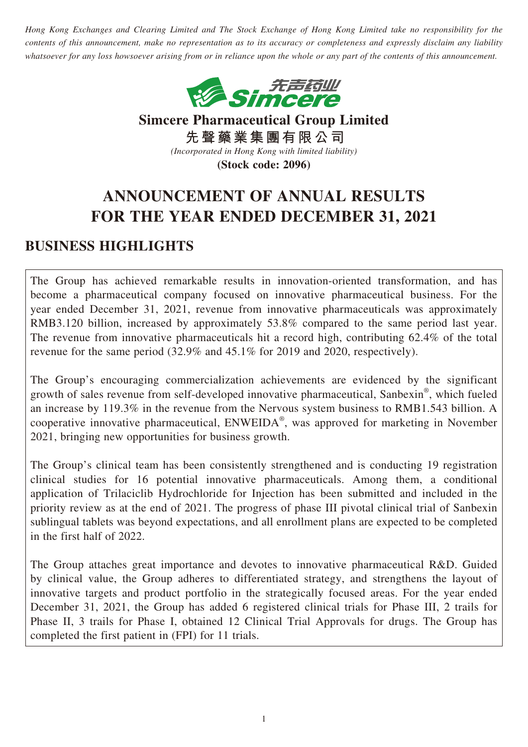*Hong Kong Exchanges and Clearing Limited and The Stock Exchange of Hong Kong Limited take no responsibility for the contents of this announcement, make no representation as to its accuracy or completeness and expressly disclaim any liability whatsoever for any loss howsoever arising from or in reliance upon the whole or any part of the contents of this announcement.*

**Simcere Pharmaceutical Group Limited**

**先聲藥業集團有限公司**

*(Incorporated in Hong Kong with limited liability)*

**(Stock code: 2096)**

# ANNOUNCEMENT OF ANNUAL RESULTS FOR THE YEAR ENDED DECEMBER 31, 2021

## BUSINESS HIGHLIGHTS

The Group has achieved remarkable results in innovation-oriented transformation, and has become a pharmaceutical company focused on innovative pharmaceutical business. For the year ended December 31, 2021, revenue from innovative pharmaceuticals was approximately RMB3.120 billion, increased by approximately 53.8% compared to the same period last year. The revenue from innovative pharmaceuticals hit a record high, contributing 62.4% of the total revenue for the same period (32.9% and 45.1% for 2019 and 2020, respectively).

The Group's encouraging commercialization achievements are evidenced by the significant growth of sales revenue from self-developed innovative pharmaceutical, Sanbexin®, which fueled an increase by 119.3% in the revenue from the Nervous system business to RMB1.543 billion. A cooperative innovative pharmaceutical, ENWEIDA®, was approved for marketing in November 2021, bringing new opportunities for business growth.

The Group's clinical team has been consistently strengthened and is conducting 19 registration clinical studies for 16 potential innovative pharmaceuticals. Among them, a conditional application of Trilaciclib Hydrochloride for Injection has been submitted and included in the priority review as at the end of 2021. The progress of phase III pivotal clinical trial of Sanbexin sublingual tablets was beyond expectations, and all enrollment plans are expected to be completed in the first half of 2022.

The Group attaches great importance and devotes to innovative pharmaceutical R&D. Guided by clinical value, the Group adheres to differentiated strategy, and strengthens the layout of innovative targets and product portfolio in the strategically focused areas. For the year ended December 31, 2021, the Group has added 6 registered clinical trials for Phase III, 2 trails for Phase II, 3 trails for Phase I, obtained 12 Clinical Trial Approvals for drugs. The Group has completed the first patient in (FPI) for 11 trials.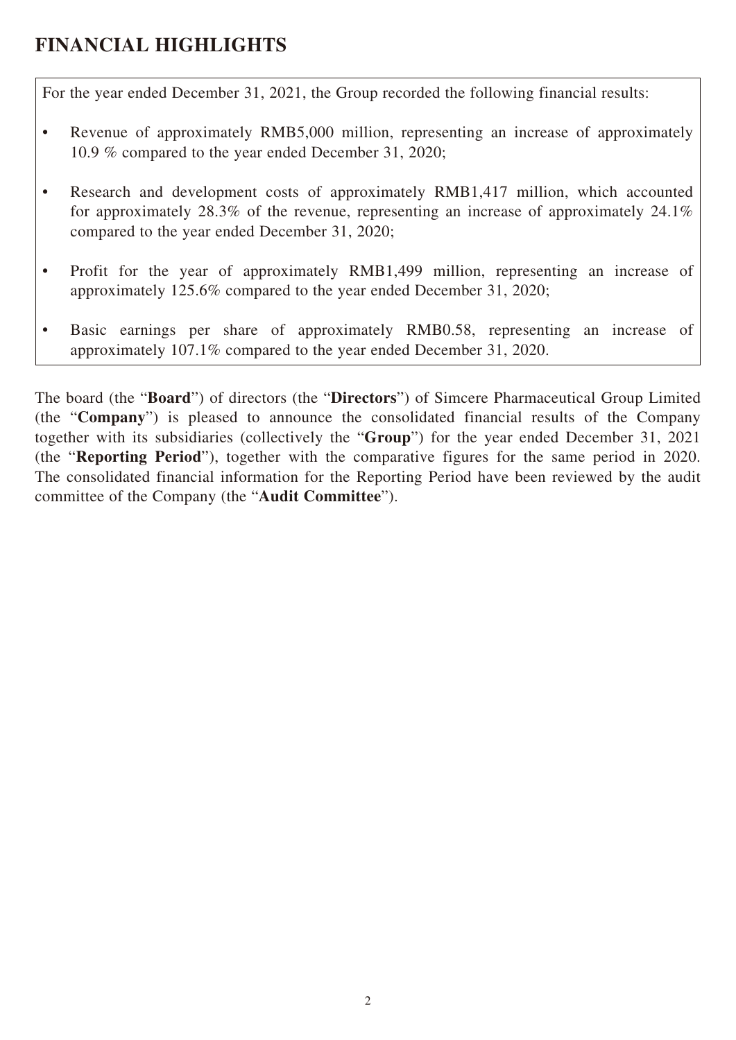# FINANCIAL HIGHLIGHTS

For the year ended December 31, 2021, the Group recorded the following financial results:

- Revenue of approximately RMB5,000 million, representing an increase of approximately 10.9 % compared to the year ended December 31, 2020;
- Research and development costs of approximately RMB1,417 million, which accounted for approximately 28.3% of the revenue, representing an increase of approximately 24.1% compared to the year ended December 31, 2020;
- Profit for the year of approximately RMB1,499 million, representing an increase of approximately 125.6% compared to the year ended December 31, 2020;
- Basic earnings per share of approximately RMB0.58, representing an increase of approximately 107.1% compared to the year ended December 31, 2020.

The board (the "**Board**") of directors (the "**Directors**") of Simcere Pharmaceutical Group Limited (the "**Company**") is pleased to announce the consolidated financial results of the Company together with its subsidiaries (collectively the "**Group**") for the year ended December 31, 2021 (the "**Reporting Period**"), together with the comparative figures for the same period in 2020. The consolidated financial information for the Reporting Period have been reviewed by the audit committee of the Company (the "**Audit Committee**").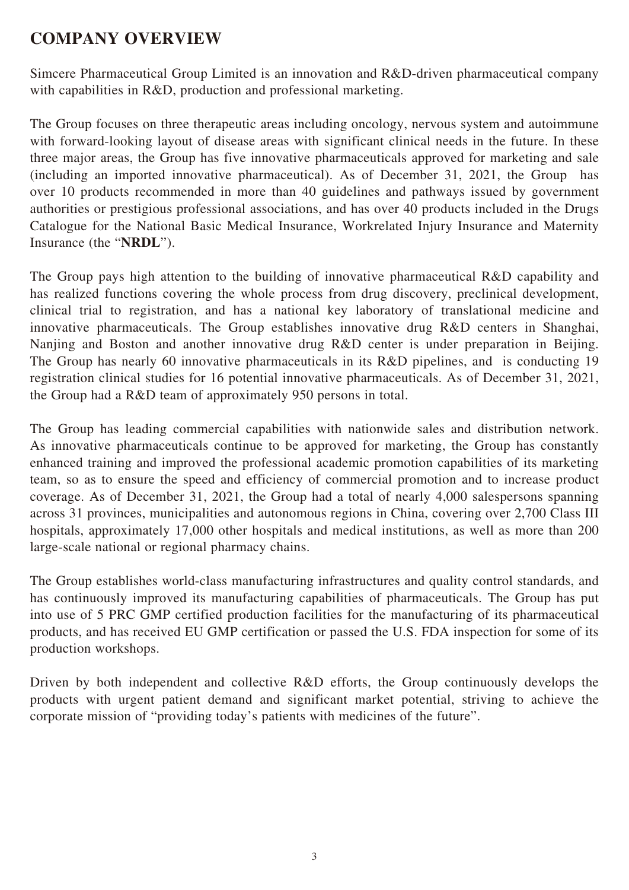## COMPANY OVERVIEW

Simcere Pharmaceutical Group Limited is an innovation and R&D-driven pharmaceutical company with capabilities in R&D, production and professional marketing.

The Group focuses on three therapeutic areas including oncology, nervous system and autoimmune with forward-looking layout of disease areas with significant clinical needs in the future. In these three major areas, the Group has five innovative pharmaceuticals approved for marketing and sale (including an imported innovative pharmaceutical). As of December 31, 2021, the Group has over 10 products recommended in more than 40 guidelines and pathways issued by government authorities or prestigious professional associations, and has over 40 products included in the Drugs Catalogue for the National Basic Medical Insurance, Workrelated Injury Insurance and Maternity Insurance (the "**NRDL**").

The Group pays high attention to the building of innovative pharmaceutical R&D capability and has realized functions covering the whole process from drug discovery, preclinical development, clinical trial to registration, and has a national key laboratory of translational medicine and innovative pharmaceuticals. The Group establishes innovative drug R&D centers in Shanghai, Nanjing and Boston and another innovative drug R&D center is under preparation in Beijing. The Group has nearly 60 innovative pharmaceuticals in its R&D pipelines, and is conducting 19 registration clinical studies for 16 potential innovative pharmaceuticals. As of December 31, 2021, the Group had a R&D team of approximately 950 persons in total.

The Group has leading commercial capabilities with nationwide sales and distribution network. As innovative pharmaceuticals continue to be approved for marketing, the Group has constantly enhanced training and improved the professional academic promotion capabilities of its marketing team, so as to ensure the speed and efficiency of commercial promotion and to increase product coverage. As of December 31, 2021, the Group had a total of nearly 4,000 salespersons spanning across 31 provinces, municipalities and autonomous regions in China, covering over 2,700 Class III hospitals, approximately 17,000 other hospitals and medical institutions, as well as more than 200 large-scale national or regional pharmacy chains.

The Group establishes world-class manufacturing infrastructures and quality control standards, and has continuously improved its manufacturing capabilities of pharmaceuticals. The Group has put into use of 5 PRC GMP certified production facilities for the manufacturing of its pharmaceutical products, and has received EU GMP certification or passed the U.S. FDA inspection for some of its production workshops.

Driven by both independent and collective R&D efforts, the Group continuously develops the products with urgent patient demand and significant market potential, striving to achieve the corporate mission of "providing today's patients with medicines of the future".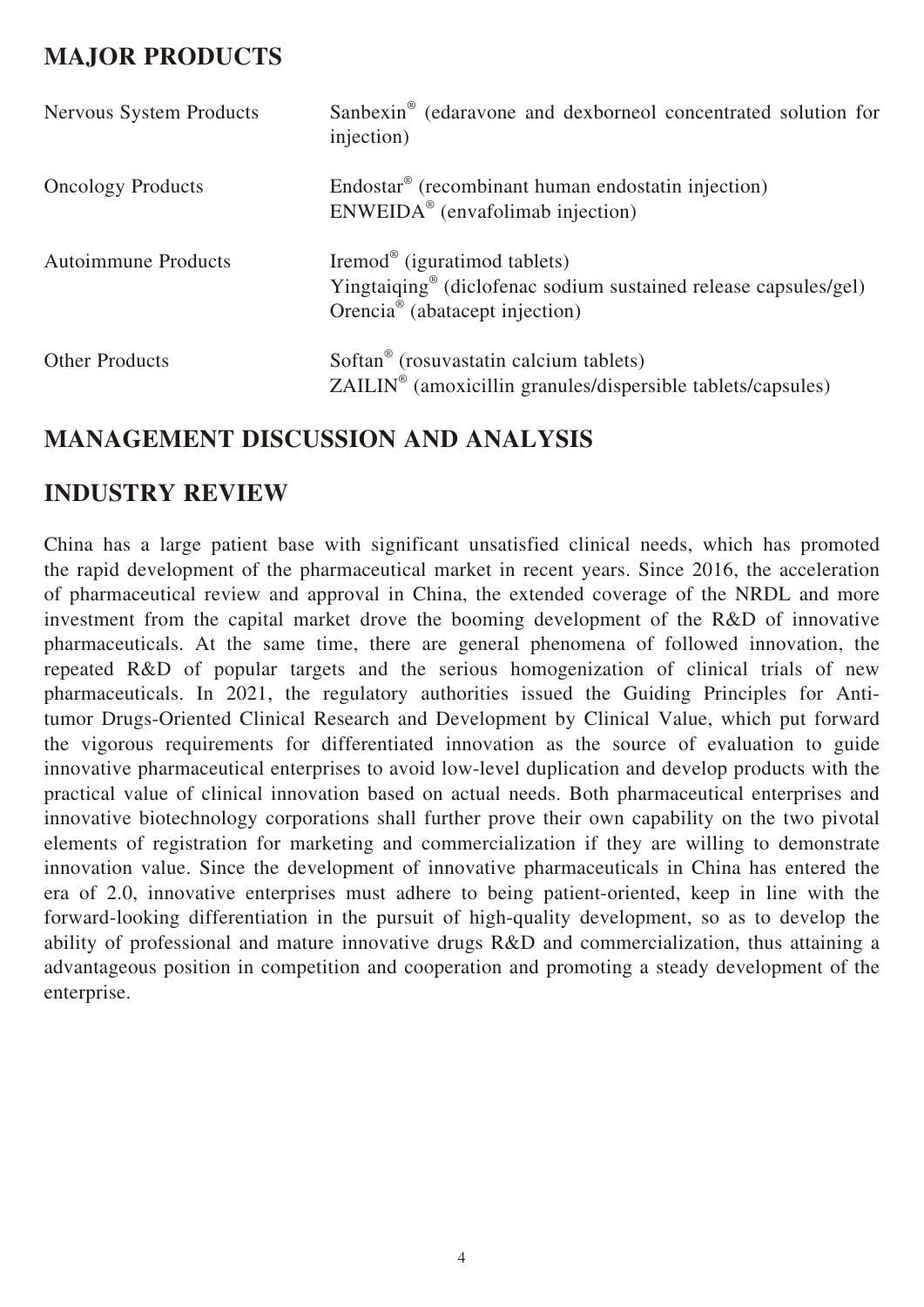## MAJOR PRODUCTS

| | |
|---|---|
| Nervous System Products | Sanbexin® (edaravone and dexborneol concentrated solution for injection) |
| Oncology Products | Endostar® (recombinant human endostatin injection)<br>ENWEIDA® (envafolimab injection) |
| Autoimmune Products | Iremod® (iguratimod tablets)<br>Yingtaiqing® (diclofenac sodium sustained release capsules/gel)<br>Orencia® (abatacept injection) |
| Other Products | Softan® (rosuvastatin calcium tablets)<br>ZAILIN® (amoxicillin granules/dispersible tablets/capsules) |

## MANAGEMENT DISCUSSION AND ANALYSIS

## INDUSTRY REVIEW

China has a large patient base with significant unsatisfied clinical needs, which has promoted the rapid development of the pharmaceutical market in recent years. Since 2016, the acceleration of pharmaceutical review and approval in China, the extended coverage of the NRDL and more investment from the capital market drove the booming development of the R&D of innovative pharmaceuticals. At the same time, there are general phenomena of followed innovation, the repeated R&D of popular targets and the serious homogenization of clinical trials of new pharmaceuticals. In 2021, the regulatory authorities issued the Guiding Principles for Anti-tumor Drugs-Oriented Clinical Research and Development by Clinical Value, which put forward the vigorous requirements for differentiated innovation as the source of evaluation to guide innovative pharmaceutical enterprises to avoid low-level duplication and develop products with the practical value of clinical innovation based on actual needs. Both pharmaceutical enterprises and innovative biotechnology corporations shall further prove their own capability on the two pivotal elements of registration for marketing and commercialization if they are willing to demonstrate innovation value. Since the development of innovative pharmaceuticals in China has entered the era of 2.0, innovative enterprises must adhere to being patient-oriented, keep in line with the forward-looking differentiation in the pursuit of high-quality development, so as to develop the ability of professional and mature innovative drugs R&D and commercialization, thus attaining a advantageous position in competition and cooperation and promoting a steady development of the enterprise.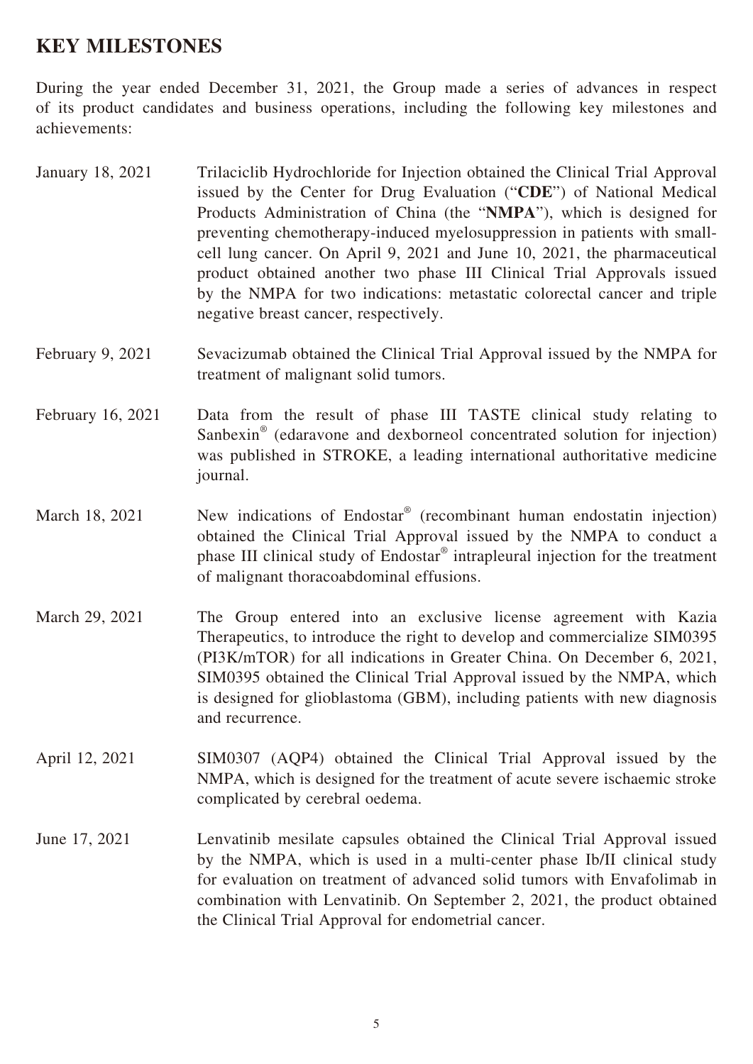## KEY MILESTONES

During the year ended December 31, 2021, the Group made a series of advances in respect of its product candidates and business operations, including the following key milestones and achievements:

| | |
|---|---|
| January 18, 2021 | Trilaciclib Hydrochloride for Injection obtained the Clinical Trial Approval issued by the Center for Drug Evaluation ("**CDE**") of National Medical Products Administration of China (the "**NMPA**"), which is designed for preventing chemotherapy-induced myelosuppression in patients with small-cell lung cancer. On April 9, 2021 and June 10, 2021, the pharmaceutical product obtained another two phase III Clinical Trial Approvals issued by the NMPA for two indications: metastatic colorectal cancer and triple negative breast cancer, respectively. |
| February 9, 2021 | Sevacizumab obtained the Clinical Trial Approval issued by the NMPA for treatment of malignant solid tumors. |
| February 16, 2021 | Data from the result of phase III TASTE clinical study relating to Sanbexin® (edaravone and dexborneol concentrated solution for injection) was published in STROKE, a leading international authoritative medicine journal. |
| March 18, 2021 | New indications of Endostar® (recombinant human endostatin injection) obtained the Clinical Trial Approval issued by the NMPA to conduct a phase III clinical study of Endostar® intrapleural injection for the treatment of malignant thoracoabdominal effusions. |
| March 29, 2021 | The Group entered into an exclusive license agreement with Kazia Therapeutics, to introduce the right to develop and commercialize SIM0395 (PI3K/mTOR) for all indications in Greater China. On December 6, 2021, SIM0395 obtained the Clinical Trial Approval issued by the NMPA, which is designed for glioblastoma (GBM), including patients with new diagnosis and recurrence. |
| April 12, 2021 | SIM0307 (AQP4) obtained the Clinical Trial Approval issued by the NMPA, which is designed for the treatment of acute severe ischaemic stroke complicated by cerebral oedema. |
| June 17, 2021 | Lenvatinib mesilate capsules obtained the Clinical Trial Approval issued by the NMPA, which is used in a multi-center phase Ib/II clinical study for evaluation on treatment of advanced solid tumors with Envafolimab in combination with Lenvatinib. On September 2, 2021, the product obtained the Clinical Trial Approval for endometrial cancer. |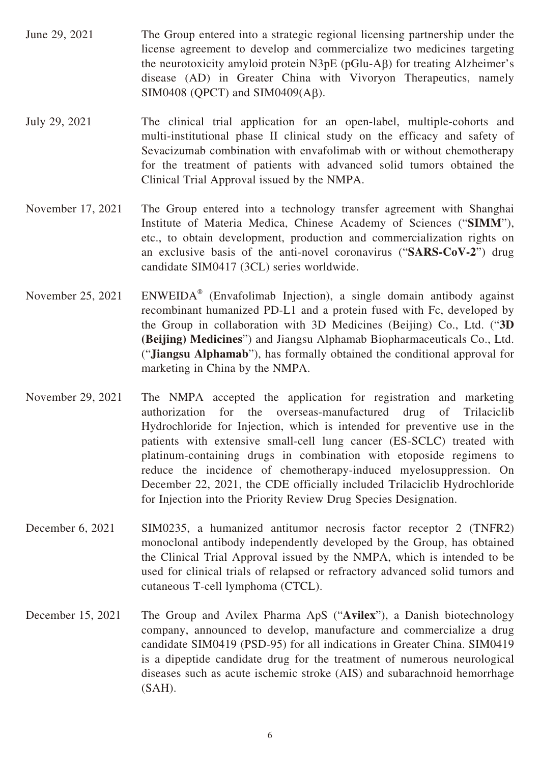| | |
|---|---|
| June 29, 2021 | The Group entered into a strategic regional licensing partnership under the license agreement to develop and commercialize two medicines targeting the neurotoxicity amyloid protein N3pE (pGlu-Aβ) for treating Alzheimer's disease (AD) in Greater China with Vivoryon Therapeutics, namely SIM0408 (QPCT) and SIM0409(Aβ). |
| July 29, 2021 | The clinical trial application for an open-label, multiple-cohorts and multi-institutional phase II clinical study on the efficacy and safety of Sevacizumab combination with envafolimab with or without chemotherapy for the treatment of patients with advanced solid tumors obtained the Clinical Trial Approval issued by the NMPA. |
| November 17, 2021 | The Group entered into a technology transfer agreement with Shanghai Institute of Materia Medica, Chinese Academy of Sciences ("**SIMM**"), etc., to obtain development, production and commercialization rights on an exclusive basis of the anti-novel coronavirus ("**SARS-CoV-2**") drug candidate SIM0417 (3CL) series worldwide. |
| November 25, 2021 | ENWEIDA® (Envafolimab Injection), a single domain antibody against recombinant humanized PD-L1 and a protein fused with Fc, developed by the Group in collaboration with 3D Medicines (Beijing) Co., Ltd. ("**3D (Beijing) Medicines**") and Jiangsu Alphamab Biopharmaceuticals Co., Ltd. ("**Jiangsu Alphamab**"), has formally obtained the conditional approval for marketing in China by the NMPA. |
| November 29, 2021 | The NMPA accepted the application for registration and marketing authorization for the overseas-manufactured drug of Trilaciclib Hydrochloride for Injection, which is intended for preventive use in the patients with extensive small-cell lung cancer (ES-SCLC) treated with platinum-containing drugs in combination with etoposide regimens to reduce the incidence of chemotherapy-induced myelosuppression. On December 22, 2021, the CDE officially included Trilaciclib Hydrochloride for Injection into the Priority Review Drug Species Designation. |
| December 6, 2021 | SIM0235, a humanized antitumor necrosis factor receptor 2 (TNFR2) monoclonal antibody independently developed by the Group, has obtained the Clinical Trial Approval issued by the NMPA, which is intended to be used for clinical trials of relapsed or refractory advanced solid tumors and cutaneous T-cell lymphoma (CTCL). |
| December 15, 2021 | The Group and Avilex Pharma ApS ("**Avilex**"), a Danish biotechnology company, announced to develop, manufacture and commercialize a drug candidate SIM0419 (PSD-95) for all indications in Greater China. SIM0419 is a dipeptide candidate drug for the treatment of numerous neurological diseases such as acute ischemic stroke (AIS) and subarachnoid hemorrhage (SAH). |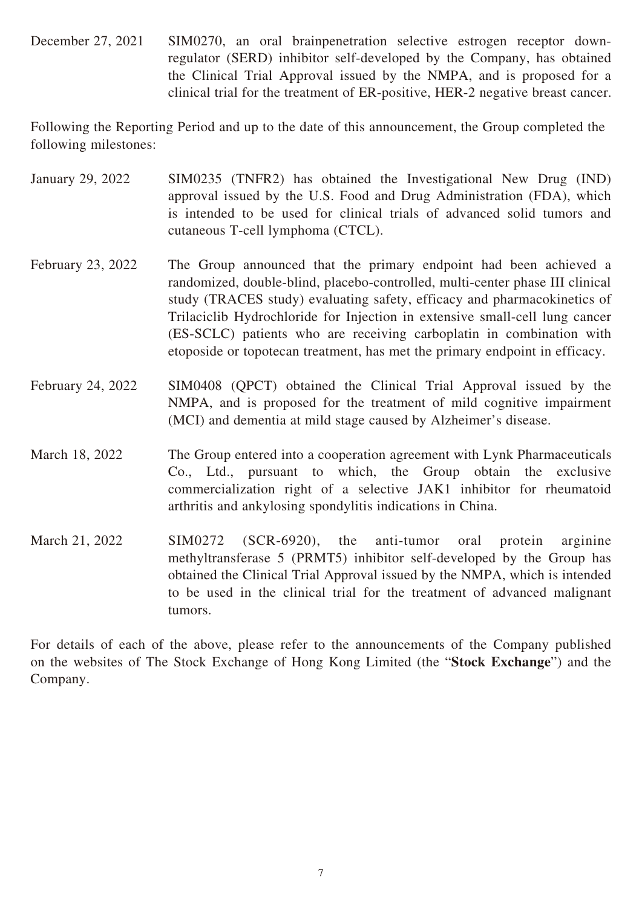December 27, 2021 SIM0270, an oral brainpenetration selective estrogen receptor down-regulator (SERD) inhibitor self-developed by the Company, has obtained the Clinical Trial Approval issued by the NMPA, and is proposed for a clinical trial for the treatment of ER-positive, HER-2 negative breast cancer.

Following the Reporting Period and up to the date of this announcement, the Group completed the following milestones:

January 29, 2022 SIM0235 (TNFR2) has obtained the Investigational New Drug (IND) approval issued by the U.S. Food and Drug Administration (FDA), which is intended to be used for clinical trials of advanced solid tumors and cutaneous T-cell lymphoma (CTCL).

February 23, 2022 The Group announced that the primary endpoint had been achieved a randomized, double-blind, placebo-controlled, multi-center phase III clinical study (TRACES study) evaluating safety, efficacy and pharmacokinetics of Trilaciclib Hydrochloride for Injection in extensive small-cell lung cancer (ES-SCLC) patients who are receiving carboplatin in combination with etoposide or topotecan treatment, has met the primary endpoint in efficacy.

February 24, 2022 SIM0408 (QPCT) obtained the Clinical Trial Approval issued by the NMPA, and is proposed for the treatment of mild cognitive impairment (MCI) and dementia at mild stage caused by Alzheimer's disease.

March 18, 2022 The Group entered into a cooperation agreement with Lynk Pharmaceuticals Co., Ltd., pursuant to which, the Group obtain the exclusive commercialization right of a selective JAK1 inhibitor for rheumatoid arthritis and ankylosing spondylitis indications in China.

March 21, 2022 SIM0272 (SCR-6920), the anti-tumor oral protein arginine methyltransferase 5 (PRMT5) inhibitor self-developed by the Group has obtained the Clinical Trial Approval issued by the NMPA, which is intended to be used in the clinical trial for the treatment of advanced malignant tumors.

For details of each of the above, please refer to the announcements of the Company published on the websites of The Stock Exchange of Hong Kong Limited (the "**Stock Exchange**") and the Company.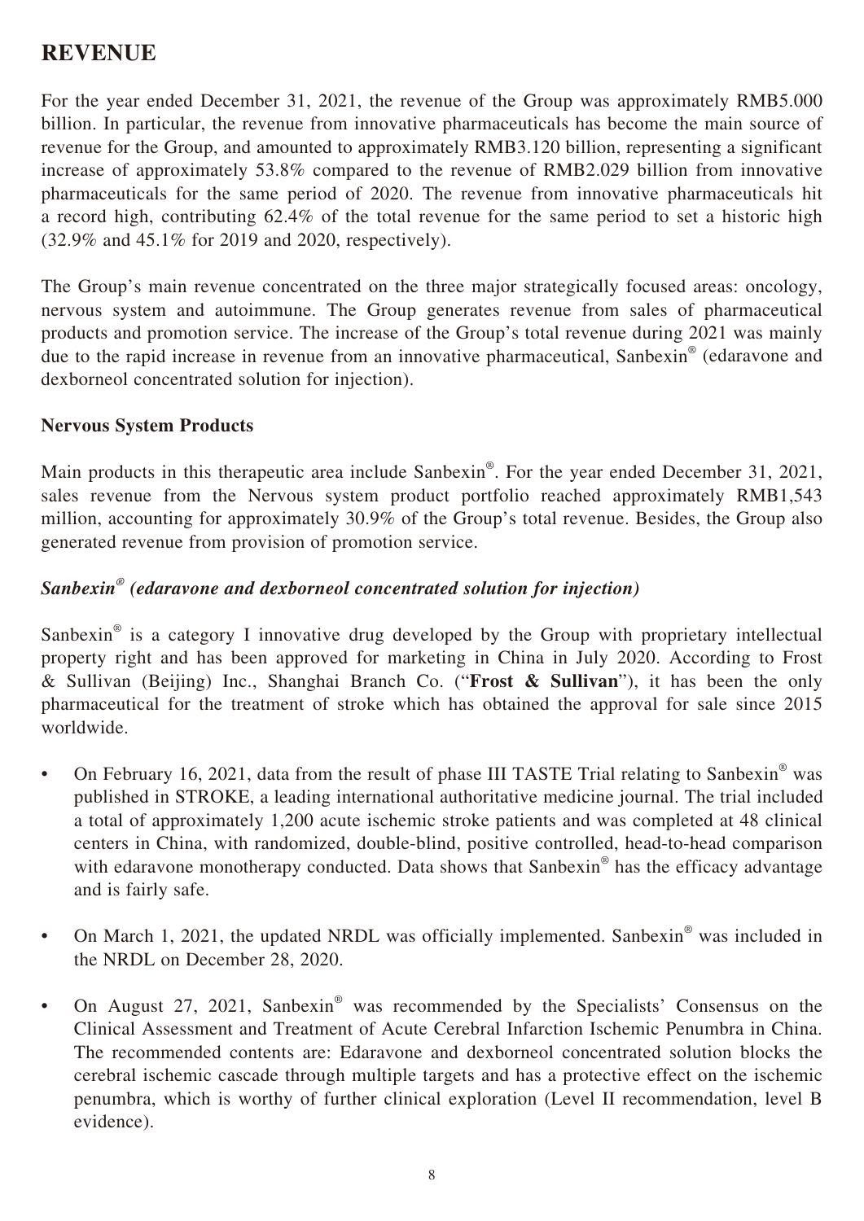## REVENUE

For the year ended December 31, 2021, the revenue of the Group was approximately RMB5.000 billion. In particular, the revenue from innovative pharmaceuticals has become the main source of revenue for the Group, and amounted to approximately RMB3.120 billion, representing a significant increase of approximately 53.8% compared to the revenue of RMB2.029 billion from innovative pharmaceuticals for the same period of 2020. The revenue from innovative pharmaceuticals hit a record high, contributing 62.4% of the total revenue for the same period to set a historic high (32.9% and 45.1% for 2019 and 2020, respectively).

The Group's main revenue concentrated on the three major strategically focused areas: oncology, nervous system and autoimmune. The Group generates revenue from sales of pharmaceutical products and promotion service. The increase of the Group's total revenue during 2021 was mainly due to the rapid increase in revenue from an innovative pharmaceutical, Sanbexin® (edaravone and dexborneol concentrated solution for injection).

### Nervous System Products

Main products in this therapeutic area include Sanbexin®. For the year ended December 31, 2021, sales revenue from the Nervous system product portfolio reached approximately RMB1,543 million, accounting for approximately 30.9% of the Group's total revenue. Besides, the Group also generated revenue from provision of promotion service.

#### *Sanbexin® (edaravone and dexborneol concentrated solution for injection)*

Sanbexin® is a category I innovative drug developed by the Group with proprietary intellectual property right and has been approved for marketing in China in July 2020. According to Frost & Sullivan (Beijing) Inc., Shanghai Branch Co. ("**Frost & Sullivan**"), it has been the only pharmaceutical for the treatment of stroke which has obtained the approval for sale since 2015 worldwide.

- On February 16, 2021, data from the result of phase III TASTE Trial relating to Sanbexin® was published in STROKE, a leading international authoritative medicine journal. The trial included a total of approximately 1,200 acute ischemic stroke patients and was completed at 48 clinical centers in China, with randomized, double-blind, positive controlled, head-to-head comparison with edaravone monotherapy conducted. Data shows that Sanbexin® has the efficacy advantage and is fairly safe.
- On March 1, 2021, the updated NRDL was officially implemented. Sanbexin® was included in the NRDL on December 28, 2020.
- On August 27, 2021, Sanbexin® was recommended by the Specialists' Consensus on the Clinical Assessment and Treatment of Acute Cerebral Infarction Ischemic Penumbra in China. The recommended contents are: Edaravone and dexborneol concentrated solution blocks the cerebral ischemic cascade through multiple targets and has a protective effect on the ischemic penumbra, which is worthy of further clinical exploration (Level II recommendation, level B evidence).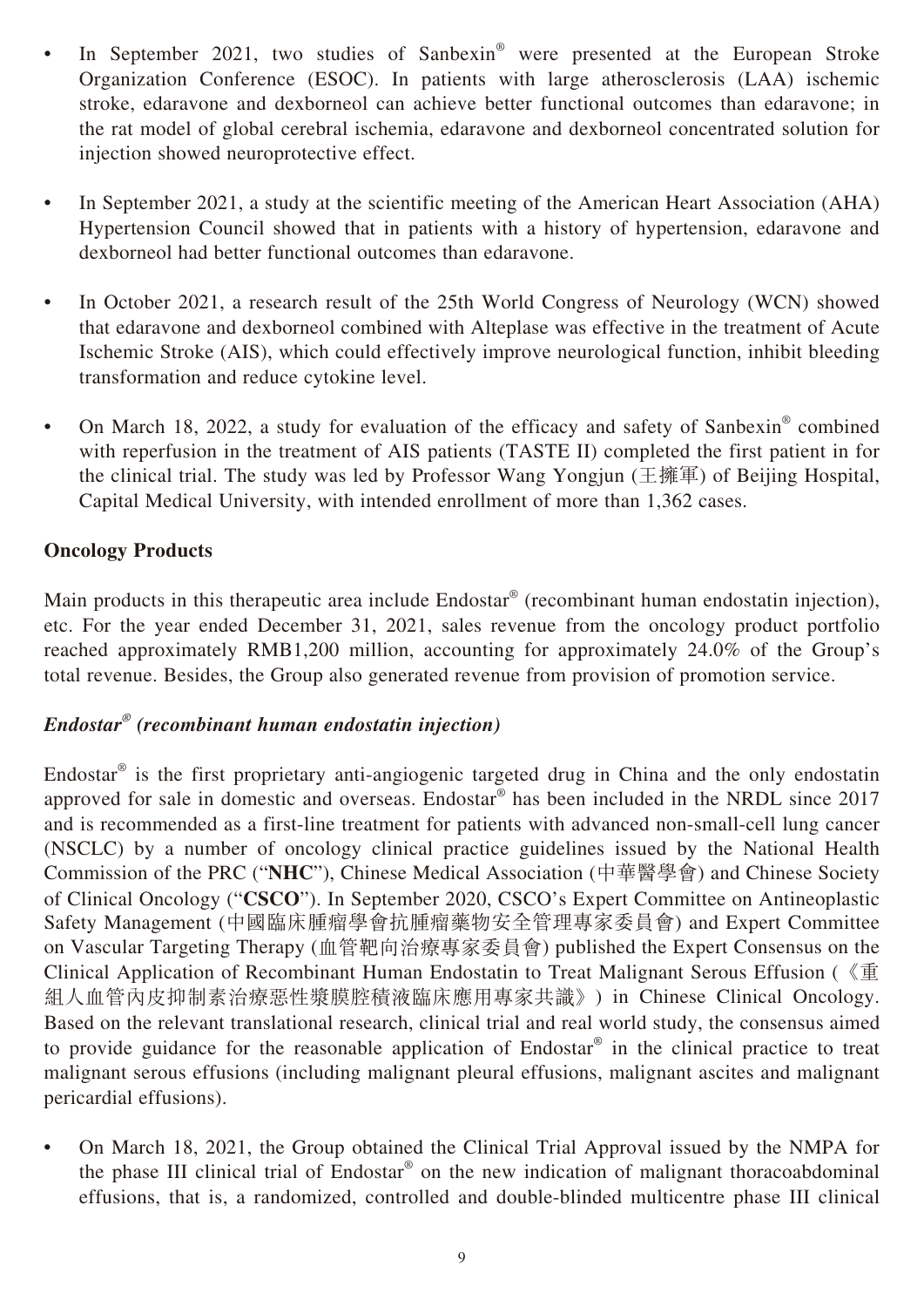- In September 2021, two studies of Sanbexin® were presented at the European Stroke Organization Conference (ESOC). In patients with large atherosclerosis (LAA) ischemic stroke, edaravone and dexborneol can achieve better functional outcomes than edaravone; in the rat model of global cerebral ischemia, edaravone and dexborneol concentrated solution for injection showed neuroprotective effect.

- In September 2021, a study at the scientific meeting of the American Heart Association (AHA) Hypertension Council showed that in patients with a history of hypertension, edaravone and dexborneol had better functional outcomes than edaravone.

- In October 2021, a research result of the 25th World Congress of Neurology (WCN) showed that edaravone and dexborneol combined with Alteplase was effective in the treatment of Acute Ischemic Stroke (AIS), which could effectively improve neurological function, inhibit bleeding transformation and reduce cytokine level.

- On March 18, 2022, a study for evaluation of the efficacy and safety of Sanbexin® combined with reperfusion in the treatment of AIS patients (TASTE II) completed the first patient in for the clinical trial. The study was led by Professor Wang Yongjun (王擁軍) of Beijing Hospital, Capital Medical University, with intended enrollment of more than 1,362 cases.

**Oncology Products**

Main products in this therapeutic area include Endostar® (recombinant human endostatin injection), etc. For the year ended December 31, 2021, sales revenue from the oncology product portfolio reached approximately RMB1,200 million, accounting for approximately 24.0% of the Group's total revenue. Besides, the Group also generated revenue from provision of promotion service.

***Endostar® (recombinant human endostatin injection)***

Endostar® is the first proprietary anti-angiogenic targeted drug in China and the only endostatin approved for sale in domestic and overseas. Endostar® has been included in the NRDL since 2017 and is recommended as a first-line treatment for patients with advanced non-small-cell lung cancer (NSCLC) by a number of oncology clinical practice guidelines issued by the National Health Commission of the PRC ("**NHC**"), Chinese Medical Association (中華醫學會) and Chinese Society of Clinical Oncology ("**CSCO**"). In September 2020, CSCO's Expert Committee on Antineoplastic Safety Management (中國臨床腫瘤學會抗腫瘤藥物安全管理專家委員會) and Expert Committee on Vascular Targeting Therapy (血管靶向治療專家委員會) published the Expert Consensus on the Clinical Application of Recombinant Human Endostatin to Treat Malignant Serous Effusion (《重組人血管內皮抑制素治療惡性漿膜腔積液臨床應用專家共識》) in Chinese Clinical Oncology. Based on the relevant translational research, clinical trial and real world study, the consensus aimed to provide guidance for the reasonable application of Endostar® in the clinical practice to treat malignant serous effusions (including malignant pleural effusions, malignant ascites and malignant pericardial effusions).

- On March 18, 2021, the Group obtained the Clinical Trial Approval issued by the NMPA for the phase III clinical trial of Endostar® on the new indication of malignant thoracoabdominal effusions, that is, a randomized, controlled and double-blinded multicentre phase III clinical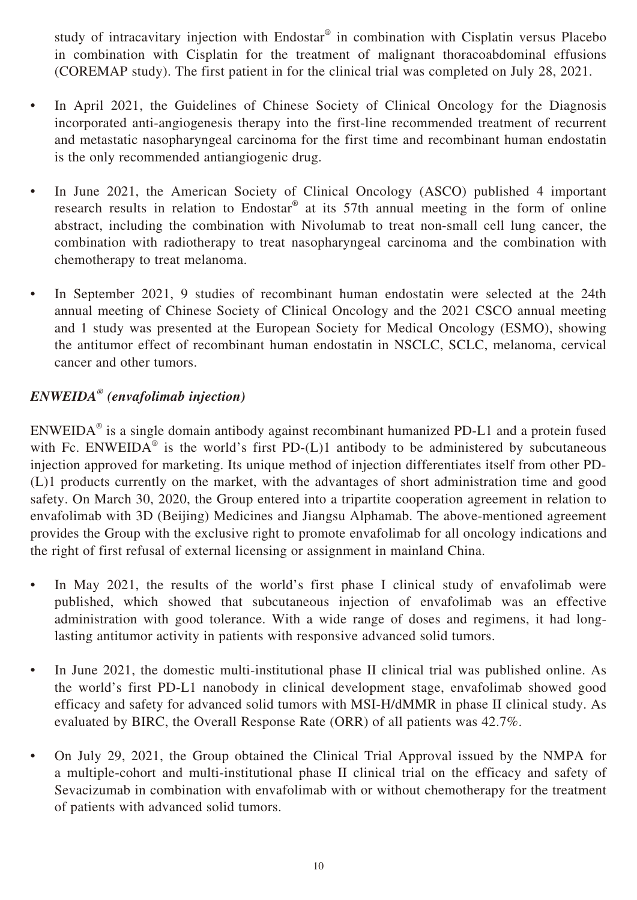study of intracavitary injection with Endostar® in combination with Cisplatin versus Placebo in combination with Cisplatin for the treatment of malignant thoracoabdominal effusions (COREMAP study). The first patient in for the clinical trial was completed on July 28, 2021.

- In April 2021, the Guidelines of Chinese Society of Clinical Oncology for the Diagnosis incorporated anti-angiogenesis therapy into the first-line recommended treatment of recurrent and metastatic nasopharyngeal carcinoma for the first time and recombinant human endostatin is the only recommended antiangiogenic drug.

- In June 2021, the American Society of Clinical Oncology (ASCO) published 4 important research results in relation to Endostar® at its 57th annual meeting in the form of online abstract, including the combination with Nivolumab to treat non-small cell lung cancer, the combination with radiotherapy to treat nasopharyngeal carcinoma and the combination with chemotherapy to treat melanoma.

- In September 2021, 9 studies of recombinant human endostatin were selected at the 24th annual meeting of Chinese Society of Clinical Oncology and the 2021 CSCO annual meeting and 1 study was presented at the European Society for Medical Oncology (ESMO), showing the antitumor effect of recombinant human endostatin in NSCLC, SCLC, melanoma, cervical cancer and other tumors.

### *ENWEIDA® (envafolimab injection)*

ENWEIDA® is a single domain antibody against recombinant humanized PD-L1 and a protein fused with Fc. ENWEIDA® is the world's first PD-(L)1 antibody to be administered by subcutaneous injection approved for marketing. Its unique method of injection differentiates itself from other PD-(L)1 products currently on the market, with the advantages of short administration time and good safety. On March 30, 2020, the Group entered into a tripartite cooperation agreement in relation to envafolimab with 3D (Beijing) Medicines and Jiangsu Alphamab. The above-mentioned agreement provides the Group with the exclusive right to promote envafolimab for all oncology indications and the right of first refusal of external licensing or assignment in mainland China.

- In May 2021, the results of the world's first phase I clinical study of envafolimab were published, which showed that subcutaneous injection of envafolimab was an effective administration with good tolerance. With a wide range of doses and regimens, it had long-lasting antitumor activity in patients with responsive advanced solid tumors.

- In June 2021, the domestic multi-institutional phase II clinical trial was published online. As the world's first PD-L1 nanobody in clinical development stage, envafolimab showed good efficacy and safety for advanced solid tumors with MSI-H/dMMR in phase II clinical study. As evaluated by BIRC, the Overall Response Rate (ORR) of all patients was 42.7%.

- On July 29, 2021, the Group obtained the Clinical Trial Approval issued by the NMPA for a multiple-cohort and multi-institutional phase II clinical trial on the efficacy and safety of Sevacizumab in combination with envafolimab with or without chemotherapy for the treatment of patients with advanced solid tumors.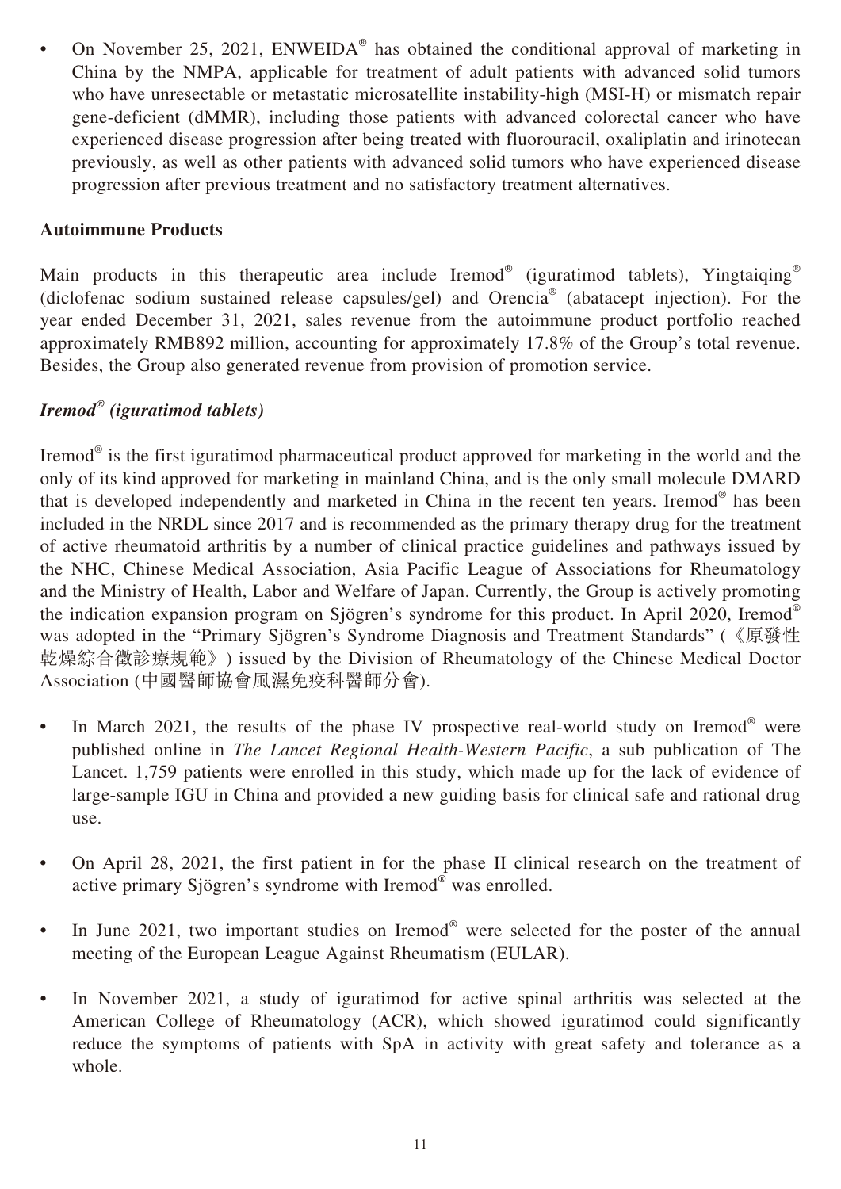- On November 25, 2021, ENWEIDA® has obtained the conditional approval of marketing in China by the NMPA, applicable for treatment of adult patients with advanced solid tumors who have unresectable or metastatic microsatellite instability-high (MSI-H) or mismatch repair gene-deficient (dMMR), including those patients with advanced colorectal cancer who have experienced disease progression after being treated with fluorouracil, oxaliplatin and irinotecan previously, as well as other patients with advanced solid tumors who have experienced disease progression after previous treatment and no satisfactory treatment alternatives.

**Autoimmune Products**

Main products in this therapeutic area include Iremod® (iguratimod tablets), Yingtaiqing® (diclofenac sodium sustained release capsules/gel) and Orencia® (abatacept injection). For the year ended December 31, 2021, sales revenue from the autoimmune product portfolio reached approximately RMB892 million, accounting for approximately 17.8% of the Group's total revenue. Besides, the Group also generated revenue from provision of promotion service.

***Iremod® (iguratimod tablets)***

Iremod® is the first iguratimod pharmaceutical product approved for marketing in the world and the only of its kind approved for marketing in mainland China, and is the only small molecule DMARD that is developed independently and marketed in China in the recent ten years. Iremod® has been included in the NRDL since 2017 and is recommended as the primary therapy drug for the treatment of active rheumatoid arthritis by a number of clinical practice guidelines and pathways issued by the NHC, Chinese Medical Association, Asia Pacific League of Associations for Rheumatology and the Ministry of Health, Labor and Welfare of Japan. Currently, the Group is actively promoting the indication expansion program on Sjögren's syndrome for this product. In April 2020, Iremod® was adopted in the "Primary Sjögren's Syndrome Diagnosis and Treatment Standards" (《原發性乾燥綜合徵診療規範》) issued by the Division of Rheumatology of the Chinese Medical Doctor Association (中國醫師協會風濕免疫科醫師分會).

- In March 2021, the results of the phase IV prospective real-world study on Iremod® were published online in *The Lancet Regional Health-Western Pacific*, a sub publication of The Lancet. 1,759 patients were enrolled in this study, which made up for the lack of evidence of large-sample IGU in China and provided a new guiding basis for clinical safe and rational drug use.

- On April 28, 2021, the first patient in for the phase II clinical research on the treatment of active primary Sjögren's syndrome with Iremod® was enrolled.

- In June 2021, two important studies on Iremod® were selected for the poster of the annual meeting of the European League Against Rheumatism (EULAR).

- In November 2021, a study of iguratimod for active spinal arthritis was selected at the American College of Rheumatology (ACR), which showed iguratimod could significantly reduce the symptoms of patients with SpA in activity with great safety and tolerance as a whole.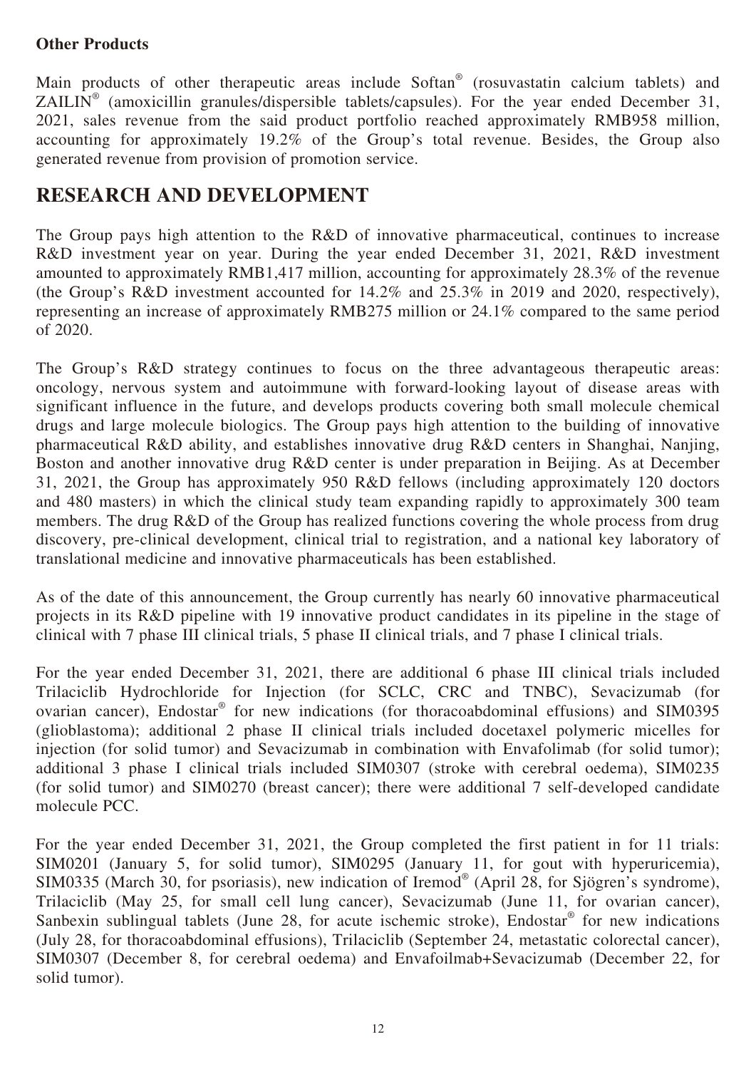### Other Products

Main products of other therapeutic areas include Softan® (rosuvastatin calcium tablets) and ZAILIN® (amoxicillin granules/dispersible tablets/capsules). For the year ended December 31, 2021, sales revenue from the said product portfolio reached approximately RMB958 million, accounting for approximately 19.2% of the Group's total revenue. Besides, the Group also generated revenue from provision of promotion service.

## RESEARCH AND DEVELOPMENT

The Group pays high attention to the R&D of innovative pharmaceutical, continues to increase R&D investment year on year. During the year ended December 31, 2021, R&D investment amounted to approximately RMB1,417 million, accounting for approximately 28.3% of the revenue (the Group's R&D investment accounted for 14.2% and 25.3% in 2019 and 2020, respectively), representing an increase of approximately RMB275 million or 24.1% compared to the same period of 2020.

The Group's R&D strategy continues to focus on the three advantageous therapeutic areas: oncology, nervous system and autoimmune with forward-looking layout of disease areas with significant influence in the future, and develops products covering both small molecule chemical drugs and large molecule biologics. The Group pays high attention to the building of innovative pharmaceutical R&D ability, and establishes innovative drug R&D centers in Shanghai, Nanjing, Boston and another innovative drug R&D center is under preparation in Beijing. As at December 31, 2021, the Group has approximately 950 R&D fellows (including approximately 120 doctors and 480 masters) in which the clinical study team expanding rapidly to approximately 300 team members. The drug R&D of the Group has realized functions covering the whole process from drug discovery, pre-clinical development, clinical trial to registration, and a national key laboratory of translational medicine and innovative pharmaceuticals has been established.

As of the date of this announcement, the Group currently has nearly 60 innovative pharmaceutical projects in its R&D pipeline with 19 innovative product candidates in its pipeline in the stage of clinical with 7 phase III clinical trials, 5 phase II clinical trials, and 7 phase I clinical trials.

For the year ended December 31, 2021, there are additional 6 phase III clinical trials included Trilaciclib Hydrochloride for Injection (for SCLC, CRC and TNBC), Sevacizumab (for ovarian cancer), Endostar® for new indications (for thoracoabdominal effusions) and SIM0395 (glioblastoma); additional 2 phase II clinical trials included docetaxel polymeric micelles for injection (for solid tumor) and Sevacizumab in combination with Envafolimab (for solid tumor); additional 3 phase I clinical trials included SIM0307 (stroke with cerebral oedema), SIM0235 (for solid tumor) and SIM0270 (breast cancer); there were additional 7 self-developed candidate molecule PCC.

For the year ended December 31, 2021, the Group completed the first patient in for 11 trials: SIM0201 (January 5, for solid tumor), SIM0295 (January 11, for gout with hyperuricemia), SIM0335 (March 30, for psoriasis), new indication of Iremod® (April 28, for Sjögren's syndrome), Trilaciclib (May 25, for small cell lung cancer), Sevacizumab (June 11, for ovarian cancer), Sanbexin sublingual tablets (June 28, for acute ischemic stroke), Endostar® for new indications (July 28, for thoracoabdominal effusions), Trilaciclib (September 24, metastatic colorectal cancer), SIM0307 (December 8, for cerebral oedema) and Envafoilmab+Sevacizumab (December 22, for solid tumor).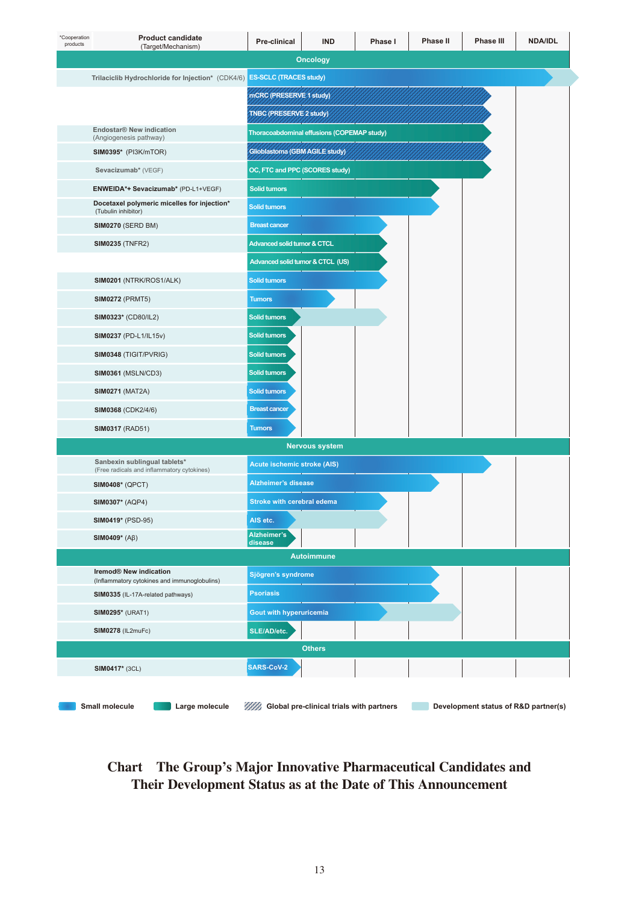| *Cooperation products | Product candidate (Target/Mechanism) | Pre-clinical | IND | Phase I | Phase II | Phase III | NDA/IDL |
|---|---|---|---|---|---|---|---|
| **Oncology** | | | | | | | |
| | Trilaciclib Hydrochloride for Injection* (CDK4/6) | ES-SCLC (TRACES study) | | | | | |
| | | mCRC (PRESERVE 1 study) | | | | | |
| | | TNBC (PRESERVE 2 study) | | | | | |
| | Endostar® New indication (Angiogenesis pathway) | Thoracoabdominal effusions (COPEMAP study) | | | | | |
| | SIM0395* (PI3K/mTOR) | Glioblastoma (GBM AGILE study) | | | | | |
| | Sevacizumab* (VEGF) | OC, FTC and PPC (SCORES study) | | | | | |
| | ENWEIDA*+ Sevacizumab* (PD-L1+VEGF) | Solid tumors | | | | | |
| | Docetaxel polymeric micelles for injection* (Tubulin inhibitor) | Solid tumors | | | | | |
| | SIM0270 (SERD BM) | Breast cancer | | | | | |
| | SIM0235 (TNFR2) | Advanced solid tumor & CTCL | | | | | |
| | | Advanced solid tumor & CTCL (US) | | | | | |
| | SIM0201 (NTRK/ROS1/ALK) | Solid tumors | | | | | |
| | SIM0272 (PRMT5) | Tumors | | | | | |
| | SIM0323* (CD80/IL2) | Solid tumors | | | | | |
| | SIM0237 (PD-L1/IL15v) | Solid tumors | | | | | |
| | SIM0348 (TIGIT/PVRIG) | Solid tumors | | | | | |
| | SIM0361 (MSLN/CD3) | Solid tumors | | | | | |
| | SIM0271 (MAT2A) | Solid tumors | | | | | |
| | SIM0368 (CDK2/4/6) | Breast cancer | | | | | |
| | SIM0317 (RAD51) | Tumors | | | | | |
| **Nervous system** | | | | | | | |
| | Sanbexin sublingual tablets* (Free radicals and inflammatory cytokines) | Acute ischemic stroke (AIS) | | | | | |
| | SIM0408* (QPCT) | Alzheimer's disease | | | | | |
| | SIM0307* (AQP4) | Stroke with cerebral edema | | | | | |
| | SIM0419* (PSD-95) | AIS etc. | | | | | |
| | SIM0409* (Aβ) | Alzheimer's disease | | | | | |
| **Autoimmune** | | | | | | | |
| | Iremod® New indication (Inflammatory cytokines and immunoglobulins) | Sjögren's syndrome | | | | | |
| | SIM0335 (IL-17A-related pathways) | Psoriasis | | | | | |
| | SIM0295* (URAT1) | Gout with hyperuricemia | | | | | |
| | SIM0278 (IL2muFc) | SLE/AD/etc. | | | | | |
| **Others** | | | | | | | |
| | SIM0417* (3CL) | SARS-CoV-2 | | | | | |

Small molecule | Large molecule | Global pre-clinical trials with partners | Development status of R&D partner(s)

**Chart The Group's Major Innovative Pharmaceutical Candidates and Their Development Status as at the Date of This Announcement**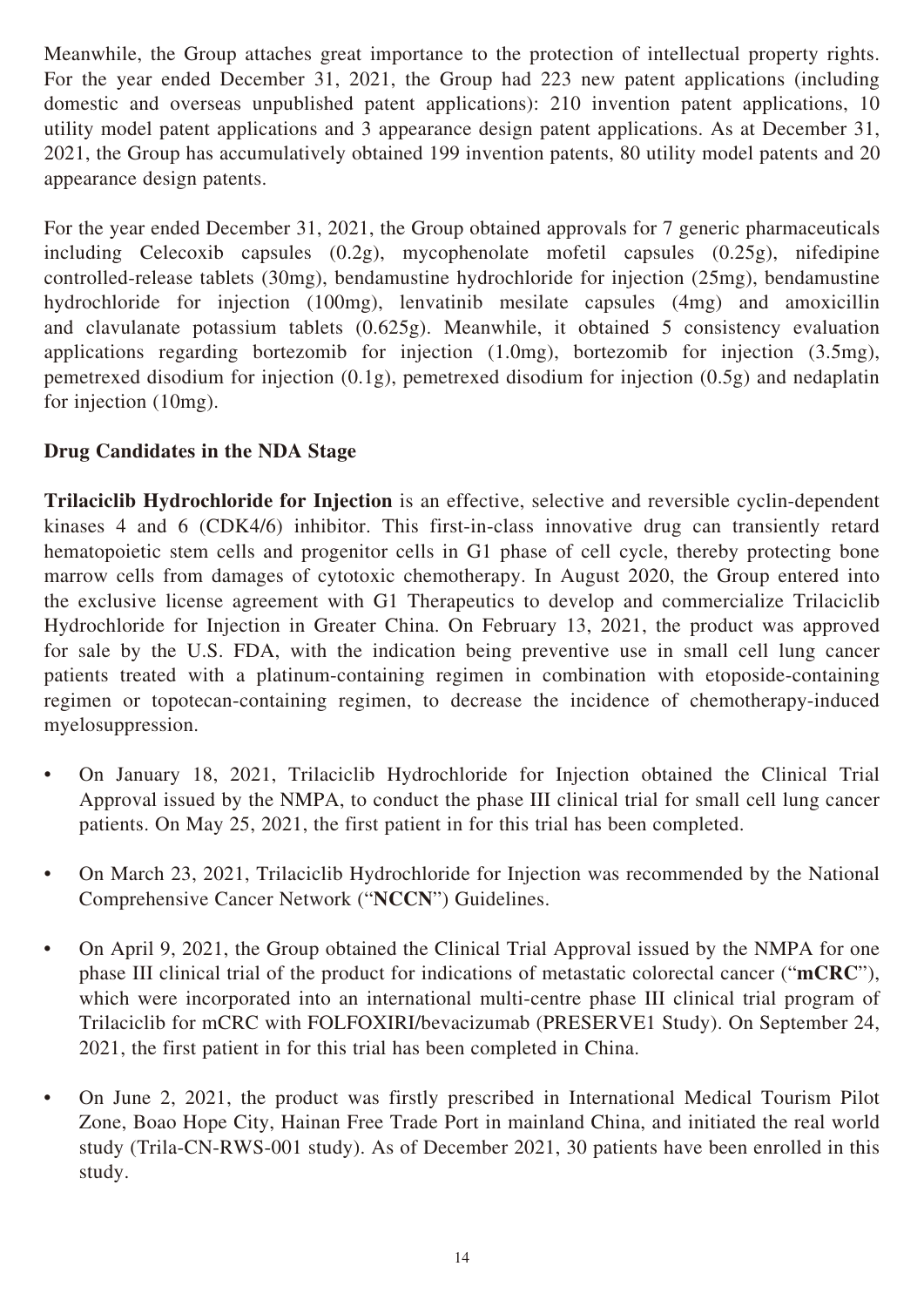Meanwhile, the Group attaches great importance to the protection of intellectual property rights. For the year ended December 31, 2021, the Group had 223 new patent applications (including domestic and overseas unpublished patent applications): 210 invention patent applications, 10 utility model patent applications and 3 appearance design patent applications. As at December 31, 2021, the Group has accumulatively obtained 199 invention patents, 80 utility model patents and 20 appearance design patents.

For the year ended December 31, 2021, the Group obtained approvals for 7 generic pharmaceuticals including Celecoxib capsules (0.2g), mycophenolate mofetil capsules (0.25g), nifedipine controlled-release tablets (30mg), bendamustine hydrochloride for injection (25mg), bendamustine hydrochloride for injection (100mg), lenvatinib mesilate capsules (4mg) and amoxicillin and clavulanate potassium tablets (0.625g). Meanwhile, it obtained 5 consistency evaluation applications regarding bortezomib for injection (1.0mg), bortezomib for injection (3.5mg), pemetrexed disodium for injection (0.1g), pemetrexed disodium for injection (0.5g) and nedaplatin for injection (10mg).

**Drug Candidates in the NDA Stage**

**Trilaciclib Hydrochloride for Injection** is an effective, selective and reversible cyclin-dependent kinases 4 and 6 (CDK4/6) inhibitor. This first-in-class innovative drug can transiently retard hematopoietic stem cells and progenitor cells in G1 phase of cell cycle, thereby protecting bone marrow cells from damages of cytotoxic chemotherapy. In August 2020, the Group entered into the exclusive license agreement with G1 Therapeutics to develop and commercialize Trilaciclib Hydrochloride for Injection in Greater China. On February 13, 2021, the product was approved for sale by the U.S. FDA, with the indication being preventive use in small cell lung cancer patients treated with a platinum-containing regimen in combination with etoposide-containing regimen or topotecan-containing regimen, to decrease the incidence of chemotherapy-induced myelosuppression.

- On January 18, 2021, Trilaciclib Hydrochloride for Injection obtained the Clinical Trial Approval issued by the NMPA, to conduct the phase III clinical trial for small cell lung cancer patients. On May 25, 2021, the first patient in for this trial has been completed.
- On March 23, 2021, Trilaciclib Hydrochloride for Injection was recommended by the National Comprehensive Cancer Network ("**NCCN**") Guidelines.
- On April 9, 2021, the Group obtained the Clinical Trial Approval issued by the NMPA for one phase III clinical trial of the product for indications of metastatic colorectal cancer ("**mCRC**"), which were incorporated into an international multi-centre phase III clinical trial program of Trilaciclib for mCRC with FOLFOXIRI/bevacizumab (PRESERVE1 Study). On September 24, 2021, the first patient in for this trial has been completed in China.
- On June 2, 2021, the product was firstly prescribed in International Medical Tourism Pilot Zone, Boao Hope City, Hainan Free Trade Port in mainland China, and initiated the real world study (Trila-CN-RWS-001 study). As of December 2021, 30 patients have been enrolled in this study.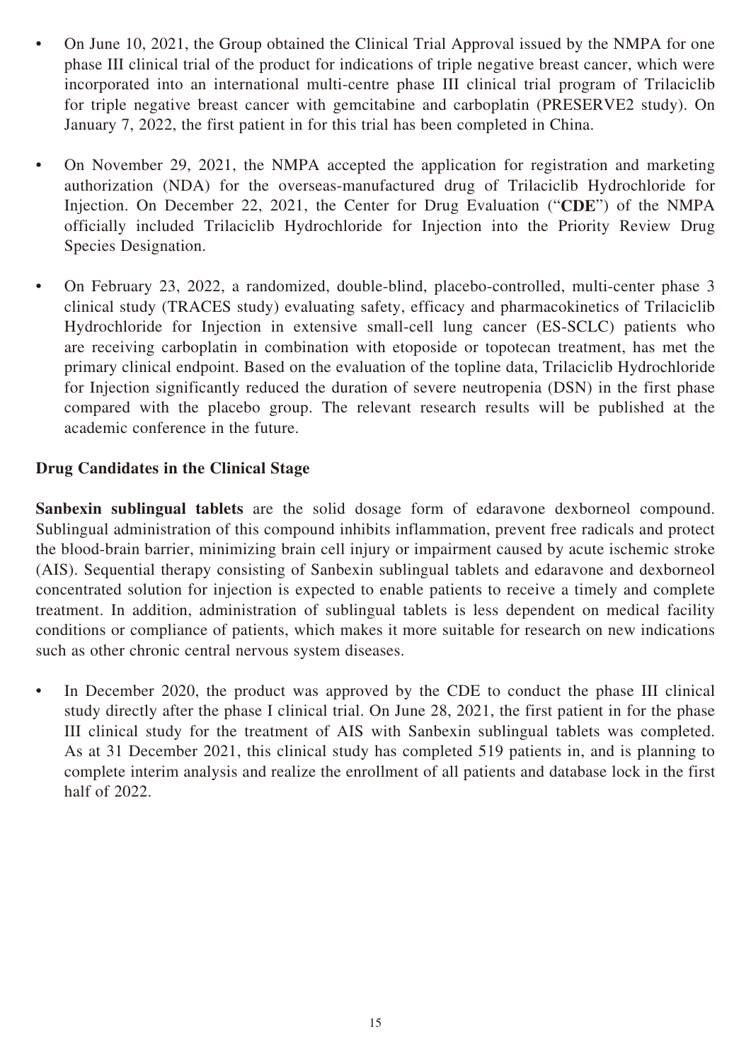- On June 10, 2021, the Group obtained the Clinical Trial Approval issued by the NMPA for one phase III clinical trial of the product for indications of triple negative breast cancer, which were incorporated into an international multi-centre phase III clinical trial program of Trilaciclib for triple negative breast cancer with gemcitabine and carboplatin (PRESERVE2 study). On January 7, 2022, the first patient in for this trial has been completed in China.

- On November 29, 2021, the NMPA accepted the application for registration and marketing authorization (NDA) for the overseas-manufactured drug of Trilaciclib Hydrochloride for Injection. On December 22, 2021, the Center for Drug Evaluation ("**CDE**") of the NMPA officially included Trilaciclib Hydrochloride for Injection into the Priority Review Drug Species Designation.

- On February 23, 2022, a randomized, double-blind, placebo-controlled, multi-center phase 3 clinical study (TRACES study) evaluating safety, efficacy and pharmacokinetics of Trilaciclib Hydrochloride for Injection in extensive small-cell lung cancer (ES-SCLC) patients who are receiving carboplatin in combination with etoposide or topotecan treatment, has met the primary clinical endpoint. Based on the evaluation of the topline data, Trilaciclib Hydrochloride for Injection significantly reduced the duration of severe neutropenia (DSN) in the first phase compared with the placebo group. The relevant research results will be published at the academic conference in the future.

**Drug Candidates in the Clinical Stage**

**Sanbexin sublingual tablets** are the solid dosage form of edaravone dexborneol compound. Sublingual administration of this compound inhibits inflammation, prevent free radicals and protect the blood-brain barrier, minimizing brain cell injury or impairment caused by acute ischemic stroke (AIS). Sequential therapy consisting of Sanbexin sublingual tablets and edaravone and dexborneol concentrated solution for injection is expected to enable patients to receive a timely and complete treatment. In addition, administration of sublingual tablets is less dependent on medical facility conditions or compliance of patients, which makes it more suitable for research on new indications such as other chronic central nervous system diseases.

- In December 2020, the product was approved by the CDE to conduct the phase III clinical study directly after the phase I clinical trial. On June 28, 2021, the first patient in for the phase III clinical study for the treatment of AIS with Sanbexin sublingual tablets was completed. As at 31 December 2021, this clinical study has completed 519 patients in, and is planning to complete interim analysis and realize the enrollment of all patients and database lock in the first half of 2022.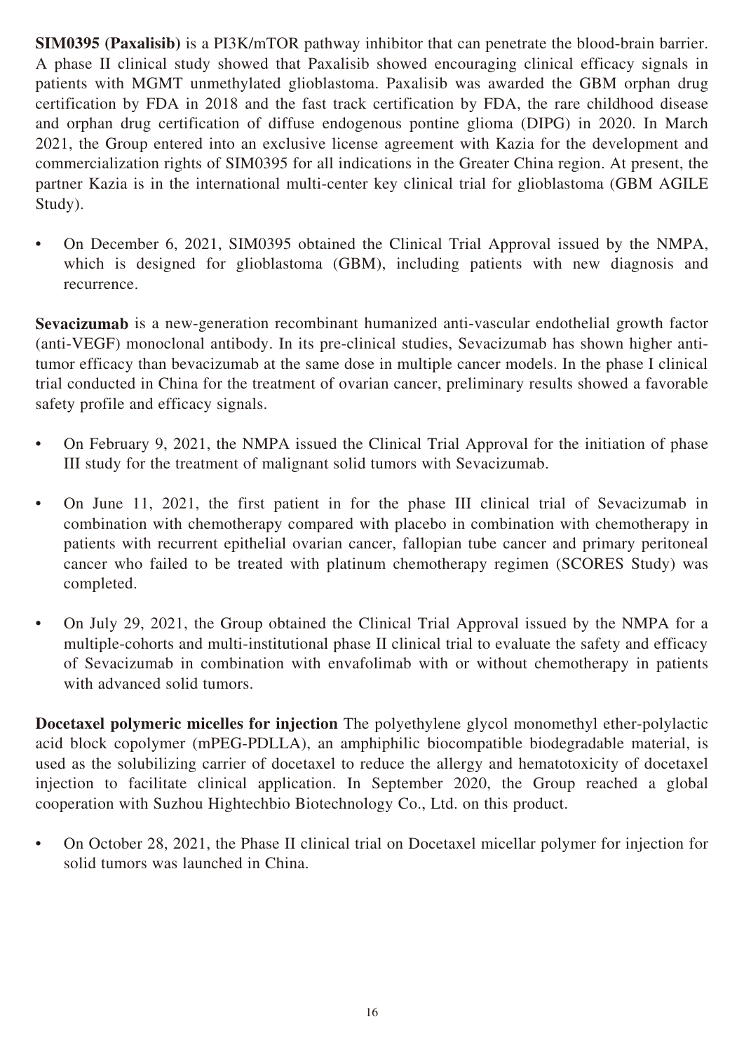**SIM0395 (Paxalisib)** is a PI3K/mTOR pathway inhibitor that can penetrate the blood-brain barrier. A phase II clinical study showed that Paxalisib showed encouraging clinical efficacy signals in patients with MGMT unmethylated glioblastoma. Paxalisib was awarded the GBM orphan drug certification by FDA in 2018 and the fast track certification by FDA, the rare childhood disease and orphan drug certification of diffuse endogenous pontine glioma (DIPG) in 2020. In March 2021, the Group entered into an exclusive license agreement with Kazia for the development and commercialization rights of SIM0395 for all indications in the Greater China region. At present, the partner Kazia is in the international multi-center key clinical trial for glioblastoma (GBM AGILE Study).

- On December 6, 2021, SIM0395 obtained the Clinical Trial Approval issued by the NMPA, which is designed for glioblastoma (GBM), including patients with new diagnosis and recurrence.

**Sevacizumab** is a new-generation recombinant humanized anti-vascular endothelial growth factor (anti-VEGF) monoclonal antibody. In its pre-clinical studies, Sevacizumab has shown higher anti-tumor efficacy than bevacizumab at the same dose in multiple cancer models. In the phase I clinical trial conducted in China for the treatment of ovarian cancer, preliminary results showed a favorable safety profile and efficacy signals.

- On February 9, 2021, the NMPA issued the Clinical Trial Approval for the initiation of phase III study for the treatment of malignant solid tumors with Sevacizumab.
- On June 11, 2021, the first patient in for the phase III clinical trial of Sevacizumab in combination with chemotherapy compared with placebo in combination with chemotherapy in patients with recurrent epithelial ovarian cancer, fallopian tube cancer and primary peritoneal cancer who failed to be treated with platinum chemotherapy regimen (SCORES Study) was completed.
- On July 29, 2021, the Group obtained the Clinical Trial Approval issued by the NMPA for a multiple-cohorts and multi-institutional phase II clinical trial to evaluate the safety and efficacy of Sevacizumab in combination with envafolimab with or without chemotherapy in patients with advanced solid tumors.

**Docetaxel polymeric micelles for injection** The polyethylene glycol monomethyl ether-polylactic acid block copolymer (mPEG-PDLLA), an amphiphilic biocompatible biodegradable material, is used as the solubilizing carrier of docetaxel to reduce the allergy and hematotoxicity of docetaxel injection to facilitate clinical application. In September 2020, the Group reached a global cooperation with Suzhou Hightechbio Biotechnology Co., Ltd. on this product.

- On October 28, 2021, the Phase II clinical trial on Docetaxel micellar polymer for injection for solid tumors was launched in China.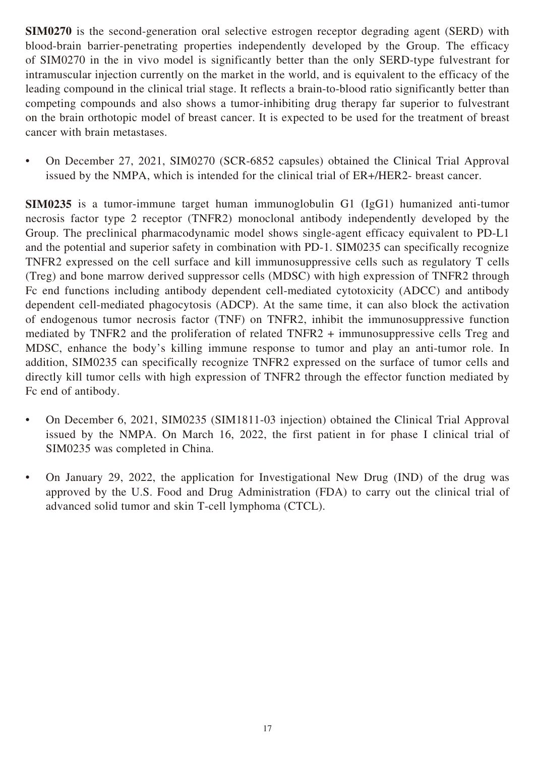**SIM0270** is the second-generation oral selective estrogen receptor degrading agent (SERD) with blood-brain barrier-penetrating properties independently developed by the Group. The efficacy of SIM0270 in the in vivo model is significantly better than the only SERD-type fulvestrant for intramuscular injection currently on the market in the world, and is equivalent to the efficacy of the leading compound in the clinical trial stage. It reflects a brain-to-blood ratio significantly better than competing compounds and also shows a tumor-inhibiting drug therapy far superior to fulvestrant on the brain orthotopic model of breast cancer. It is expected to be used for the treatment of breast cancer with brain metastases.

- On December 27, 2021, SIM0270 (SCR-6852 capsules) obtained the Clinical Trial Approval issued by the NMPA, which is intended for the clinical trial of ER+/HER2- breast cancer.

**SIM0235** is a tumor-immune target human immunoglobulin G1 (IgG1) humanized anti-tumor necrosis factor type 2 receptor (TNFR2) monoclonal antibody independently developed by the Group. The preclinical pharmacodynamic model shows single-agent efficacy equivalent to PD-L1 and the potential and superior safety in combination with PD-1. SIM0235 can specifically recognize TNFR2 expressed on the cell surface and kill immunosuppressive cells such as regulatory T cells (Treg) and bone marrow derived suppressor cells (MDSC) with high expression of TNFR2 through Fc end functions including antibody dependent cell-mediated cytotoxicity (ADCC) and antibody dependent cell-mediated phagocytosis (ADCP). At the same time, it can also block the activation of endogenous tumor necrosis factor (TNF) on TNFR2, inhibit the immunosuppressive function mediated by TNFR2 and the proliferation of related TNFR2 + immunosuppressive cells Treg and MDSC, enhance the body's killing immune response to tumor and play an anti-tumor role. In addition, SIM0235 can specifically recognize TNFR2 expressed on the surface of tumor cells and directly kill tumor cells with high expression of TNFR2 through the effector function mediated by Fc end of antibody.

- On December 6, 2021, SIM0235 (SIM1811-03 injection) obtained the Clinical Trial Approval issued by the NMPA. On March 16, 2022, the first patient in for phase I clinical trial of SIM0235 was completed in China.

- On January 29, 2022, the application for Investigational New Drug (IND) of the drug was approved by the U.S. Food and Drug Administration (FDA) to carry out the clinical trial of advanced solid tumor and skin T-cell lymphoma (CTCL).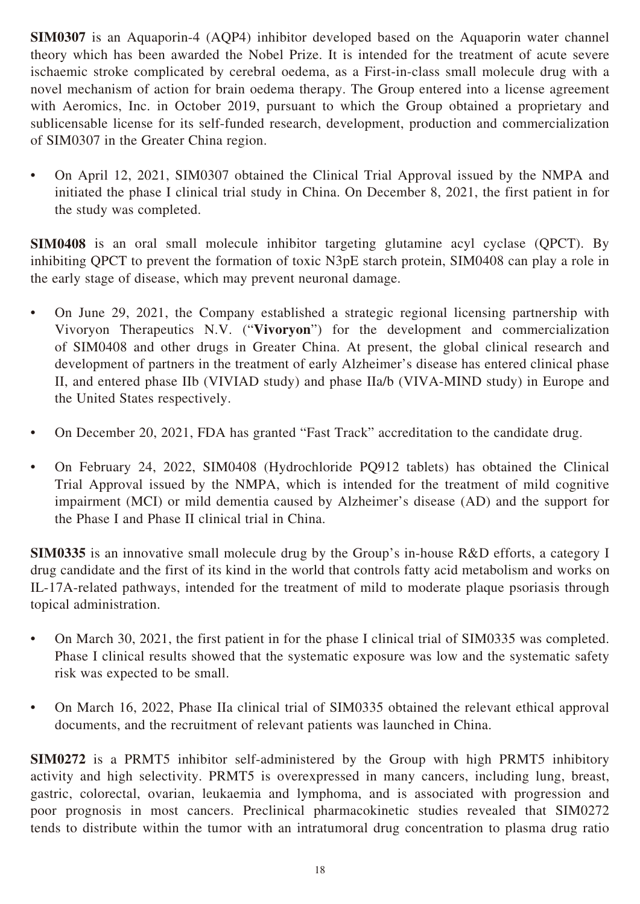**SIM0307** is an Aquaporin-4 (AQP4) inhibitor developed based on the Aquaporin water channel theory which has been awarded the Nobel Prize. It is intended for the treatment of acute severe ischaemic stroke complicated by cerebral oedema, as a First-in-class small molecule drug with a novel mechanism of action for brain oedema therapy. The Group entered into a license agreement with Aeromics, Inc. in October 2019, pursuant to which the Group obtained a proprietary and sublicensable license for its self-funded research, development, production and commercialization of SIM0307 in the Greater China region.

- On April 12, 2021, SIM0307 obtained the Clinical Trial Approval issued by the NMPA and initiated the phase I clinical trial study in China. On December 8, 2021, the first patient in for the study was completed.

**SIM0408** is an oral small molecule inhibitor targeting glutamine acyl cyclase (QPCT). By inhibiting QPCT to prevent the formation of toxic N3pE starch protein, SIM0408 can play a role in the early stage of disease, which may prevent neuronal damage.

- On June 29, 2021, the Company established a strategic regional licensing partnership with Vivoryon Therapeutics N.V. ("**Vivoryon**") for the development and commercialization of SIM0408 and other drugs in Greater China. At present, the global clinical research and development of partners in the treatment of early Alzheimer's disease has entered clinical phase II, and entered phase IIb (VIVIAD study) and phase IIa/b (VIVA-MIND study) in Europe and the United States respectively.
- On December 20, 2021, FDA has granted "Fast Track" accreditation to the candidate drug.
- On February 24, 2022, SIM0408 (Hydrochloride PQ912 tablets) has obtained the Clinical Trial Approval issued by the NMPA, which is intended for the treatment of mild cognitive impairment (MCI) or mild dementia caused by Alzheimer's disease (AD) and the support for the Phase I and Phase II clinical trial in China.

**SIM0335** is an innovative small molecule drug by the Group's in-house R&D efforts, a category I drug candidate and the first of its kind in the world that controls fatty acid metabolism and works on IL-17A-related pathways, intended for the treatment of mild to moderate plaque psoriasis through topical administration.

- On March 30, 2021, the first patient in for the phase I clinical trial of SIM0335 was completed. Phase I clinical results showed that the systematic exposure was low and the systematic safety risk was expected to be small.
- On March 16, 2022, Phase IIa clinical trial of SIM0335 obtained the relevant ethical approval documents, and the recruitment of relevant patients was launched in China.

**SIM0272** is a PRMT5 inhibitor self-administered by the Group with high PRMT5 inhibitory activity and high selectivity. PRMT5 is overexpressed in many cancers, including lung, breast, gastric, colorectal, ovarian, leukaemia and lymphoma, and is associated with progression and poor prognosis in most cancers. Preclinical pharmacokinetic studies revealed that SIM0272 tends to distribute within the tumor with an intratumoral drug concentration to plasma drug ratio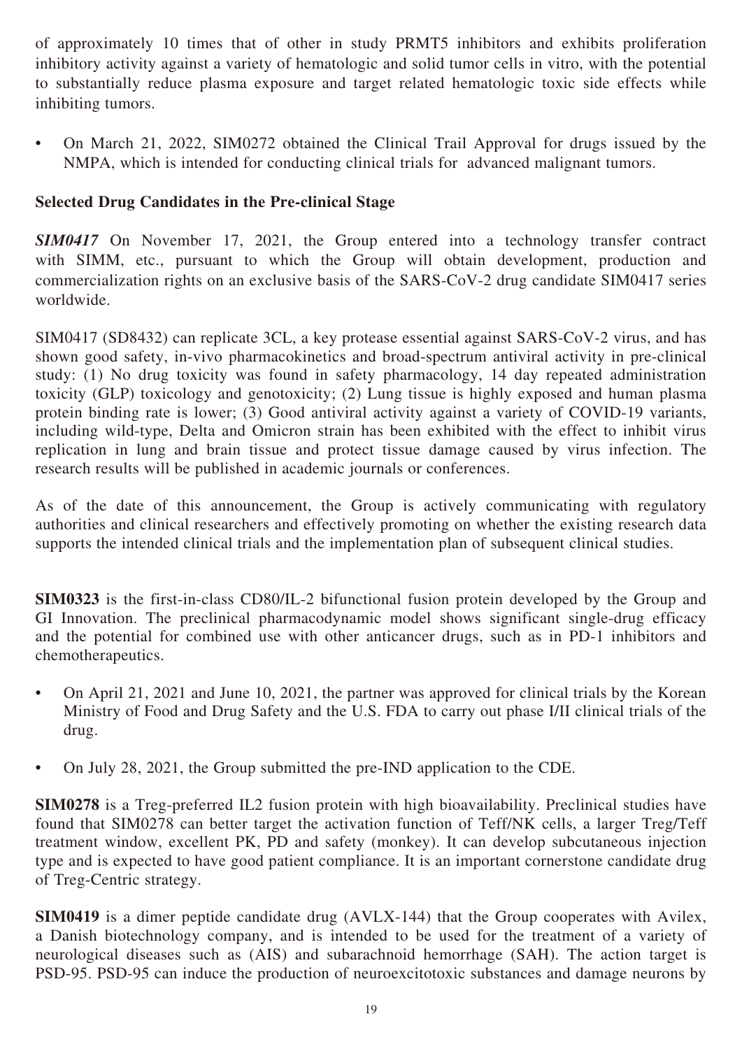of approximately 10 times that of other in study PRMT5 inhibitors and exhibits proliferation inhibitory activity against a variety of hematologic and solid tumor cells in vitro, with the potential to substantially reduce plasma exposure and target related hematologic toxic side effects while inhibiting tumors.

- On March 21, 2022, SIM0272 obtained the Clinical Trail Approval for drugs issued by the NMPA, which is intended for conducting clinical trials for advanced malignant tumors.

**Selected Drug Candidates in the Pre-clinical Stage**

***SIM0417*** On November 17, 2021, the Group entered into a technology transfer contract with SIMM, etc., pursuant to which the Group will obtain development, production and commercialization rights on an exclusive basis of the SARS-CoV-2 drug candidate SIM0417 series worldwide.

SIM0417 (SD8432) can replicate 3CL, a key protease essential against SARS-CoV-2 virus, and has shown good safety, in-vivo pharmacokinetics and broad-spectrum antiviral activity in pre-clinical study: (1) No drug toxicity was found in safety pharmacology, 14 day repeated administration toxicity (GLP) toxicology and genotoxicity; (2) Lung tissue is highly exposed and human plasma protein binding rate is lower; (3) Good antiviral activity against a variety of COVID-19 variants, including wild-type, Delta and Omicron strain has been exhibited with the effect to inhibit virus replication in lung and brain tissue and protect tissue damage caused by virus infection. The research results will be published in academic journals or conferences.

As of the date of this announcement, the Group is actively communicating with regulatory authorities and clinical researchers and effectively promoting on whether the existing research data supports the intended clinical trials and the implementation plan of subsequent clinical studies.

**SIM0323** is the first-in-class CD80/IL-2 bifunctional fusion protein developed by the Group and GI Innovation. The preclinical pharmacodynamic model shows significant single-drug efficacy and the potential for combined use with other anticancer drugs, such as in PD-1 inhibitors and chemotherapeutics.

- On April 21, 2021 and June 10, 2021, the partner was approved for clinical trials by the Korean Ministry of Food and Drug Safety and the U.S. FDA to carry out phase I/II clinical trials of the drug.
- On July 28, 2021, the Group submitted the pre-IND application to the CDE.

**SIM0278** is a Treg-preferred IL2 fusion protein with high bioavailability. Preclinical studies have found that SIM0278 can better target the activation function of Teff/NK cells, a larger Treg/Teff treatment window, excellent PK, PD and safety (monkey). It can develop subcutaneous injection type and is expected to have good patient compliance. It is an important cornerstone candidate drug of Treg-Centric strategy.

**SIM0419** is a dimer peptide candidate drug (AVLX-144) that the Group cooperates with Avilex, a Danish biotechnology company, and is intended to be used for the treatment of a variety of neurological diseases such as (AIS) and subarachnoid hemorrhage (SAH). The action target is PSD-95. PSD-95 can induce the production of neuroexcitotoxic substances and damage neurons by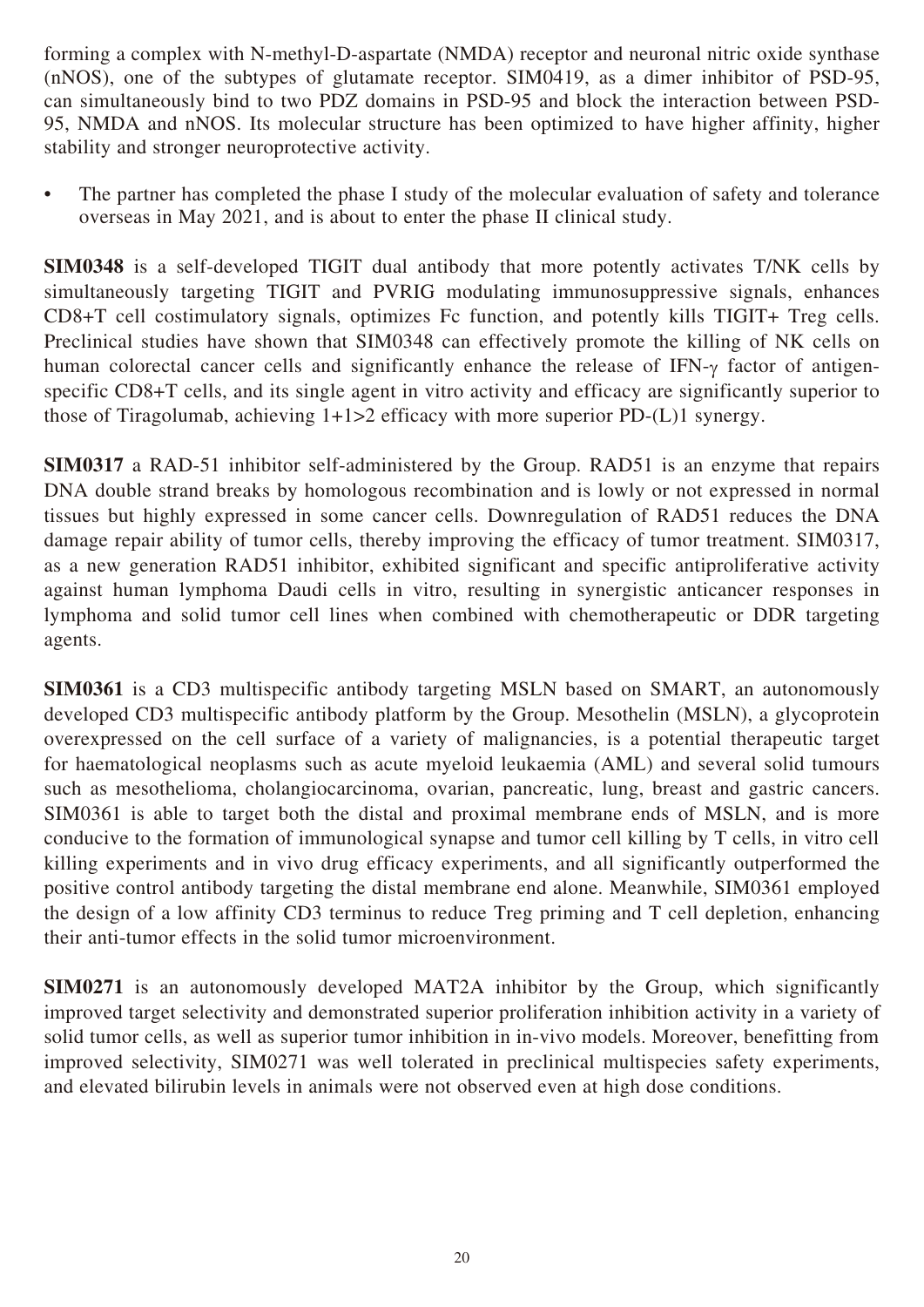forming a complex with N-methyl-D-aspartate (NMDA) receptor and neuronal nitric oxide synthase (nNOS), one of the subtypes of glutamate receptor. SIM0419, as a dimer inhibitor of PSD-95, can simultaneously bind to two PDZ domains in PSD-95 and block the interaction between PSD-95, NMDA and nNOS. Its molecular structure has been optimized to have higher affinity, higher stability and stronger neuroprotective activity.

- The partner has completed the phase I study of the molecular evaluation of safety and tolerance overseas in May 2021, and is about to enter the phase II clinical study.

**SIM0348** is a self-developed TIGIT dual antibody that more potently activates T/NK cells by simultaneously targeting TIGIT and PVRIG modulating immunosuppressive signals, enhances CD8+T cell costimulatory signals, optimizes Fc function, and potently kills TIGIT+ Treg cells. Preclinical studies have shown that SIM0348 can effectively promote the killing of NK cells on human colorectal cancer cells and significantly enhance the release of IFN-γ factor of antigen-specific CD8+T cells, and its single agent in vitro activity and efficacy are significantly superior to those of Tiragolumab, achieving 1+1>2 efficacy with more superior PD-(L)1 synergy.

**SIM0317** a RAD-51 inhibitor self-administered by the Group. RAD51 is an enzyme that repairs DNA double strand breaks by homologous recombination and is lowly or not expressed in normal tissues but highly expressed in some cancer cells. Downregulation of RAD51 reduces the DNA damage repair ability of tumor cells, thereby improving the efficacy of tumor treatment. SIM0317, as a new generation RAD51 inhibitor, exhibited significant and specific antiproliferative activity against human lymphoma Daudi cells in vitro, resulting in synergistic anticancer responses in lymphoma and solid tumor cell lines when combined with chemotherapeutic or DDR targeting agents.

**SIM0361** is a CD3 multispecific antibody targeting MSLN based on SMART, an autonomously developed CD3 multispecific antibody platform by the Group. Mesothelin (MSLN), a glycoprotein overexpressed on the cell surface of a variety of malignancies, is a potential therapeutic target for haematological neoplasms such as acute myeloid leukaemia (AML) and several solid tumours such as mesothelioma, cholangiocarcinoma, ovarian, pancreatic, lung, breast and gastric cancers. SIM0361 is able to target both the distal and proximal membrane ends of MSLN, and is more conducive to the formation of immunological synapse and tumor cell killing by T cells, in vitro cell killing experiments and in vivo drug efficacy experiments, and all significantly outperformed the positive control antibody targeting the distal membrane end alone. Meanwhile, SIM0361 employed the design of a low affinity CD3 terminus to reduce Treg priming and T cell depletion, enhancing their anti-tumor effects in the solid tumor microenvironment.

**SIM0271** is an autonomously developed MAT2A inhibitor by the Group, which significantly improved target selectivity and demonstrated superior proliferation inhibition activity in a variety of solid tumor cells, as well as superior tumor inhibition in in-vivo models. Moreover, benefitting from improved selectivity, SIM0271 was well tolerated in preclinical multispecies safety experiments, and elevated bilirubin levels in animals were not observed even at high dose conditions.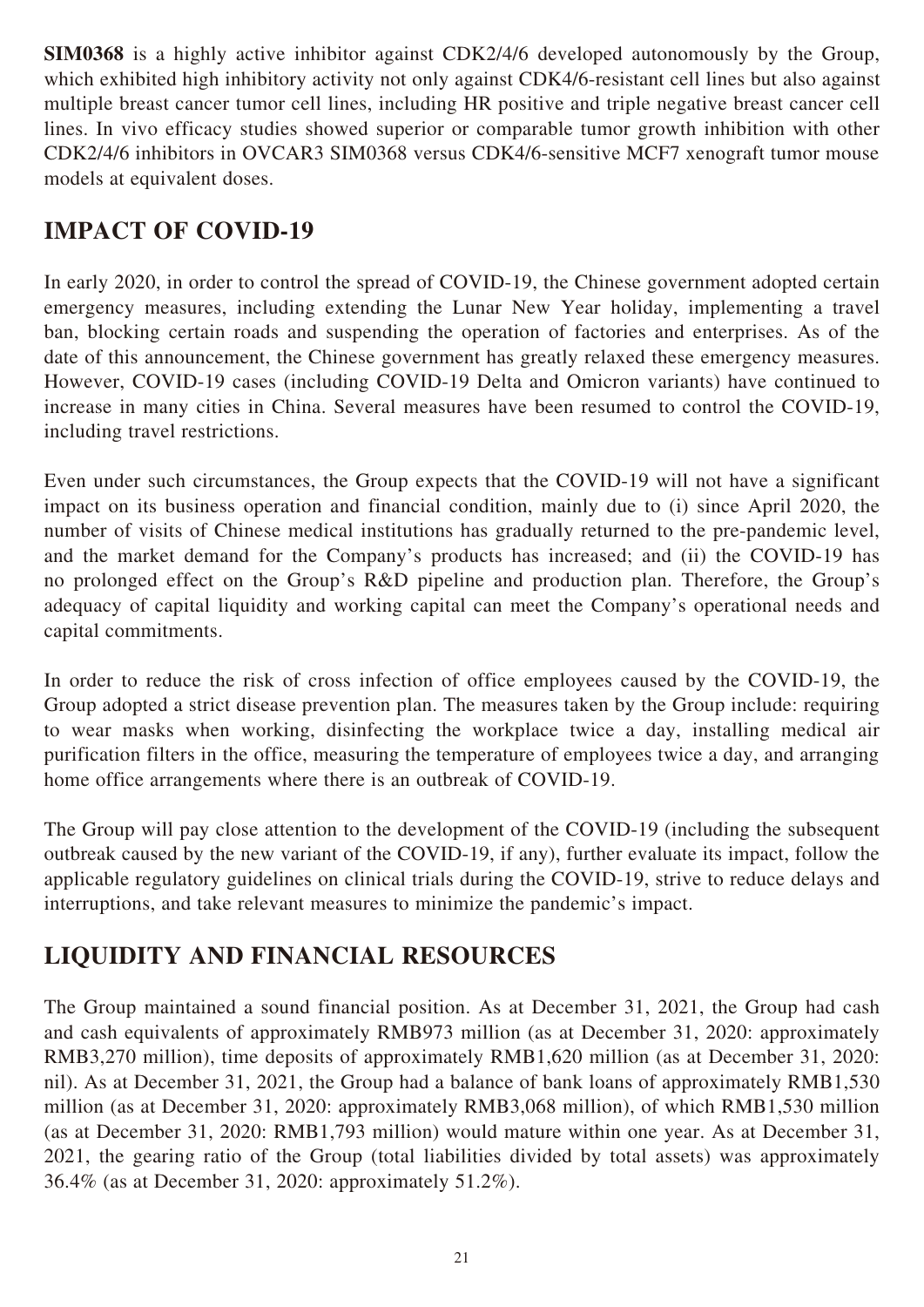**SIM0368** is a highly active inhibitor against CDK2/4/6 developed autonomously by the Group, which exhibited high inhibitory activity not only against CDK4/6-resistant cell lines but also against multiple breast cancer tumor cell lines, including HR positive and triple negative breast cancer cell lines. In vivo efficacy studies showed superior or comparable tumor growth inhibition with other CDK2/4/6 inhibitors in OVCAR3 SIM0368 versus CDK4/6-sensitive MCF7 xenograft tumor mouse models at equivalent doses.

## IMPACT OF COVID-19

In early 2020, in order to control the spread of COVID-19, the Chinese government adopted certain emergency measures, including extending the Lunar New Year holiday, implementing a travel ban, blocking certain roads and suspending the operation of factories and enterprises. As of the date of this announcement, the Chinese government has greatly relaxed these emergency measures. However, COVID-19 cases (including COVID-19 Delta and Omicron variants) have continued to increase in many cities in China. Several measures have been resumed to control the COVID-19, including travel restrictions.

Even under such circumstances, the Group expects that the COVID-19 will not have a significant impact on its business operation and financial condition, mainly due to (i) since April 2020, the number of visits of Chinese medical institutions has gradually returned to the pre-pandemic level, and the market demand for the Company's products has increased; and (ii) the COVID-19 has no prolonged effect on the Group's R&D pipeline and production plan. Therefore, the Group's adequacy of capital liquidity and working capital can meet the Company's operational needs and capital commitments.

In order to reduce the risk of cross infection of office employees caused by the COVID-19, the Group adopted a strict disease prevention plan. The measures taken by the Group include: requiring to wear masks when working, disinfecting the workplace twice a day, installing medical air purification filters in the office, measuring the temperature of employees twice a day, and arranging home office arrangements where there is an outbreak of COVID-19.

The Group will pay close attention to the development of the COVID-19 (including the subsequent outbreak caused by the new variant of the COVID-19, if any), further evaluate its impact, follow the applicable regulatory guidelines on clinical trials during the COVID-19, strive to reduce delays and interruptions, and take relevant measures to minimize the pandemic's impact.

## LIQUIDITY AND FINANCIAL RESOURCES

The Group maintained a sound financial position. As at December 31, 2021, the Group had cash and cash equivalents of approximately RMB973 million (as at December 31, 2020: approximately RMB3,270 million), time deposits of approximately RMB1,620 million (as at December 31, 2020: nil). As at December 31, 2021, the Group had a balance of bank loans of approximately RMB1,530 million (as at December 31, 2020: approximately RMB3,068 million), of which RMB1,530 million (as at December 31, 2020: RMB1,793 million) would mature within one year. As at December 31, 2021, the gearing ratio of the Group (total liabilities divided by total assets) was approximately 36.4% (as at December 31, 2020: approximately 51.2%).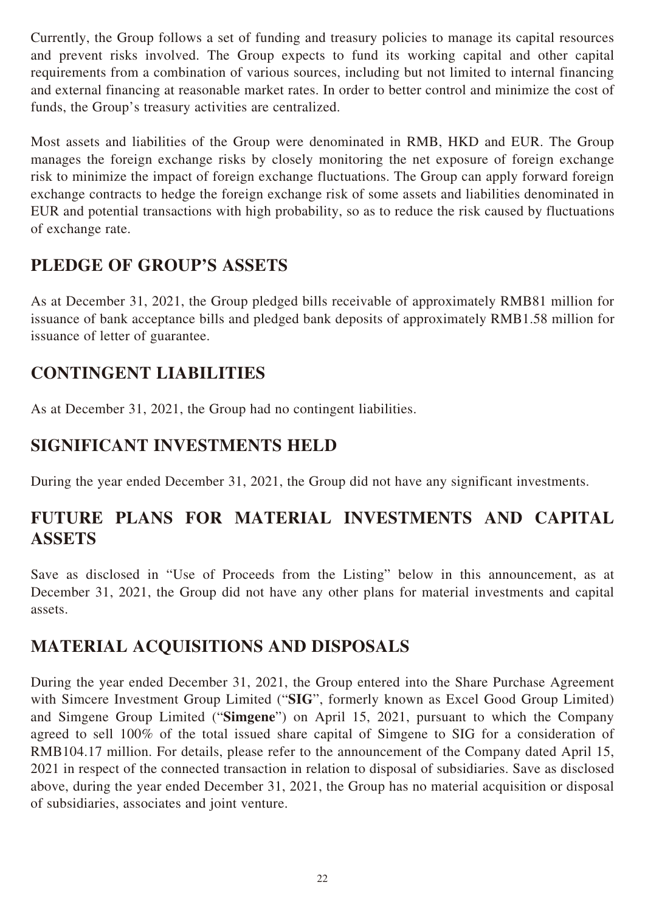Currently, the Group follows a set of funding and treasury policies to manage its capital resources and prevent risks involved. The Group expects to fund its working capital and other capital requirements from a combination of various sources, including but not limited to internal financing and external financing at reasonable market rates. In order to better control and minimize the cost of funds, the Group's treasury activities are centralized.

Most assets and liabilities of the Group were denominated in RMB, HKD and EUR. The Group manages the foreign exchange risks by closely monitoring the net exposure of foreign exchange risk to minimize the impact of foreign exchange fluctuations. The Group can apply forward foreign exchange contracts to hedge the foreign exchange risk of some assets and liabilities denominated in EUR and potential transactions with high probability, so as to reduce the risk caused by fluctuations of exchange rate.

## PLEDGE OF GROUP'S ASSETS

As at December 31, 2021, the Group pledged bills receivable of approximately RMB81 million for issuance of bank acceptance bills and pledged bank deposits of approximately RMB1.58 million for issuance of letter of guarantee.

## CONTINGENT LIABILITIES

As at December 31, 2021, the Group had no contingent liabilities.

## SIGNIFICANT INVESTMENTS HELD

During the year ended December 31, 2021, the Group did not have any significant investments.

## FUTURE PLANS FOR MATERIAL INVESTMENTS AND CAPITAL ASSETS

Save as disclosed in "Use of Proceeds from the Listing" below in this announcement, as at December 31, 2021, the Group did not have any other plans for material investments and capital assets.

## MATERIAL ACQUISITIONS AND DISPOSALS

During the year ended December 31, 2021, the Group entered into the Share Purchase Agreement with Simcere Investment Group Limited ("**SIG**", formerly known as Excel Good Group Limited) and Simgene Group Limited ("**Simgene**") on April 15, 2021, pursuant to which the Company agreed to sell 100% of the total issued share capital of Simgene to SIG for a consideration of RMB104.17 million. For details, please refer to the announcement of the Company dated April 15, 2021 in respect of the connected transaction in relation to disposal of subsidiaries. Save as disclosed above, during the year ended December 31, 2021, the Group has no material acquisition or disposal of subsidiaries, associates and joint venture.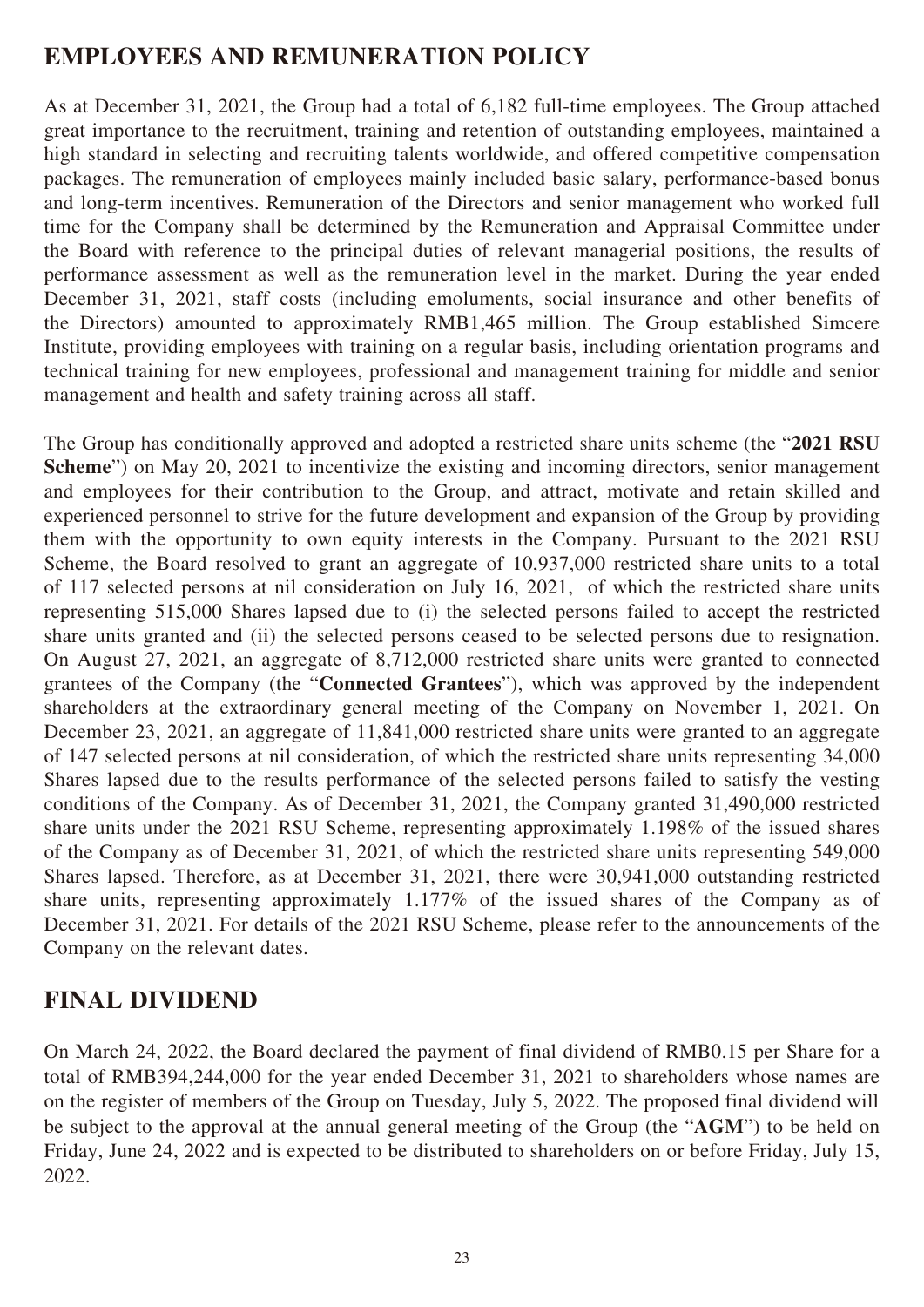## EMPLOYEES AND REMUNERATION POLICY

As at December 31, 2021, the Group had a total of 6,182 full-time employees. The Group attached great importance to the recruitment, training and retention of outstanding employees, maintained a high standard in selecting and recruiting talents worldwide, and offered competitive compensation packages. The remuneration of employees mainly included basic salary, performance-based bonus and long-term incentives. Remuneration of the Directors and senior management who worked full time for the Company shall be determined by the Remuneration and Appraisal Committee under the Board with reference to the principal duties of relevant managerial positions, the results of performance assessment as well as the remuneration level in the market. During the year ended December 31, 2021, staff costs (including emoluments, social insurance and other benefits of the Directors) amounted to approximately RMB1,465 million. The Group established Simcere Institute, providing employees with training on a regular basis, including orientation programs and technical training for new employees, professional and management training for middle and senior management and health and safety training across all staff.

The Group has conditionally approved and adopted a restricted share units scheme (the "**2021 RSU Scheme**") on May 20, 2021 to incentivize the existing and incoming directors, senior management and employees for their contribution to the Group, and attract, motivate and retain skilled and experienced personnel to strive for the future development and expansion of the Group by providing them with the opportunity to own equity interests in the Company. Pursuant to the 2021 RSU Scheme, the Board resolved to grant an aggregate of 10,937,000 restricted share units to a total of 117 selected persons at nil consideration on July 16, 2021, of which the restricted share units representing 515,000 Shares lapsed due to (i) the selected persons failed to accept the restricted share units granted and (ii) the selected persons ceased to be selected persons due to resignation. On August 27, 2021, an aggregate of 8,712,000 restricted share units were granted to connected grantees of the Company (the "**Connected Grantees**"), which was approved by the independent shareholders at the extraordinary general meeting of the Company on November 1, 2021. On December 23, 2021, an aggregate of 11,841,000 restricted share units were granted to an aggregate of 147 selected persons at nil consideration, of which the restricted share units representing 34,000 Shares lapsed due to the results performance of the selected persons failed to satisfy the vesting conditions of the Company. As of December 31, 2021, the Company granted 31,490,000 restricted share units under the 2021 RSU Scheme, representing approximately 1.198% of the issued shares of the Company as of December 31, 2021, of which the restricted share units representing 549,000 Shares lapsed. Therefore, as at December 31, 2021, there were 30,941,000 outstanding restricted share units, representing approximately 1.177% of the issued shares of the Company as of December 31, 2021. For details of the 2021 RSU Scheme, please refer to the announcements of the Company on the relevant dates.

## FINAL DIVIDEND

On March 24, 2022, the Board declared the payment of final dividend of RMB0.15 per Share for a total of RMB394,244,000 for the year ended December 31, 2021 to shareholders whose names are on the register of members of the Group on Tuesday, July 5, 2022. The proposed final dividend will be subject to the approval at the annual general meeting of the Group (the "**AGM**") to be held on Friday, June 24, 2022 and is expected to be distributed to shareholders on or before Friday, July 15, 2022.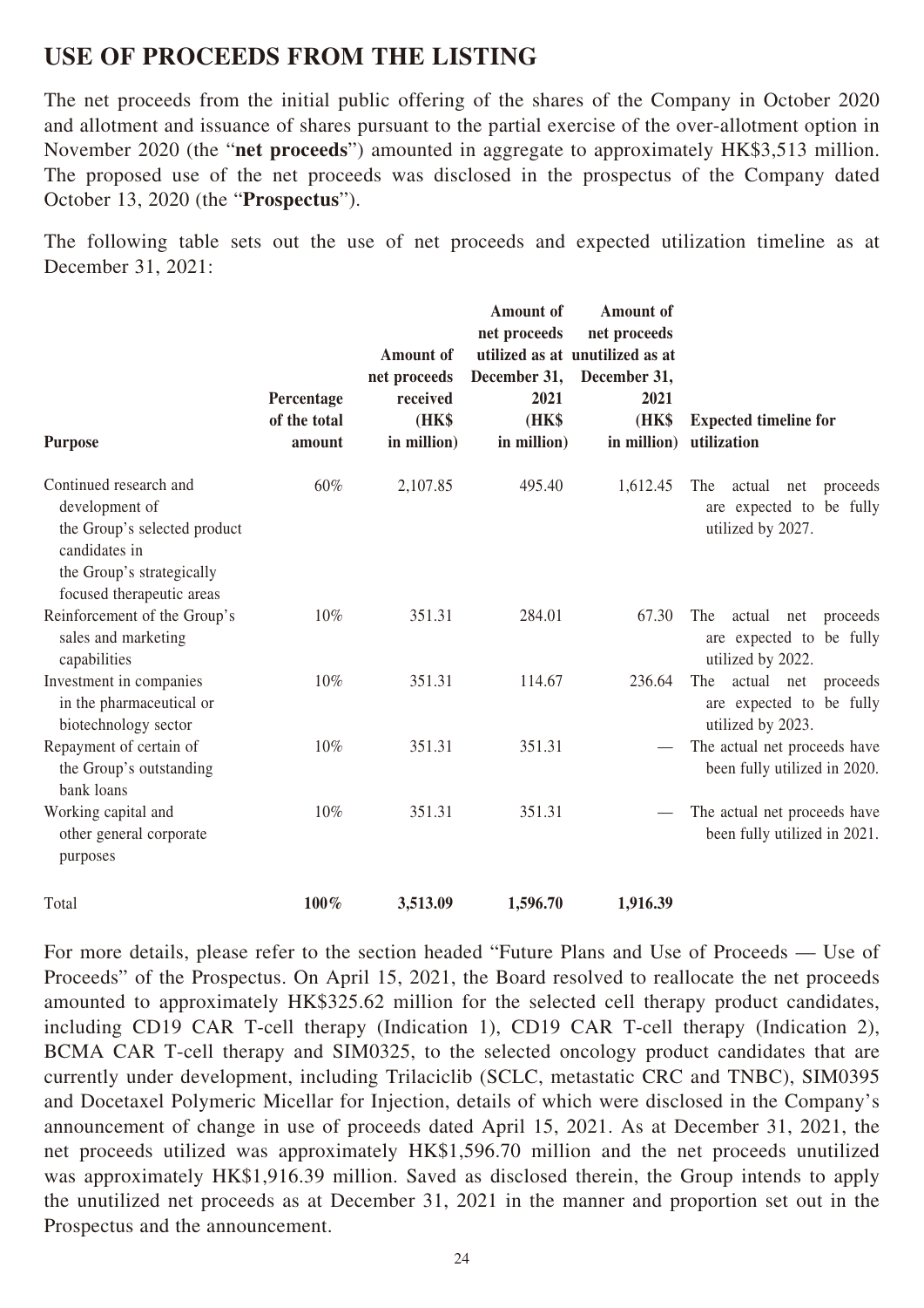## USE OF PROCEEDS FROM THE LISTING

The net proceeds from the initial public offering of the shares of the Company in October 2020 and allotment and issuance of shares pursuant to the partial exercise of the over-allotment option in November 2020 (the "**net proceeds**") amounted in aggregate to approximately HK$3,513 million. The proposed use of the net proceeds was disclosed in the prospectus of the Company dated October 13, 2020 (the "**Prospectus**").

The following table sets out the use of net proceeds and expected utilization timeline as at December 31, 2021:

| Purpose | Percentage of the total amount | Amount of net proceeds received (HK$ in million) | Amount of net proceeds utilized as at December 31, 2021 (HK$ in million) | Amount of net proceeds unutilized as at December 31, 2021 (HK$ in million) | Expected timeline for utilization |
|---|---|---|---|---|---|
| Continued research and development of the Group's selected product candidates in the Group's strategically focused therapeutic areas | 60% | 2,107.85 | 495.40 | 1,612.45 | The actual net proceeds are expected to be fully utilized by 2027. |
| Reinforcement of the Group's sales and marketing capabilities | 10% | 351.31 | 284.01 | 67.30 | The actual net proceeds are expected to be fully utilized by 2022. |
| Investment in companies in the pharmaceutical or biotechnology sector | 10% | 351.31 | 114.67 | 236.64 | The actual net proceeds are expected to be fully utilized by 2023. |
| Repayment of certain of the Group's outstanding bank loans | 10% | 351.31 | 351.31 | — | The actual net proceeds have been fully utilized in 2020. |
| Working capital and other general corporate purposes | 10% | 351.31 | 351.31 | — | The actual net proceeds have been fully utilized in 2021. |
| Total | **100%** | **3,513.09** | **1,596.70** | **1,916.39** | |

For more details, please refer to the section headed "Future Plans and Use of Proceeds — Use of Proceeds" of the Prospectus. On April 15, 2021, the Board resolved to reallocate the net proceeds amounted to approximately HK$325.62 million for the selected cell therapy product candidates, including CD19 CAR T-cell therapy (Indication 1), CD19 CAR T-cell therapy (Indication 2), BCMA CAR T-cell therapy and SIM0325, to the selected oncology product candidates that are currently under development, including Trilaciclib (SCLC, metastatic CRC and TNBC), SIM0395 and Docetaxel Polymeric Micellar for Injection, details of which were disclosed in the Company's announcement of change in use of proceeds dated April 15, 2021. As at December 31, 2021, the net proceeds utilized was approximately HK$1,596.70 million and the net proceeds unutilized was approximately HK$1,916.39 million. Saved as disclosed therein, the Group intends to apply the unutilized net proceeds as at December 31, 2021 in the manner and proportion set out in the Prospectus and the announcement.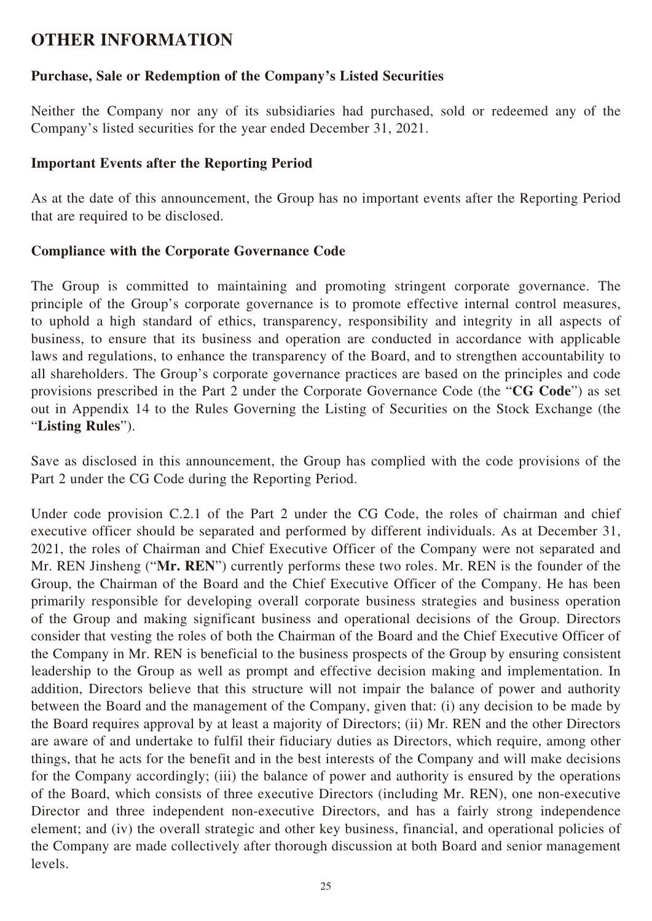# OTHER INFORMATION

### Purchase, Sale or Redemption of the Company's Listed Securities

Neither the Company nor any of its subsidiaries had purchased, sold or redeemed any of the Company's listed securities for the year ended December 31, 2021.

### Important Events after the Reporting Period

As at the date of this announcement, the Group has no important events after the Reporting Period that are required to be disclosed.

### Compliance with the Corporate Governance Code

The Group is committed to maintaining and promoting stringent corporate governance. The principle of the Group's corporate governance is to promote effective internal control measures, to uphold a high standard of ethics, transparency, responsibility and integrity in all aspects of business, to ensure that its business and operation are conducted in accordance with applicable laws and regulations, to enhance the transparency of the Board, and to strengthen accountability to all shareholders. The Group's corporate governance practices are based on the principles and code provisions prescribed in the Part 2 under the Corporate Governance Code (the "**CG Code**") as set out in Appendix 14 to the Rules Governing the Listing of Securities on the Stock Exchange (the "**Listing Rules**").

Save as disclosed in this announcement, the Group has complied with the code provisions of the Part 2 under the CG Code during the Reporting Period.

Under code provision C.2.1 of the Part 2 under the CG Code, the roles of chairman and chief executive officer should be separated and performed by different individuals. As at December 31, 2021, the roles of Chairman and Chief Executive Officer of the Company were not separated and Mr. REN Jinsheng ("**Mr. REN**") currently performs these two roles. Mr. REN is the founder of the Group, the Chairman of the Board and the Chief Executive Officer of the Company. He has been primarily responsible for developing overall corporate business strategies and business operation of the Group and making significant business and operational decisions of the Group. Directors consider that vesting the roles of both the Chairman of the Board and the Chief Executive Officer of the Company in Mr. REN is beneficial to the business prospects of the Group by ensuring consistent leadership to the Group as well as prompt and effective decision making and implementation. In addition, Directors believe that this structure will not impair the balance of power and authority between the Board and the management of the Company, given that: (i) any decision to be made by the Board requires approval by at least a majority of Directors; (ii) Mr. REN and the other Directors are aware of and undertake to fulfil their fiduciary duties as Directors, which require, among other things, that he acts for the benefit and in the best interests of the Company and will make decisions for the Company accordingly; (iii) the balance of power and authority is ensured by the operations of the Board, which consists of three executive Directors (including Mr. REN), one non-executive Director and three independent non-executive Directors, and has a fairly strong independence element; and (iv) the overall strategic and other key business, financial, and operational policies of the Company are made collectively after thorough discussion at both Board and senior management levels.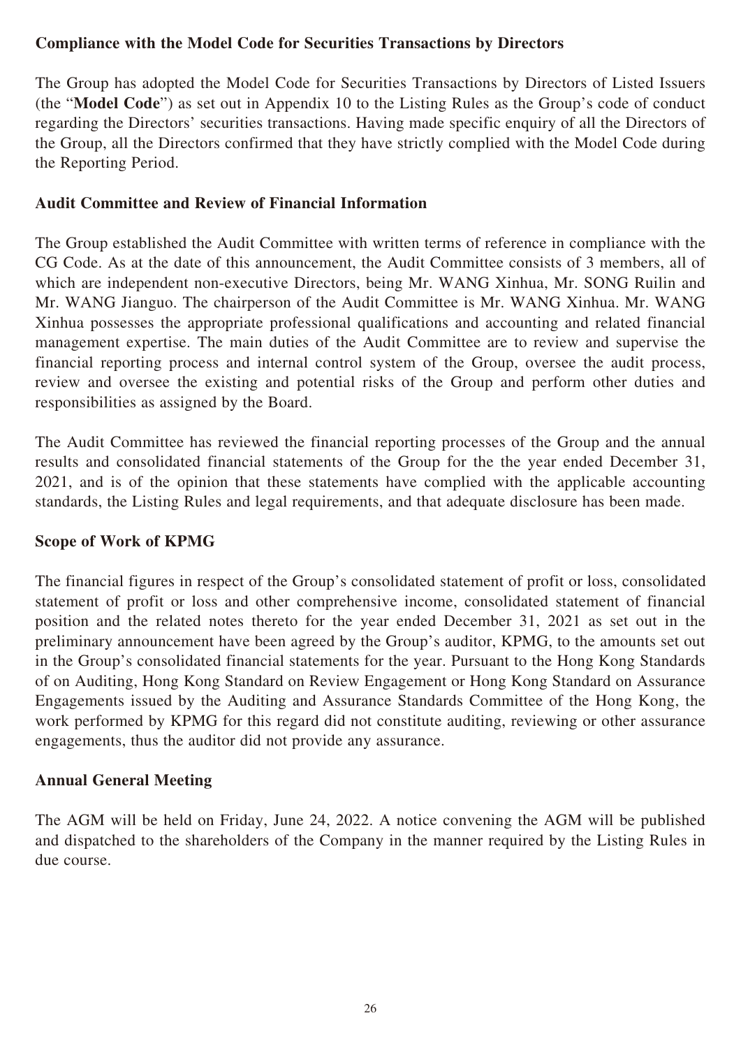## Compliance with the Model Code for Securities Transactions by Directors

The Group has adopted the Model Code for Securities Transactions by Directors of Listed Issuers (the "**Model Code**") as set out in Appendix 10 to the Listing Rules as the Group's code of conduct regarding the Directors' securities transactions. Having made specific enquiry of all the Directors of the Group, all the Directors confirmed that they have strictly complied with the Model Code during the Reporting Period.

## Audit Committee and Review of Financial Information

The Group established the Audit Committee with written terms of reference in compliance with the CG Code. As at the date of this announcement, the Audit Committee consists of 3 members, all of which are independent non-executive Directors, being Mr. WANG Xinhua, Mr. SONG Ruilin and Mr. WANG Jianguo. The chairperson of the Audit Committee is Mr. WANG Xinhua. Mr. WANG Xinhua possesses the appropriate professional qualifications and accounting and related financial management expertise. The main duties of the Audit Committee are to review and supervise the financial reporting process and internal control system of the Group, oversee the audit process, review and oversee the existing and potential risks of the Group and perform other duties and responsibilities as assigned by the Board.

The Audit Committee has reviewed the financial reporting processes of the Group and the annual results and consolidated financial statements of the Group for the the year ended December 31, 2021, and is of the opinion that these statements have complied with the applicable accounting standards, the Listing Rules and legal requirements, and that adequate disclosure has been made.

## Scope of Work of KPMG

The financial figures in respect of the Group's consolidated statement of profit or loss, consolidated statement of profit or loss and other comprehensive income, consolidated statement of financial position and the related notes thereto for the year ended December 31, 2021 as set out in the preliminary announcement have been agreed by the Group's auditor, KPMG, to the amounts set out in the Group's consolidated financial statements for the year. Pursuant to the Hong Kong Standards of on Auditing, Hong Kong Standard on Review Engagement or Hong Kong Standard on Assurance Engagements issued by the Auditing and Assurance Standards Committee of the Hong Kong, the work performed by KPMG for this regard did not constitute auditing, reviewing or other assurance engagements, thus the auditor did not provide any assurance.

## Annual General Meeting

The AGM will be held on Friday, June 24, 2022. A notice convening the AGM will be published and dispatched to the shareholders of the Company in the manner required by the Listing Rules in due course.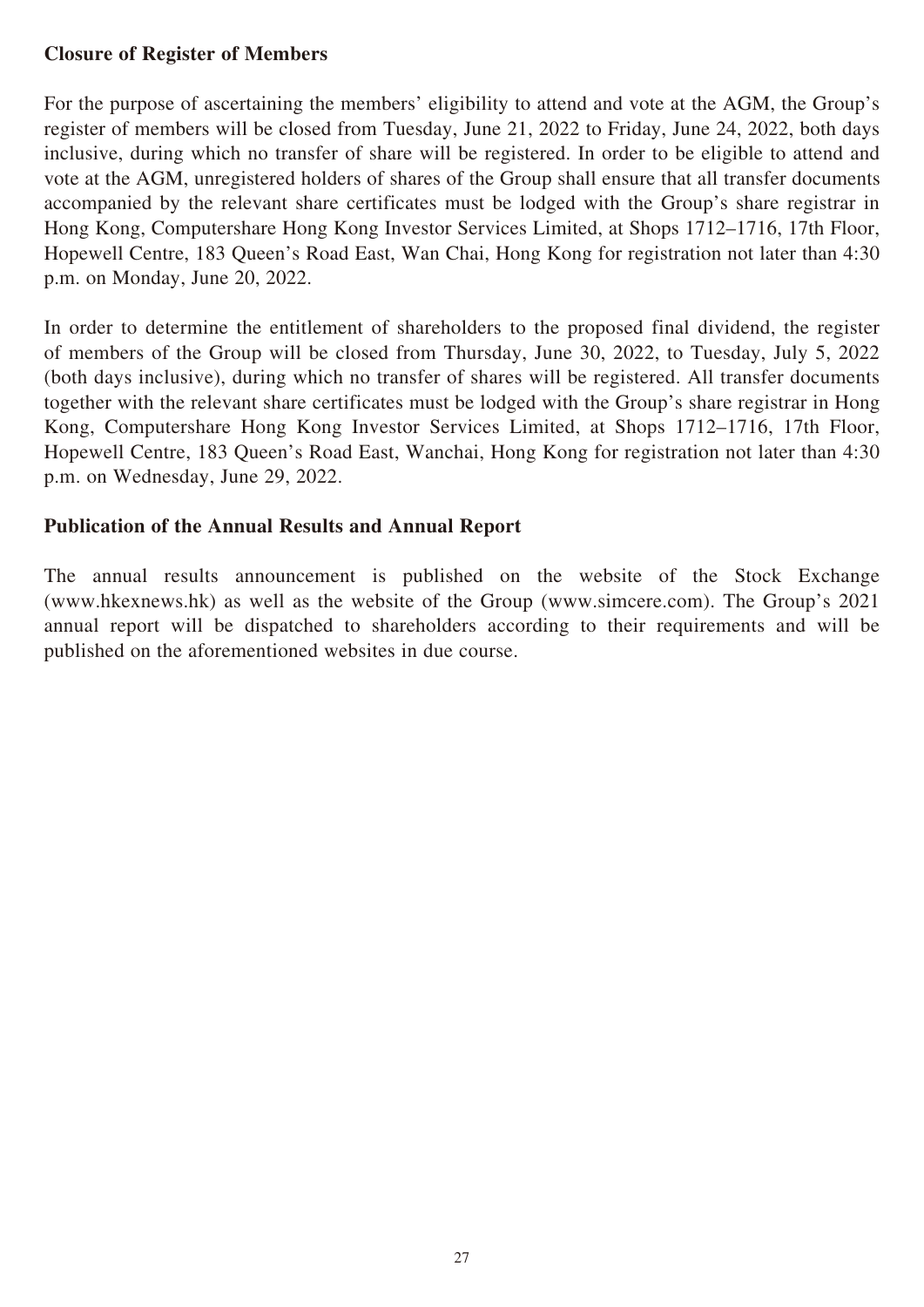## Closure of Register of Members

For the purpose of ascertaining the members' eligibility to attend and vote at the AGM, the Group's register of members will be closed from Tuesday, June 21, 2022 to Friday, June 24, 2022, both days inclusive, during which no transfer of share will be registered. In order to be eligible to attend and vote at the AGM, unregistered holders of shares of the Group shall ensure that all transfer documents accompanied by the relevant share certificates must be lodged with the Group's share registrar in Hong Kong, Computershare Hong Kong Investor Services Limited, at Shops 1712–1716, 17th Floor, Hopewell Centre, 183 Queen's Road East, Wan Chai, Hong Kong for registration not later than 4:30 p.m. on Monday, June 20, 2022.

In order to determine the entitlement of shareholders to the proposed final dividend, the register of members of the Group will be closed from Thursday, June 30, 2022, to Tuesday, July 5, 2022 (both days inclusive), during which no transfer of shares will be registered. All transfer documents together with the relevant share certificates must be lodged with the Group's share registrar in Hong Kong, Computershare Hong Kong Investor Services Limited, at Shops 1712–1716, 17th Floor, Hopewell Centre, 183 Queen's Road East, Wanchai, Hong Kong for registration not later than 4:30 p.m. on Wednesday, June 29, 2022.

## Publication of the Annual Results and Annual Report

The annual results announcement is published on the website of the Stock Exchange (www.hkexnews.hk) as well as the website of the Group (www.simcere.com). The Group's 2021 annual report will be dispatched to shareholders according to their requirements and will be published on the aforementioned websites in due course.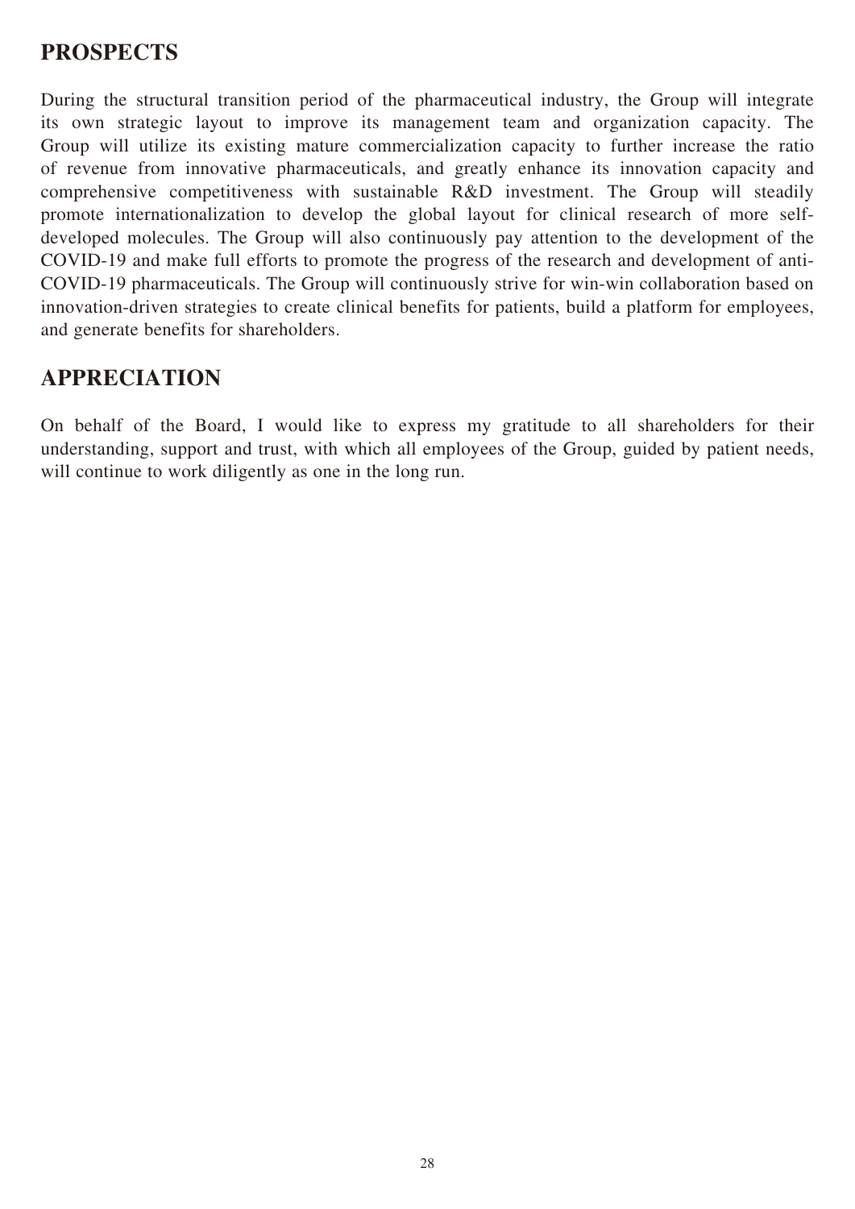## PROSPECTS

During the structural transition period of the pharmaceutical industry, the Group will integrate its own strategic layout to improve its management team and organization capacity. The Group will utilize its existing mature commercialization capacity to further increase the ratio of revenue from innovative pharmaceuticals, and greatly enhance its innovation capacity and comprehensive competitiveness with sustainable R&D investment. The Group will steadily promote internationalization to develop the global layout for clinical research of more self-developed molecules. The Group will also continuously pay attention to the development of the COVID-19 and make full efforts to promote the progress of the research and development of anti-COVID-19 pharmaceuticals. The Group will continuously strive for win-win collaboration based on innovation-driven strategies to create clinical benefits for patients, build a platform for employees, and generate benefits for shareholders.

## APPRECIATION

On behalf of the Board, I would like to express my gratitude to all shareholders for their understanding, support and trust, with which all employees of the Group, guided by patient needs, will continue to work diligently as one in the long run.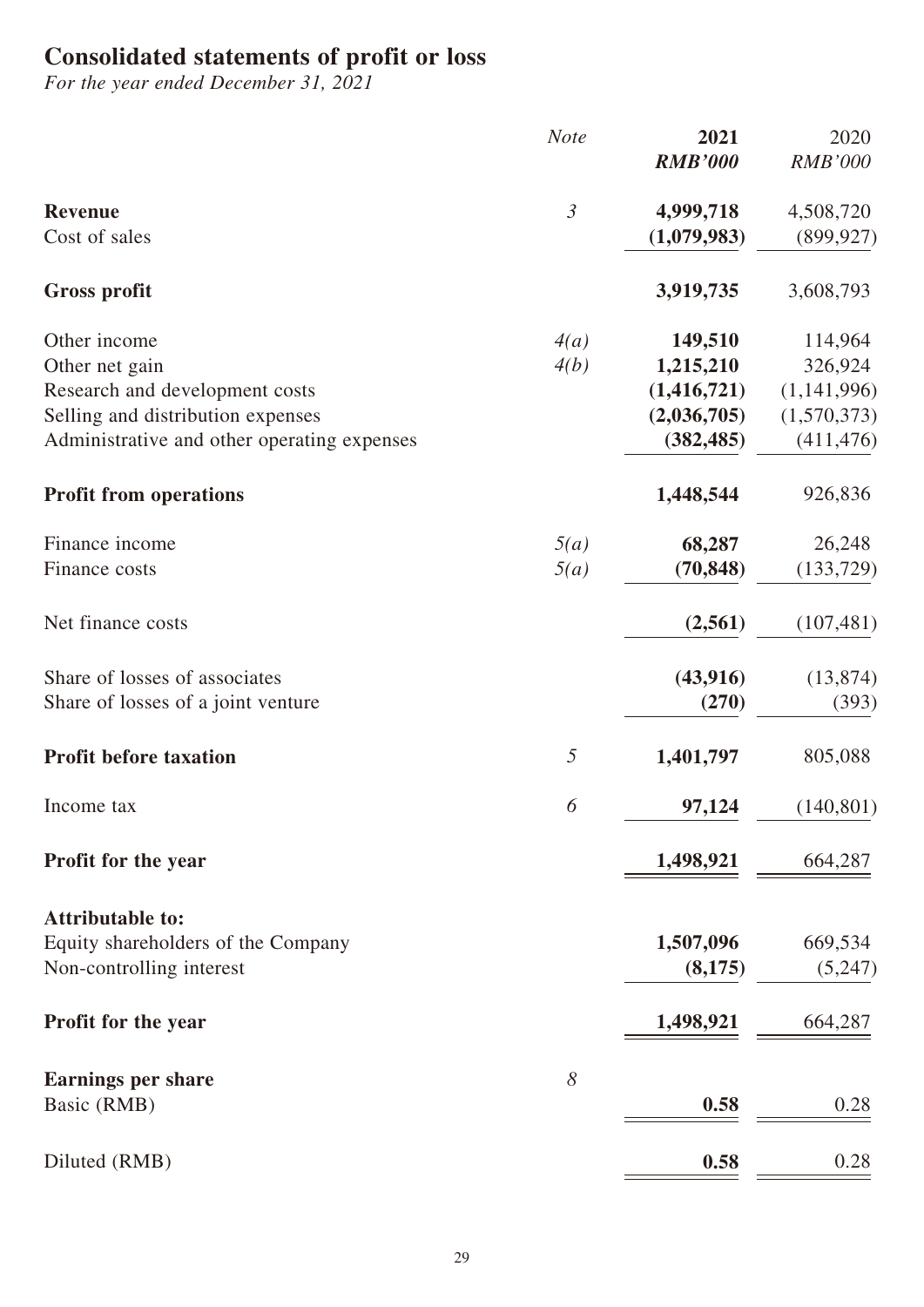# Consolidated statements of profit or loss

*For the year ended December 31, 2021*

| | *Note* | **2021** | 2020 |
|---|---|---|---|
| | | ***RMB'000*** | *RMB'000* |
| **Revenue** | *3* | **4,999,718** | 4,508,720 |
| Cost of sales | | **(1,079,983)** | (899,927) |
| **Gross profit** | | **3,919,735** | 3,608,793 |
| Other income | *4(a)* | **149,510** | 114,964 |
| Other net gain | *4(b)* | **1,215,210** | 326,924 |
| Research and development costs | | **(1,416,721)** | (1,141,996) |
| Selling and distribution expenses | | **(2,036,705)** | (1,570,373) |
| Administrative and other operating expenses | | **(382,485)** | (411,476) |
| **Profit from operations** | | **1,448,544** | 926,836 |
| Finance income | *5(a)* | **68,287** | 26,248 |
| Finance costs | *5(a)* | **(70,848)** | (133,729) |
| Net finance costs | | **(2,561)** | (107,481) |
| Share of losses of associates | | **(43,916)** | (13,874) |
| Share of losses of a joint venture | | **(270)** | (393) |
| **Profit before taxation** | *5* | **1,401,797** | 805,088 |
| Income tax | *6* | **97,124** | (140,801) |
| **Profit for the year** | | **1,498,921** | 664,287 |
| **Attributable to:** | | | |
| Equity shareholders of the Company | | **1,507,096** | 669,534 |
| Non-controlling interest | | **(8,175)** | (5,247) |
| **Profit for the year** | | **1,498,921** | 664,287 |
| **Earnings per share** | *8* | | |
| Basic (RMB) | | **0.58** | 0.28 |
| Diluted (RMB) | | **0.58** | 0.28 |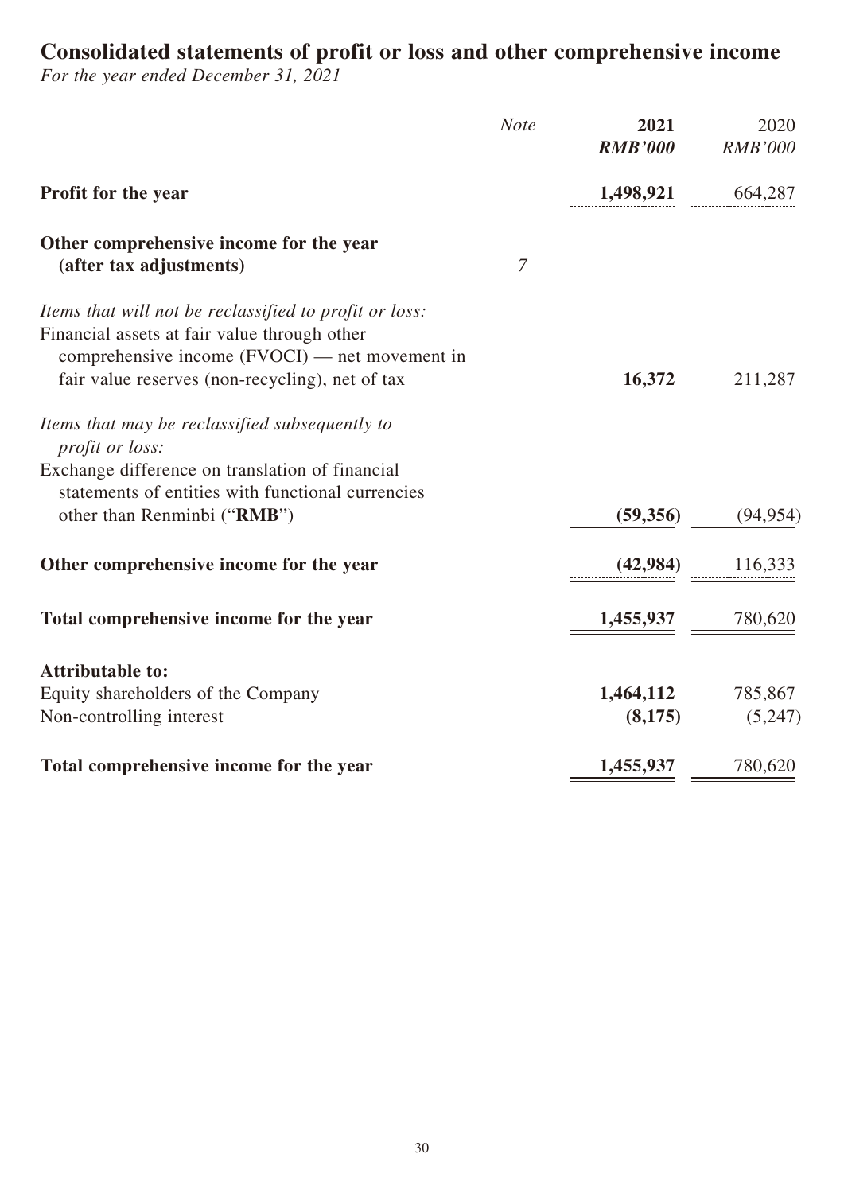# Consolidated statements of profit or loss and other comprehensive income

*For the year ended December 31, 2021*

| | *Note* | **2021** | 2020 |
|---|---|---|---|
| | | ***RMB'000*** | *RMB'000* |
| **Profit for the year** | | **1,498,921** | 664,287 |
| **Other comprehensive income for the year (after tax adjustments)** | *7* | | |
| *Items that will not be reclassified to profit or loss:* | | | |
| Financial assets at fair value through other comprehensive income (FVOCI) — net movement in fair value reserves (non-recycling), net of tax | | **16,372** | 211,287 |
| *Items that may be reclassified subsequently to profit or loss:* | | | |
| Exchange difference on translation of financial statements of entities with functional currencies other than Renminbi ("**RMB**") | | **(59,356)** | (94,954) |
| **Other comprehensive income for the year** | | **(42,984)** | 116,333 |
| **Total comprehensive income for the year** | | **1,455,937** | 780,620 |
| **Attributable to:** | | | |
| Equity shareholders of the Company | | **1,464,112** | 785,867 |
| Non-controlling interest | | **(8,175)** | (5,247) |
| **Total comprehensive income for the year** | | **1,455,937** | 780,620 |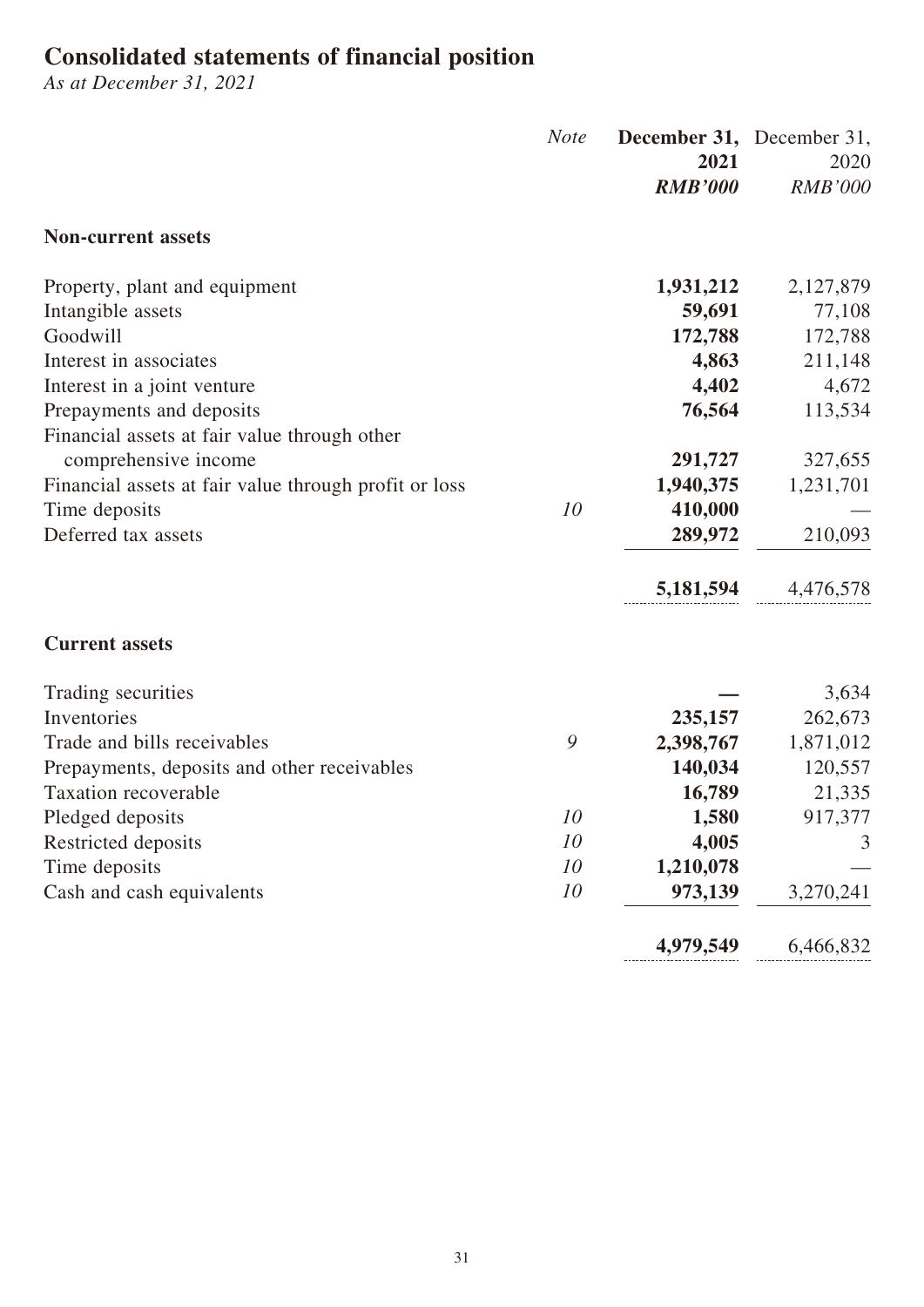# Consolidated statements of financial position

*As at December 31, 2021*

| | *Note* | **December 31, 2021** | December 31, 2020 |
|---|---|---|---|
| | | ***RMB'000*** | *RMB'000* |
| **Non-current assets** | | | |
| Property, plant and equipment | | **1,931,212** | 2,127,879 |
| Intangible assets | | **59,691** | 77,108 |
| Goodwill | | **172,788** | 172,788 |
| Interest in associates | | **4,863** | 211,148 |
| Interest in a joint venture | | **4,402** | 4,672 |
| Prepayments and deposits | | **76,564** | 113,534 |
| Financial assets at fair value through other comprehensive income | | **291,727** | 327,655 |
| Financial assets at fair value through profit or loss | | **1,940,375** | 1,231,701 |
| Time deposits | *10* | **410,000** | — |
| Deferred tax assets | | **289,972** | 210,093 |
| | | **5,181,594** | 4,476,578 |
| **Current assets** | | | |
| Trading securities | | **—** | 3,634 |
| Inventories | | **235,157** | 262,673 |
| Trade and bills receivables | *9* | **2,398,767** | 1,871,012 |
| Prepayments, deposits and other receivables | | **140,034** | 120,557 |
| Taxation recoverable | | **16,789** | 21,335 |
| Pledged deposits | *10* | **1,580** | 917,377 |
| Restricted deposits | *10* | **4,005** | 3 |
| Time deposits | *10* | **1,210,078** | — |
| Cash and cash equivalents | *10* | **973,139** | 3,270,241 |
| | | **4,979,549** | 6,466,832 |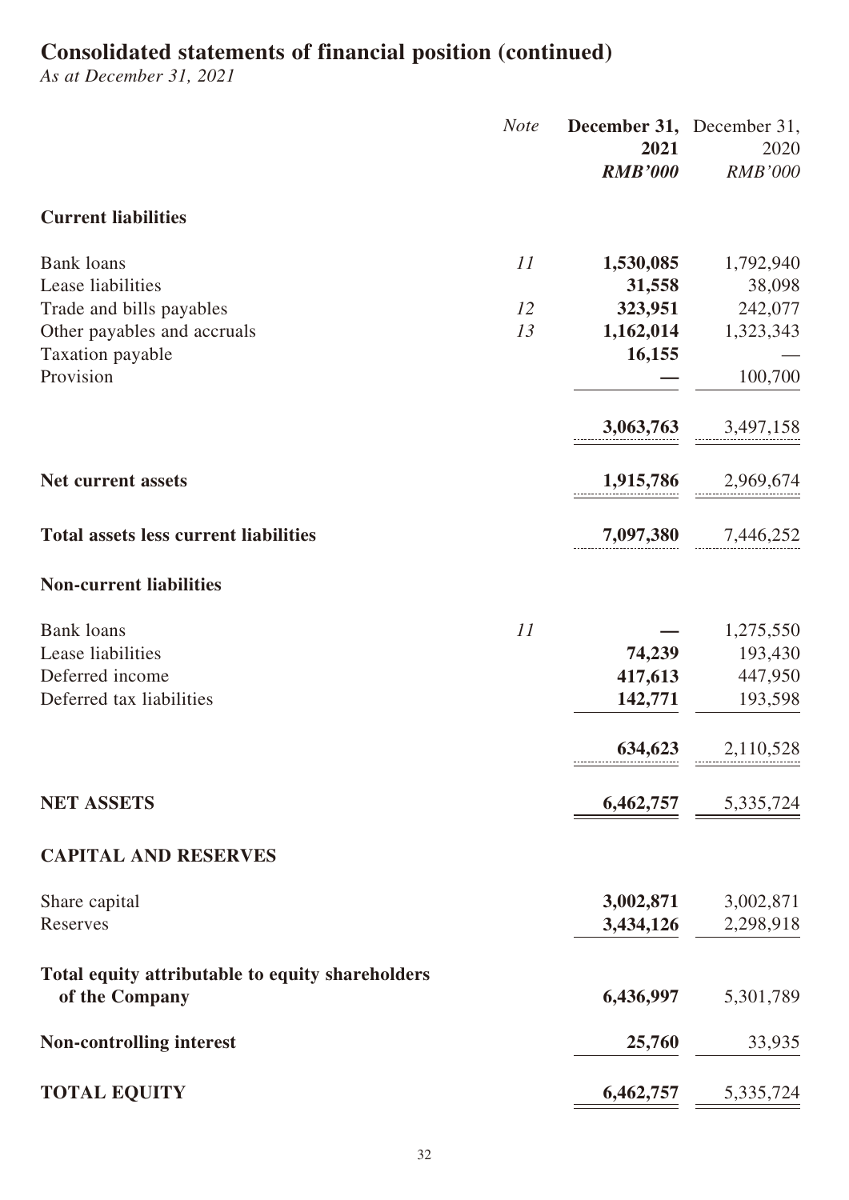# Consolidated statements of financial position (continued)

*As at December 31, 2021*

| | *Note* | **December 31, 2021** ***RMB'000*** | December 31, 2020 *RMB'000* |
|---|---|---|---|
| **Current liabilities** | | | |
| Bank loans | *11* | **1,530,085** | 1,792,940 |
| Lease liabilities | | **31,558** | 38,098 |
| Trade and bills payables | *12* | **323,951** | 242,077 |
| Other payables and accruals | *13* | **1,162,014** | 1,323,343 |
| Taxation payable | | **16,155** | — |
| Provision | | **—** | 100,700 |
| | | **3,063,763** | 3,497,158 |
| **Net current assets** | | **1,915,786** | 2,969,674 |
| **Total assets less current liabilities** | | **7,097,380** | 7,446,252 |
| **Non-current liabilities** | | | |
| Bank loans | *11* | **—** | 1,275,550 |
| Lease liabilities | | **74,239** | 193,430 |
| Deferred income | | **417,613** | 447,950 |
| Deferred tax liabilities | | **142,771** | 193,598 |
| | | **634,623** | 2,110,528 |
| **NET ASSETS** | | **6,462,757** | 5,335,724 |
| **CAPITAL AND RESERVES** | | | |
| Share capital | | **3,002,871** | 3,002,871 |
| Reserves | | **3,434,126** | 2,298,918 |
| **Total equity attributable to equity shareholders of the Company** | | **6,436,997** | 5,301,789 |
| **Non-controlling interest** | | **25,760** | 33,935 |
| **TOTAL EQUITY** | | **6,462,757** | 5,335,724 |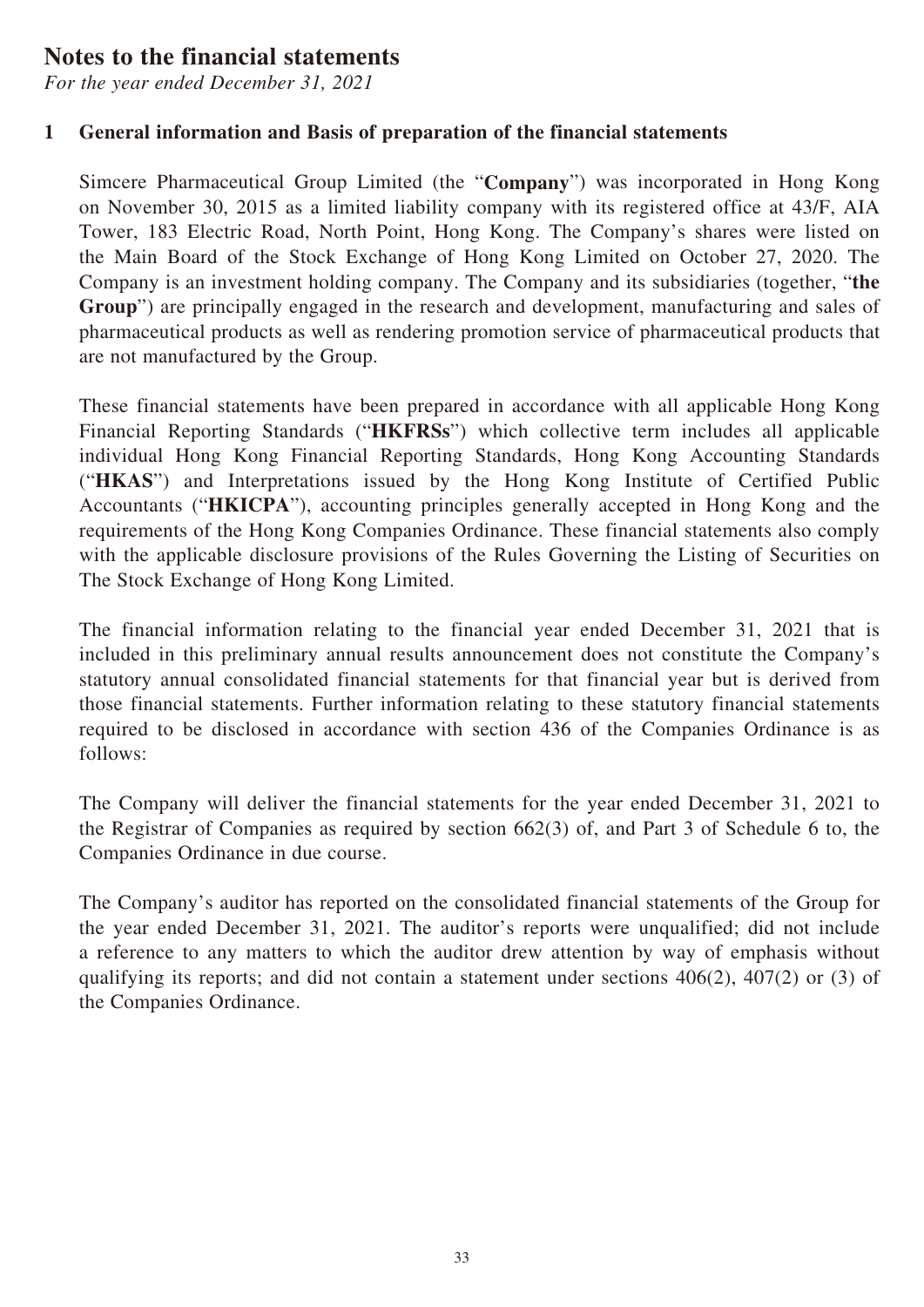# Notes to the financial statements

*For the year ended December 31, 2021*

## 1 General information and Basis of preparation of the financial statements

Simcere Pharmaceutical Group Limited (the "**Company**") was incorporated in Hong Kong on November 30, 2015 as a limited liability company with its registered office at 43/F, AIA Tower, 183 Electric Road, North Point, Hong Kong. The Company's shares were listed on the Main Board of the Stock Exchange of Hong Kong Limited on October 27, 2020. The Company is an investment holding company. The Company and its subsidiaries (together, "**the Group**") are principally engaged in the research and development, manufacturing and sales of pharmaceutical products as well as rendering promotion service of pharmaceutical products that are not manufactured by the Group.

These financial statements have been prepared in accordance with all applicable Hong Kong Financial Reporting Standards ("**HKFRSs**") which collective term includes all applicable individual Hong Kong Financial Reporting Standards, Hong Kong Accounting Standards ("**HKAS**") and Interpretations issued by the Hong Kong Institute of Certified Public Accountants ("**HKICPA**"), accounting principles generally accepted in Hong Kong and the requirements of the Hong Kong Companies Ordinance. These financial statements also comply with the applicable disclosure provisions of the Rules Governing the Listing of Securities on The Stock Exchange of Hong Kong Limited.

The financial information relating to the financial year ended December 31, 2021 that is included in this preliminary annual results announcement does not constitute the Company's statutory annual consolidated financial statements for that financial year but is derived from those financial statements. Further information relating to these statutory financial statements required to be disclosed in accordance with section 436 of the Companies Ordinance is as follows:

The Company will deliver the financial statements for the year ended December 31, 2021 to the Registrar of Companies as required by section 662(3) of, and Part 3 of Schedule 6 to, the Companies Ordinance in due course.

The Company's auditor has reported on the consolidated financial statements of the Group for the year ended December 31, 2021. The auditor's reports were unqualified; did not include a reference to any matters to which the auditor drew attention by way of emphasis without qualifying its reports; and did not contain a statement under sections 406(2), 407(2) or (3) of the Companies Ordinance.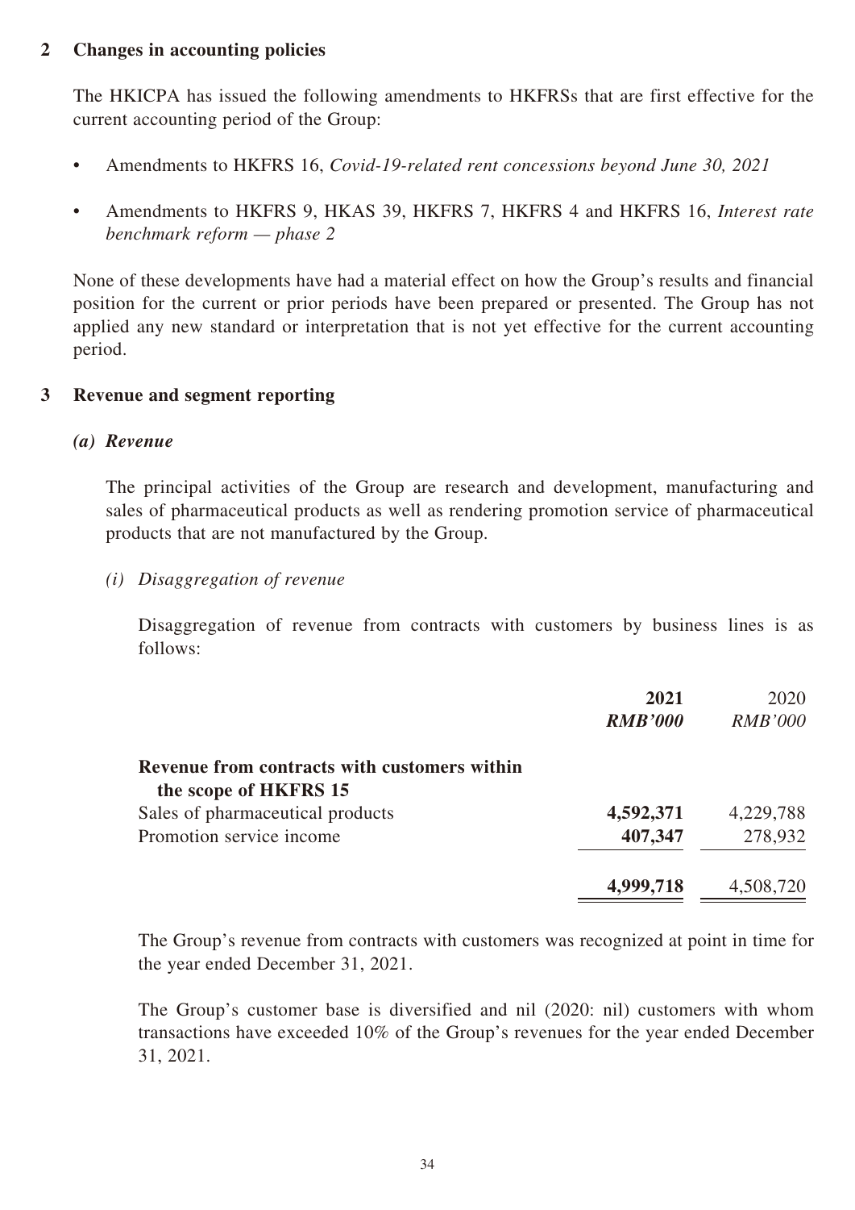## 2 Changes in accounting policies

The HKICPA has issued the following amendments to HKFRSs that are first effective for the current accounting period of the Group:

- Amendments to HKFRS 16, *Covid-19-related rent concessions beyond June 30, 2021*
- Amendments to HKFRS 9, HKAS 39, HKFRS 7, HKFRS 4 and HKFRS 16, *Interest rate benchmark reform — phase 2*

None of these developments have had a material effect on how the Group's results and financial position for the current or prior periods have been prepared or presented. The Group has not applied any new standard or interpretation that is not yet effective for the current accounting period.

## 3 Revenue and segment reporting

### *(a) Revenue*

The principal activities of the Group are research and development, manufacturing and sales of pharmaceutical products as well as rendering promotion service of pharmaceutical products that are not manufactured by the Group.

#### *(i) Disaggregation of revenue*

Disaggregation of revenue from contracts with customers by business lines is as follows:

| | **2021** | 2020 |
|---|---|---|
| | ***RMB'000*** | *RMB'000* |
| **Revenue from contracts with customers within the scope of HKFRS 15** | | |
| Sales of pharmaceutical products | **4,592,371** | 4,229,788 |
| Promotion service income | **407,347** | 278,932 |
| | **4,999,718** | 4,508,720 |

The Group's revenue from contracts with customers was recognized at point in time for the year ended December 31, 2021.

The Group's customer base is diversified and nil (2020: nil) customers with whom transactions have exceeded 10% of the Group's revenues for the year ended December 31, 2021.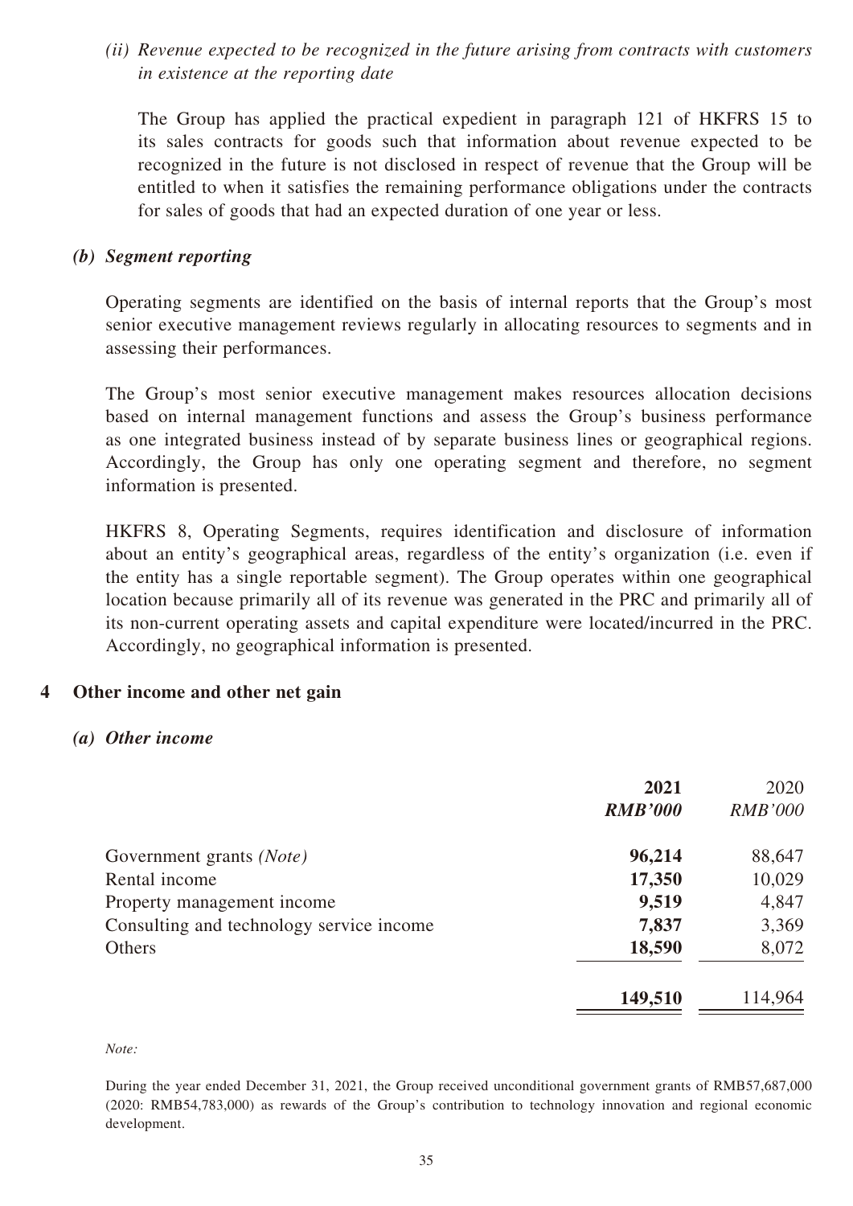*(ii) Revenue expected to be recognized in the future arising from contracts with customers in existence at the reporting date*

The Group has applied the practical expedient in paragraph 121 of HKFRS 15 to its sales contracts for goods such that information about revenue expected to be recognized in the future is not disclosed in respect of revenue that the Group will be entitled to when it satisfies the remaining performance obligations under the contracts for sales of goods that had an expected duration of one year or less.

### *(b) Segment reporting*

Operating segments are identified on the basis of internal reports that the Group's most senior executive management reviews regularly in allocating resources to segments and in assessing their performances.

The Group's most senior executive management makes resources allocation decisions based on internal management functions and assess the Group's business performance as one integrated business instead of by separate business lines or geographical regions. Accordingly, the Group has only one operating segment and therefore, no segment information is presented.

HKFRS 8, Operating Segments, requires identification and disclosure of information about an entity's geographical areas, regardless of the entity's organization (i.e. even if the entity has a single reportable segment). The Group operates within one geographical location because primarily all of its revenue was generated in the PRC and primarily all of its non-current operating assets and capital expenditure were located/incurred in the PRC. Accordingly, no geographical information is presented.

## 4 Other income and other net gain

### *(a) Other income*

| | **2021** | 2020 |
|---|---|---|
| | ***RMB'000*** | *RMB'000* |
| Government grants *(Note)* | **96,214** | 88,647 |
| Rental income | **17,350** | 10,029 |
| Property management income | **9,519** | 4,847 |
| Consulting and technology service income | **7,837** | 3,369 |
| Others | **18,590** | 8,072 |
| | **149,510** | 114,964 |

*Note:*

During the year ended December 31, 2021, the Group received unconditional government grants of RMB57,687,000 (2020: RMB54,783,000) as rewards of the Group's contribution to technology innovation and regional economic development.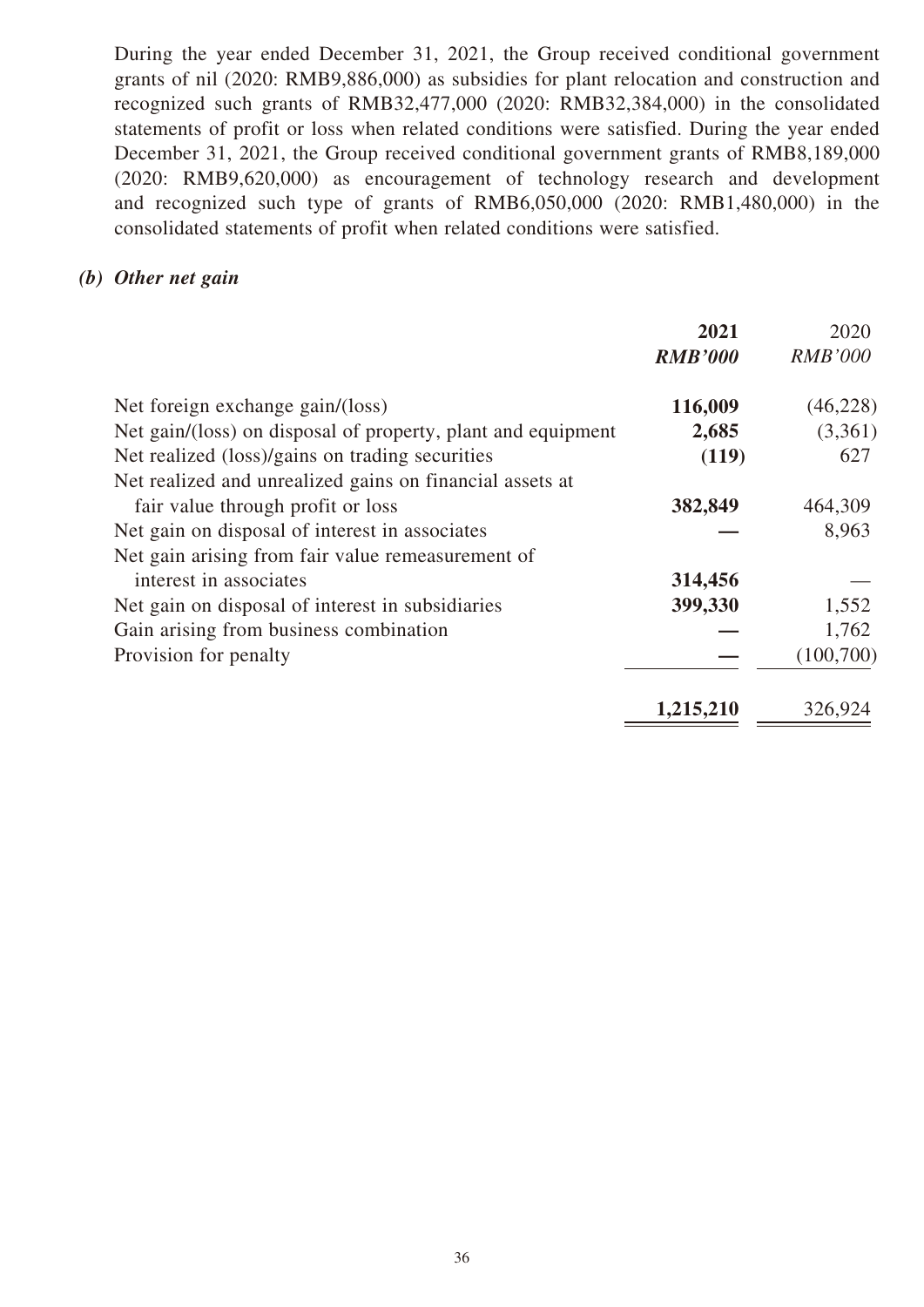During the year ended December 31, 2021, the Group received conditional government grants of nil (2020: RMB9,886,000) as subsidies for plant relocation and construction and recognized such grants of RMB32,477,000 (2020: RMB32,384,000) in the consolidated statements of profit or loss when related conditions were satisfied. During the year ended December 31, 2021, the Group received conditional government grants of RMB8,189,000 (2020: RMB9,620,000) as encouragement of technology research and development and recognized such type of grants of RMB6,050,000 (2020: RMB1,480,000) in the consolidated statements of profit when related conditions were satisfied.

### *(b) Other net gain*

| | **2021** | 2020 |
|---|---|---|
| | ***RMB'000*** | *RMB'000* |
| Net foreign exchange gain/(loss) | **116,009** | (46,228) |
| Net gain/(loss) on disposal of property, plant and equipment | **2,685** | (3,361) |
| Net realized (loss)/gains on trading securities | **(119)** | 627 |
| Net realized and unrealized gains on financial assets at fair value through profit or loss | **382,849** | 464,309 |
| Net gain on disposal of interest in associates | **—** | 8,963 |
| Net gain arising from fair value remeasurement of interest in associates | **314,456** | — |
| Net gain on disposal of interest in subsidiaries | **399,330** | 1,552 |
| Gain arising from business combination | **—** | 1,762 |
| Provision for penalty | **—** | (100,700) |
| | **1,215,210** | 326,924 |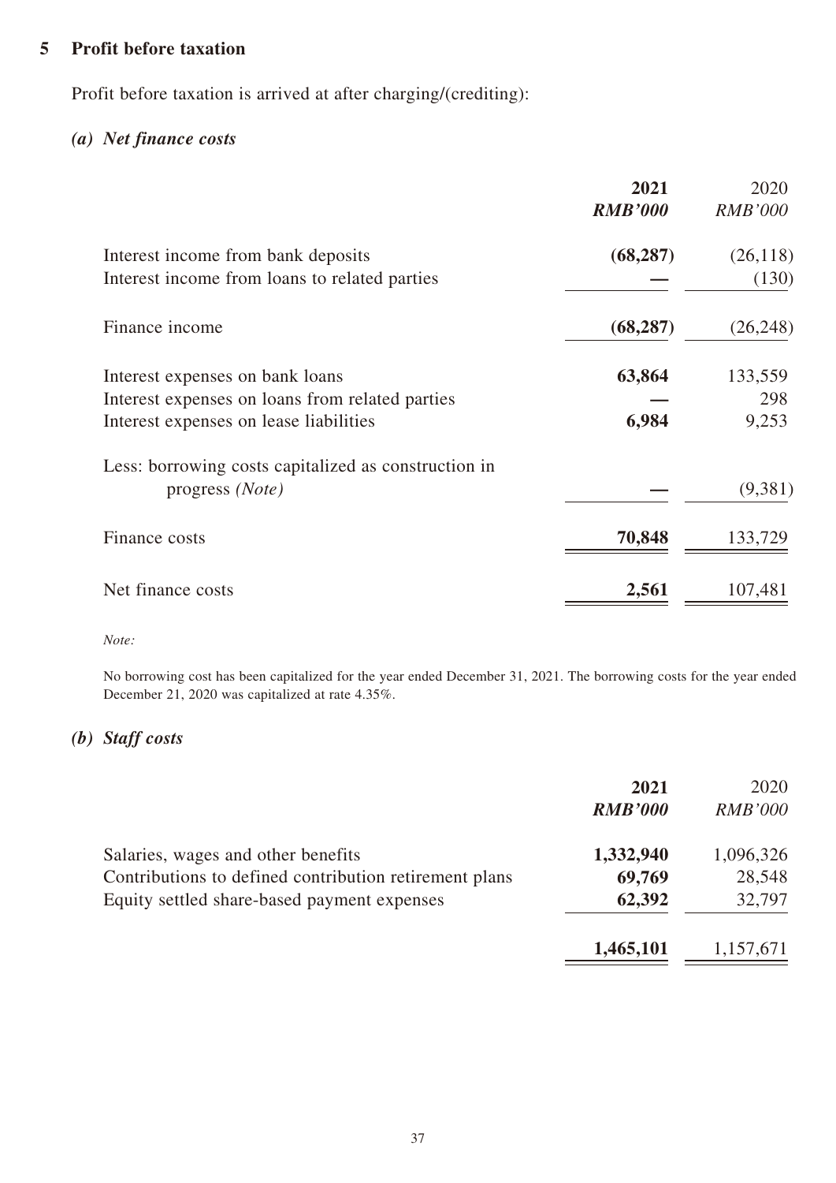## 5 Profit before taxation

Profit before taxation is arrived at after charging/(crediting):

### *(a) Net finance costs*

| | **2021** | 2020 |
|---|---|---|
| | ***RMB'000*** | *RMB'000* |
| Interest income from bank deposits | **(68,287)** | (26,118) |
| Interest income from loans to related parties | **—** | (130) |
| Finance income | **(68,287)** | (26,248) |
| Interest expenses on bank loans | **63,864** | 133,559 |
| Interest expenses on loans from related parties | **—** | 298 |
| Interest expenses on lease liabilities | **6,984** | 9,253 |
| Less: borrowing costs capitalized as construction in progress *(Note)* | **—** | (9,381) |
| Finance costs | **70,848** | 133,729 |
| Net finance costs | **2,561** | 107,481 |

*Note:*

No borrowing cost has been capitalized for the year ended December 31, 2021. The borrowing costs for the year ended December 21, 2020 was capitalized at rate 4.35%.

### *(b) Staff costs*

| | **2021** | 2020 |
|---|---|---|
| | ***RMB'000*** | *RMB'000* |
| Salaries, wages and other benefits | **1,332,940** | 1,096,326 |
| Contributions to defined contribution retirement plans | **69,769** | 28,548 |
| Equity settled share-based payment expenses | **62,392** | 32,797 |
| | **1,465,101** | 1,157,671 |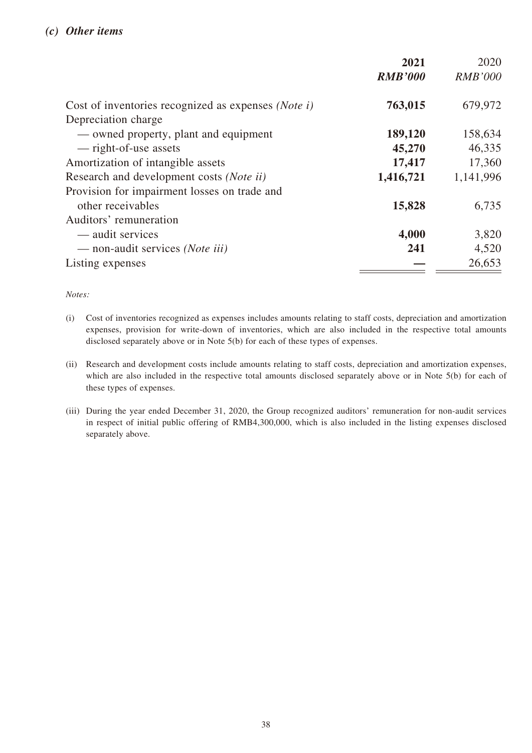### *(c) Other items*

| | **2021** | 2020 |
|---|---|---|
| | ***RMB'000*** | *RMB'000* |
| Cost of inventories recognized as expenses *(Note i)* | **763,015** | 679,972 |
| Depreciation charge | | |
| — owned property, plant and equipment | **189,120** | 158,634 |
| — right-of-use assets | **45,270** | 46,335 |
| Amortization of intangible assets | **17,417** | 17,360 |
| Research and development costs *(Note ii)* | **1,416,721** | 1,141,996 |
| Provision for impairment losses on trade and other receivables | **15,828** | 6,735 |
| Auditors' remuneration | | |
| — audit services | **4,000** | 3,820 |
| — non-audit services *(Note iii)* | **241** | 4,520 |
| Listing expenses | **—** | 26,653 |

*Notes:*

(i) Cost of inventories recognized as expenses includes amounts relating to staff costs, depreciation and amortization expenses, provision for write-down of inventories, which are also included in the respective total amounts disclosed separately above or in Note 5(b) for each of these types of expenses.

(ii) Research and development costs include amounts relating to staff costs, depreciation and amortization expenses, which are also included in the respective total amounts disclosed separately above or in Note 5(b) for each of these types of expenses.

(iii) During the year ended December 31, 2020, the Group recognized auditors' remuneration for non-audit services in respect of initial public offering of RMB4,300,000, which is also included in the listing expenses disclosed separately above.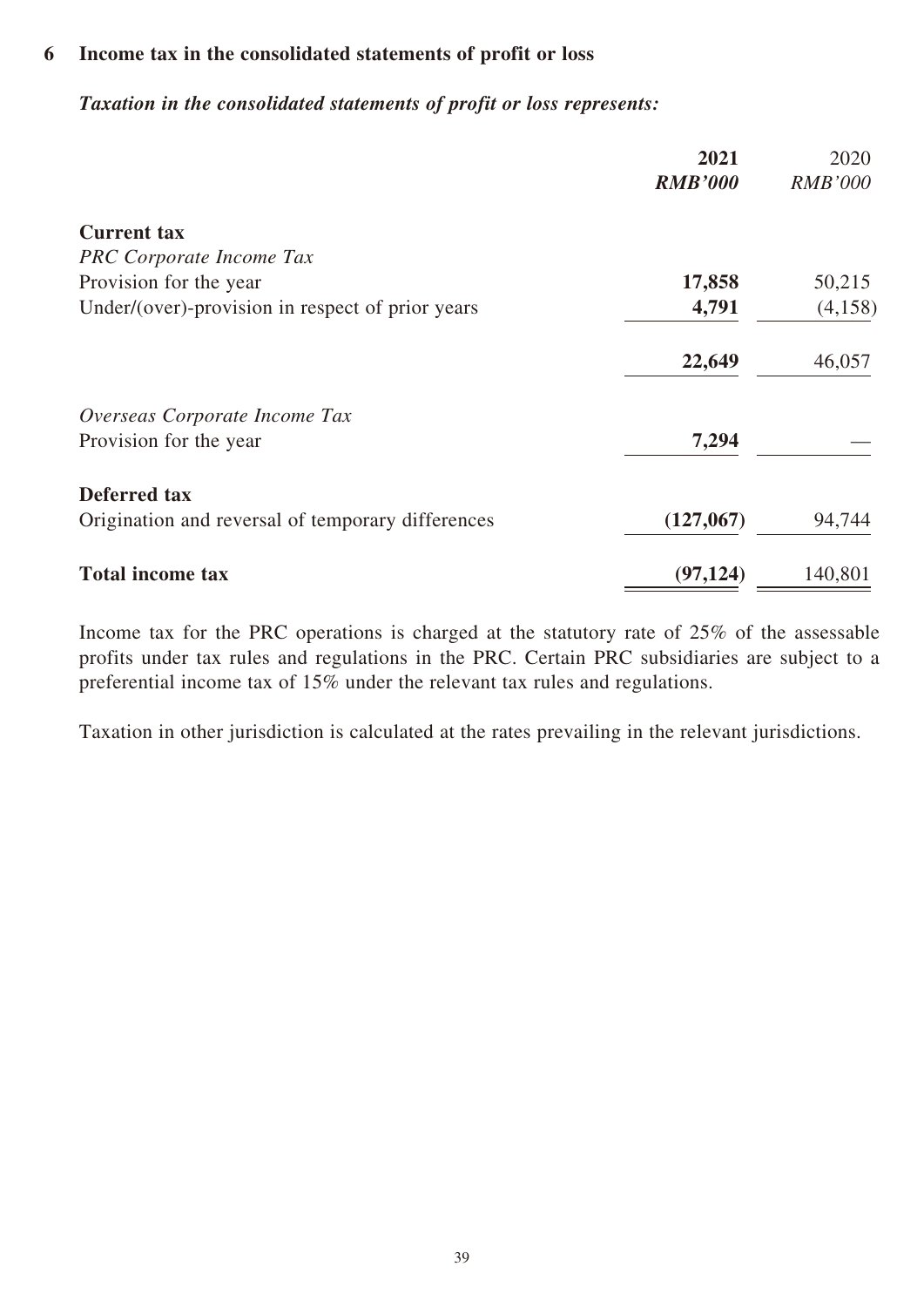## 6 Income tax in the consolidated statements of profit or loss

***Taxation in the consolidated statements of profit or loss represents:***

| | **2021** | 2020 |
|---|---|---|
| | ***RMB'000*** | *RMB'000* |
| **Current tax** | | |
| *PRC Corporate Income Tax* | | |
| Provision for the year | **17,858** | 50,215 |
| Under/(over)-provision in respect of prior years | **4,791** | (4,158) |
| | **22,649** | 46,057 |
| *Overseas Corporate Income Tax* | | |
| Provision for the year | **7,294** | — |
| **Deferred tax** | | |
| Origination and reversal of temporary differences | **(127,067)** | 94,744 |
| **Total income tax** | **(97,124)** | 140,801 |

Income tax for the PRC operations is charged at the statutory rate of 25% of the assessable profits under tax rules and regulations in the PRC. Certain PRC subsidiaries are subject to a preferential income tax of 15% under the relevant tax rules and regulations.

Taxation in other jurisdiction is calculated at the rates prevailing in the relevant jurisdictions.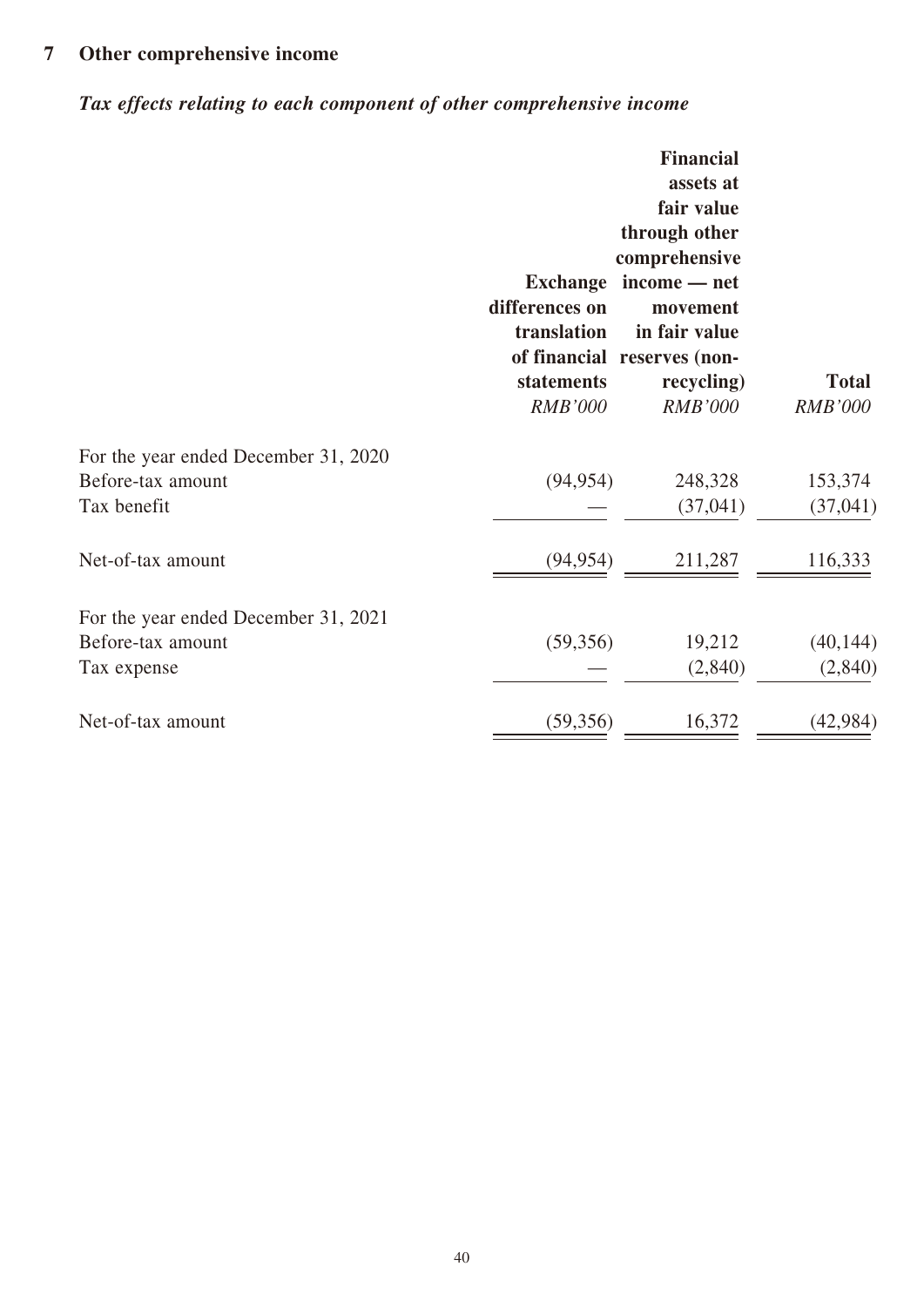## 7 Other comprehensive income

### *Tax effects relating to each component of other comprehensive income*

| | Exchange differences on translation of financial statements | Financial assets at fair value through other comprehensive income — net movement in fair value reserves (non-recycling) | Total |
|---|---|---|---|
| | *RMB'000* | *RMB'000* | *RMB'000* |
| For the year ended December 31, 2020 | | | |
| Before-tax amount | (94,954) | 248,328 | 153,374 |
| Tax benefit | — | (37,041) | (37,041) |
| Net-of-tax amount | (94,954) | 211,287 | 116,333 |
| For the year ended December 31, 2021 | | | |
| Before-tax amount | (59,356) | 19,212 | (40,144) |
| Tax expense | — | (2,840) | (2,840) |
| Net-of-tax amount | (59,356) | 16,372 | (42,984) |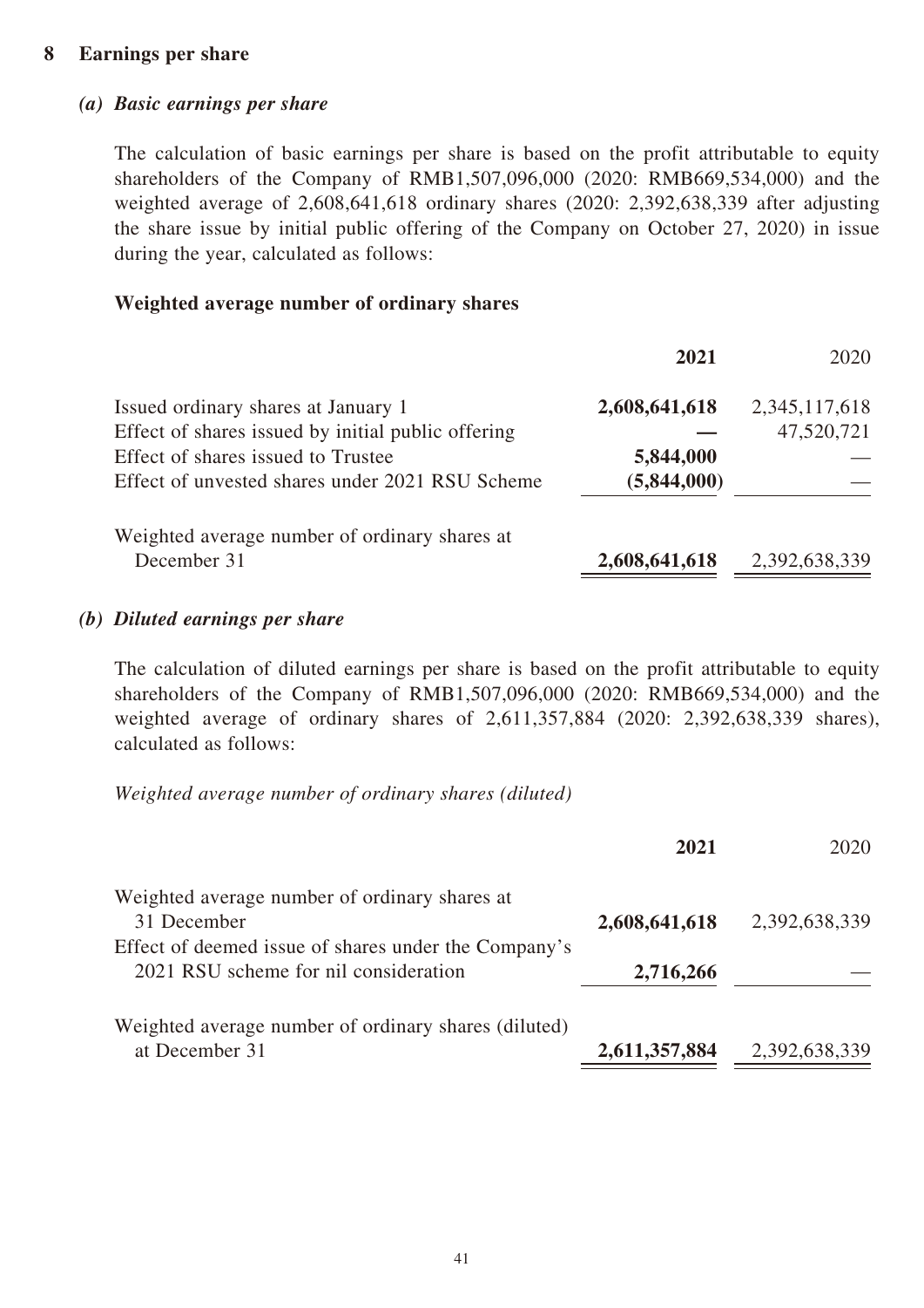## 8 Earnings per share

### *(a) Basic earnings per share*

The calculation of basic earnings per share is based on the profit attributable to equity shareholders of the Company of RMB1,507,096,000 (2020: RMB669,534,000) and the weighted average of 2,608,641,618 ordinary shares (2020: 2,392,638,339 after adjusting the share issue by initial public offering of the Company on October 27, 2020) in issue during the year, calculated as follows:

**Weighted average number of ordinary shares**

| | **2021** | 2020 |
|---|---|---|
| Issued ordinary shares at January 1 | **2,608,641,618** | 2,345,117,618 |
| Effect of shares issued by initial public offering | **—** | 47,520,721 |
| Effect of shares issued to Trustee | **5,844,000** | — |
| Effect of unvested shares under 2021 RSU Scheme | **(5,844,000)** | — |
| Weighted average number of ordinary shares at December 31 | **2,608,641,618** | 2,392,638,339 |

### *(b) Diluted earnings per share*

The calculation of diluted earnings per share is based on the profit attributable to equity shareholders of the Company of RMB1,507,096,000 (2020: RMB669,534,000) and the weighted average of ordinary shares of 2,611,357,884 (2020: 2,392,638,339 shares), calculated as follows:

*Weighted average number of ordinary shares (diluted)*

| | **2021** | 2020 |
|---|---|---|
| Weighted average number of ordinary shares at 31 December | **2,608,641,618** | 2,392,638,339 |
| Effect of deemed issue of shares under the Company's 2021 RSU scheme for nil consideration | **2,716,266** | — |
| Weighted average number of ordinary shares (diluted) at December 31 | **2,611,357,884** | 2,392,638,339 |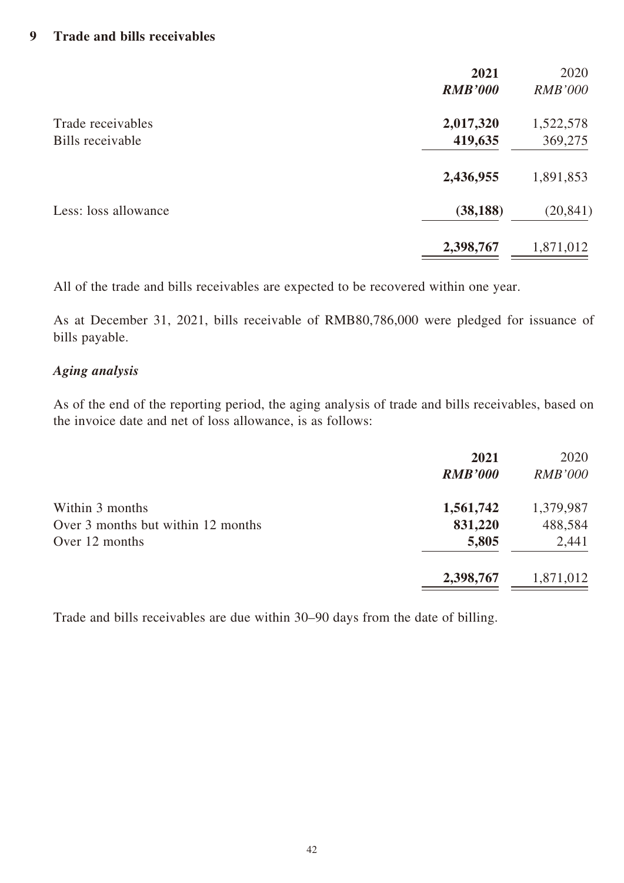## 9 Trade and bills receivables

| | **2021** | 2020 |
|---|---|---|
| | ***RMB'000*** | *RMB'000* |
| Trade receivables | **2,017,320** | 1,522,578 |
| Bills receivable | **419,635** | 369,275 |
| | **2,436,955** | 1,891,853 |
| Less: loss allowance | **(38,188)** | (20,841) |
| | **2,398,767** | 1,871,012 |

All of the trade and bills receivables are expected to be recovered within one year.

As at December 31, 2021, bills receivable of RMB80,786,000 were pledged for issuance of bills payable.

### *Aging analysis*

As of the end of the reporting period, the aging analysis of trade and bills receivables, based on the invoice date and net of loss allowance, is as follows:

| | **2021** | 2020 |
|---|---|---|
| | ***RMB'000*** | *RMB'000* |
| Within 3 months | **1,561,742** | 1,379,987 |
| Over 3 months but within 12 months | **831,220** | 488,584 |
| Over 12 months | **5,805** | 2,441 |
| | **2,398,767** | 1,871,012 |

Trade and bills receivables are due within 30–90 days from the date of billing.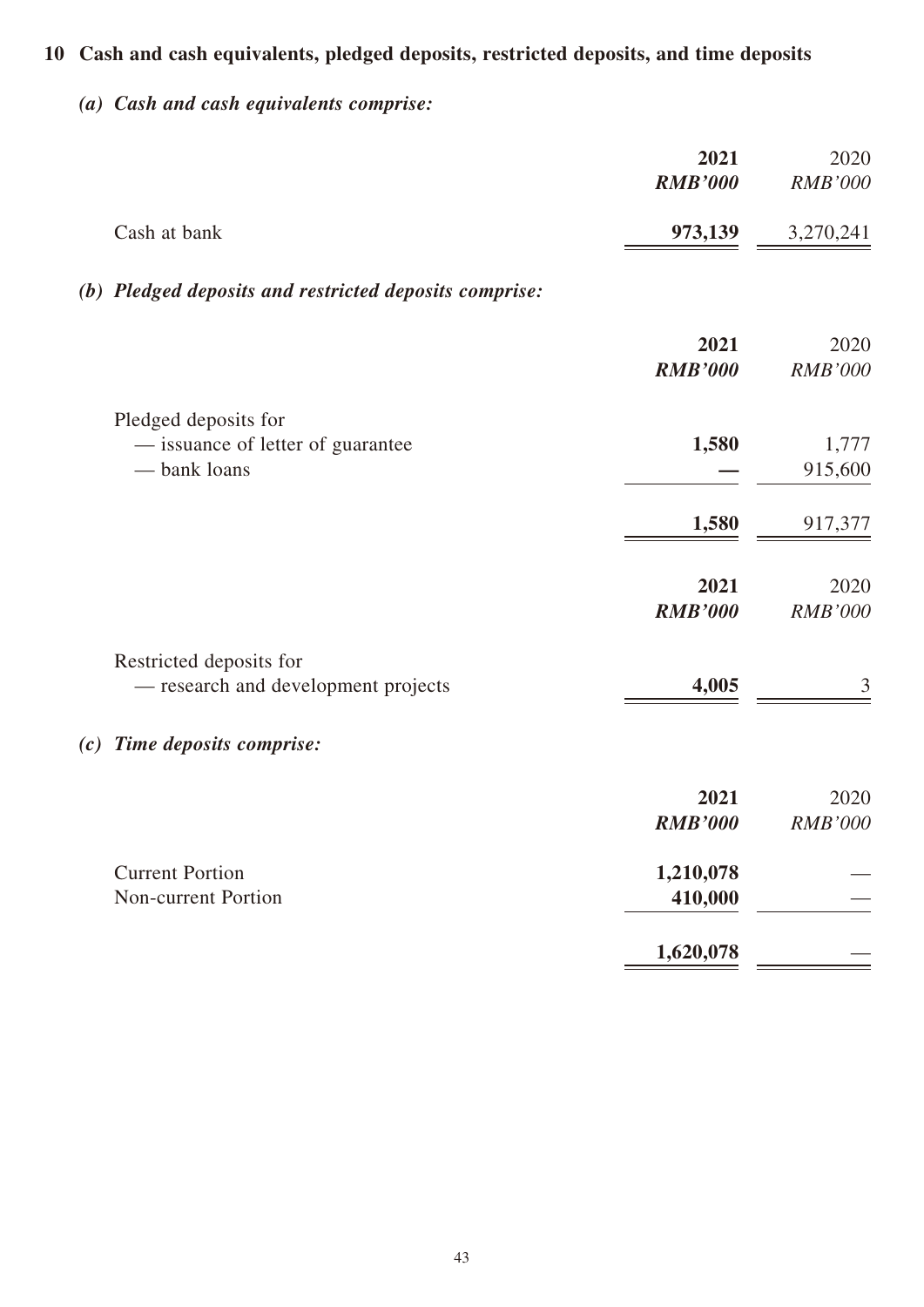## 10 Cash and cash equivalents, pledged deposits, restricted deposits, and time deposits

### *(a) Cash and cash equivalents comprise:*

| | **2021** | 2020 |
|---|---|---|
| | ***RMB'000*** | *RMB'000* |
| Cash at bank | **973,139** | 3,270,241 |

### *(b) Pledged deposits and restricted deposits comprise:*

| | **2021** | 2020 |
|---|---|---|
| | ***RMB'000*** | *RMB'000* |
| Pledged deposits for | | |
| — issuance of letter of guarantee | **1,580** | 1,777 |
| — bank loans | **—** | 915,600 |
| | **1,580** | 917,377 |

| | **2021** | 2020 |
|---|---|---|
| | ***RMB'000*** | *RMB'000* |
| Restricted deposits for | | |
| — research and development projects | **4,005** | 3 |

### *(c) Time deposits comprise:*

| | **2021** | 2020 |
|---|---|---|
| | ***RMB'000*** | *RMB'000* |
| Current Portion | **1,210,078** | — |
| Non-current Portion | **410,000** | — |
| | **1,620,078** | — |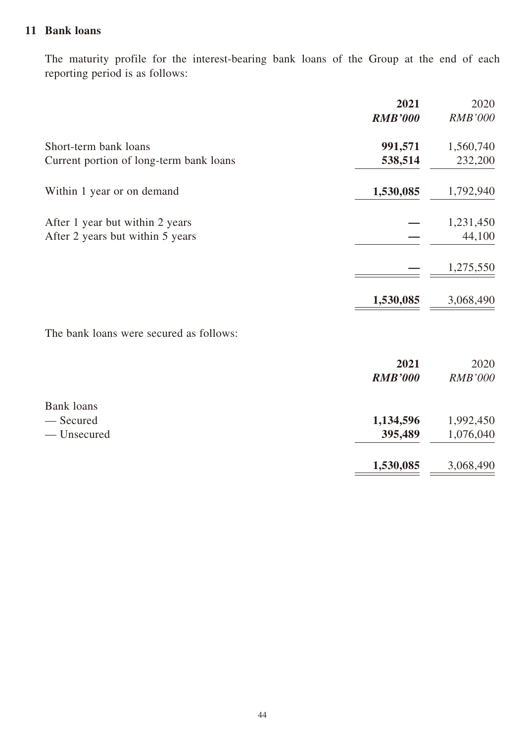## 11 Bank loans

The maturity profile for the interest-bearing bank loans of the Group at the end of each reporting period is as follows:

| | **2021** | 2020 |
|---|---|---|
| | ***RMB'000*** | *RMB'000* |
| Short-term bank loans | **991,571** | 1,560,740 |
| Current portion of long-term bank loans | **538,514** | 232,200 |
| Within 1 year or on demand | **1,530,085** | 1,792,940 |
| After 1 year but within 2 years | **—** | 1,231,450 |
| After 2 years but within 5 years | **—** | 44,100 |
| | **—** | 1,275,550 |
| | **1,530,085** | 3,068,490 |

The bank loans were secured as follows:

| | **2021** | 2020 |
|---|---|---|
| | ***RMB'000*** | *RMB'000* |
| Bank loans | | |
| — Secured | **1,134,596** | 1,992,450 |
| — Unsecured | **395,489** | 1,076,040 |
| | **1,530,085** | 3,068,490 |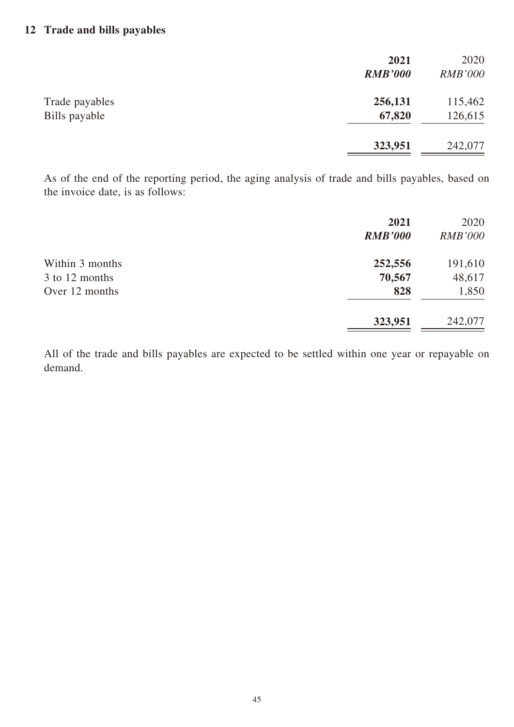## 12 Trade and bills payables

| | 2021 | 2020 |
|---|---|---|
| | ***RMB'000*** | *RMB'000* |
| Trade payables | **256,131** | 115,462 |
| Bills payable | **67,820** | 126,615 |
| | **323,951** | 242,077 |

As of the end of the reporting period, the aging analysis of trade and bills payables, based on the invoice date, is as follows:

| | 2021 | 2020 |
|---|---|---|
| | ***RMB'000*** | *RMB'000* |
| Within 3 months | **252,556** | 191,610 |
| 3 to 12 months | **70,567** | 48,617 |
| Over 12 months | **828** | 1,850 |
| | **323,951** | 242,077 |

All of the trade and bills payables are expected to be settled within one year or repayable on demand.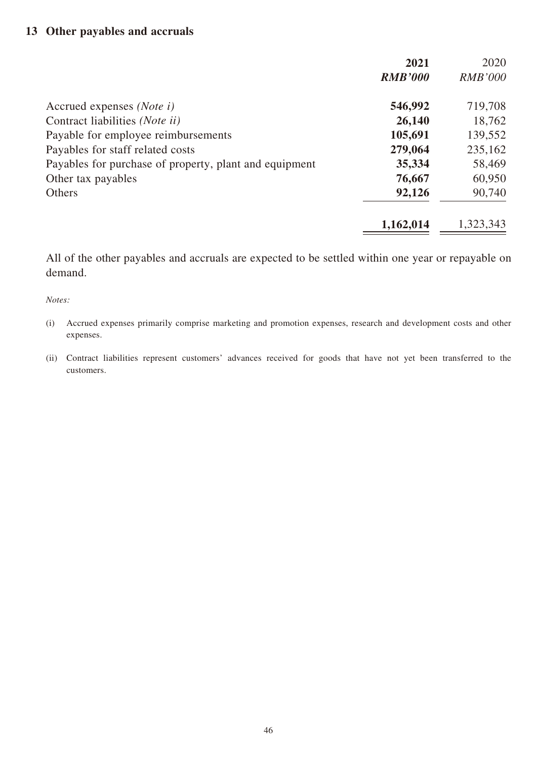## 13 Other payables and accruals

| | **2021** | 2020 |
|---|---|---|
| | ***RMB'000*** | *RMB'000* |
| Accrued expenses *(Note i)* | **546,992** | 719,708 |
| Contract liabilities *(Note ii)* | **26,140** | 18,762 |
| Payable for employee reimbursements | **105,691** | 139,552 |
| Payables for staff related costs | **279,064** | 235,162 |
| Payables for purchase of property, plant and equipment | **35,334** | 58,469 |
| Other tax payables | **76,667** | 60,950 |
| Others | **92,126** | 90,740 |
| | **1,162,014** | 1,323,343 |

All of the other payables and accruals are expected to be settled within one year or repayable on demand.

*Notes:*

(i) Accrued expenses primarily comprise marketing and promotion expenses, research and development costs and other expenses.

(ii) Contract liabilities represent customers' advances received for goods that have not yet been transferred to the customers.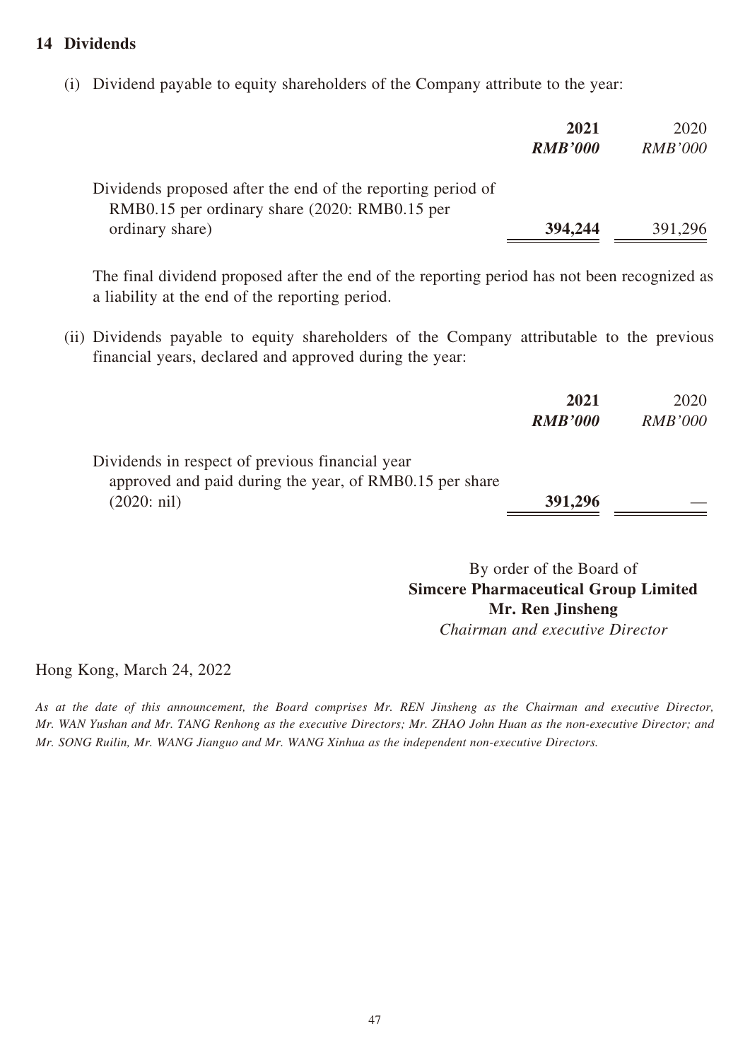## 14 Dividends

(i) Dividend payable to equity shareholders of the Company attribute to the year:

| | **2021** | 2020 |
|---|---|---|
| | ***RMB'000*** | *RMB'000* |
| Dividends proposed after the end of the reporting period of RMB0.15 per ordinary share (2020: RMB0.15 per ordinary share) | **394,244** | 391,296 |

The final dividend proposed after the end of the reporting period has not been recognized as a liability at the end of the reporting period.

(ii) Dividends payable to equity shareholders of the Company attributable to the previous financial years, declared and approved during the year:

| | **2021** | 2020 |
|---|---|---|
| | ***RMB'000*** | *RMB'000* |
| Dividends in respect of previous financial year approved and paid during the year, of RMB0.15 per share (2020: nil) | **391,296** | — |

By order of the Board of
**Simcere Pharmaceutical Group Limited**
**Mr. Ren Jinsheng**
*Chairman and executive Director*

Hong Kong, March 24, 2022

*As at the date of this announcement, the Board comprises Mr. REN Jinsheng as the Chairman and executive Director, Mr. WAN Yushan and Mr. TANG Renhong as the executive Directors; Mr. ZHAO John Huan as the non-executive Director; and Mr. SONG Ruilin, Mr. WANG Jianguo and Mr. WANG Xinhua as the independent non-executive Directors.*